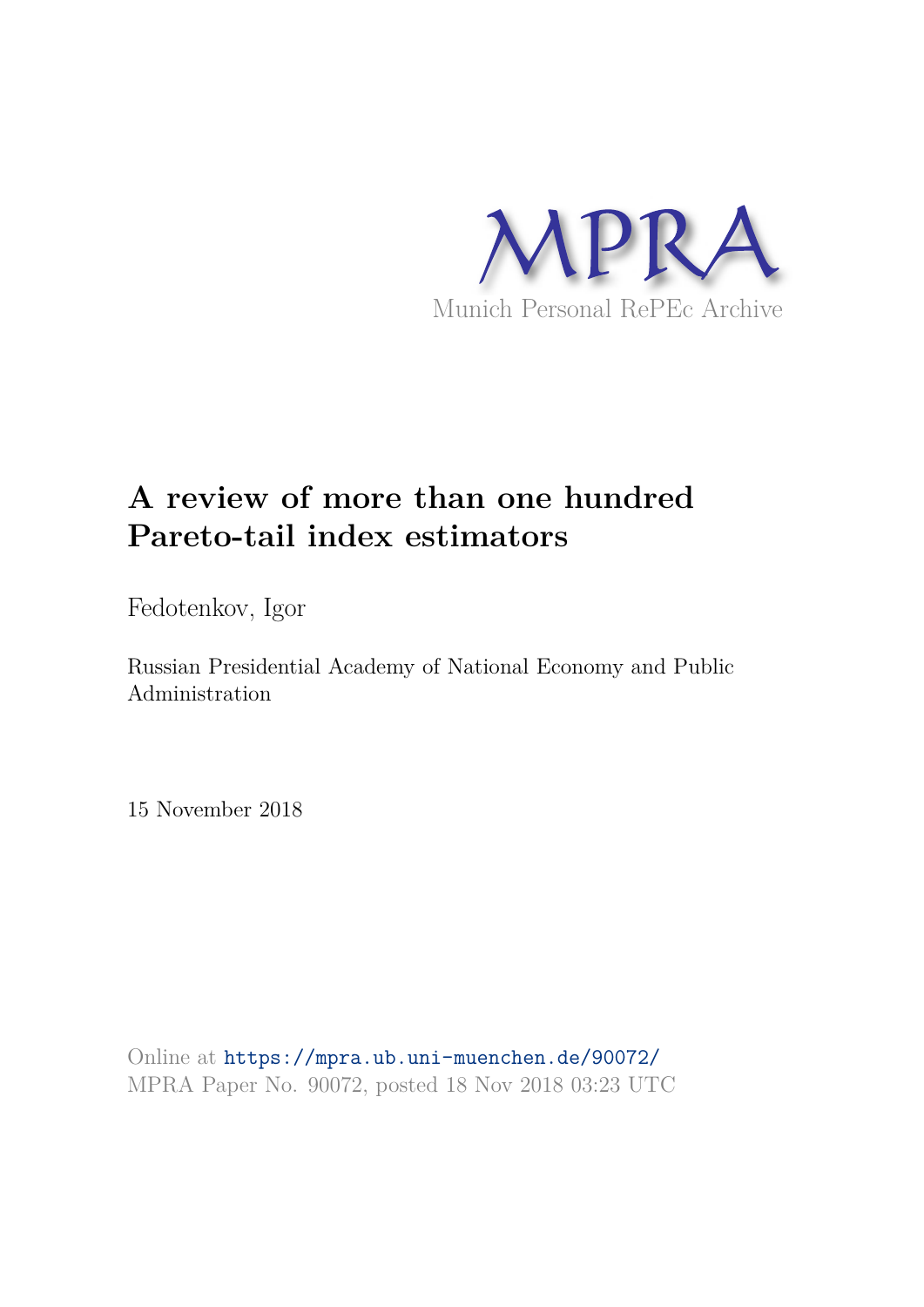MPRA

Munich Personal RePEc Archive

# A review of more than one hundred Pareto-tail index estimators

Fedotenkov, Igor

Russian Presidential Academy of National Economy and Public Administration

15 November 2018

Online at https://mpra.ub.uni-muenchen.de/90072/
MPRA Paper No. 90072, posted 18 Nov 2018 03:23 UTC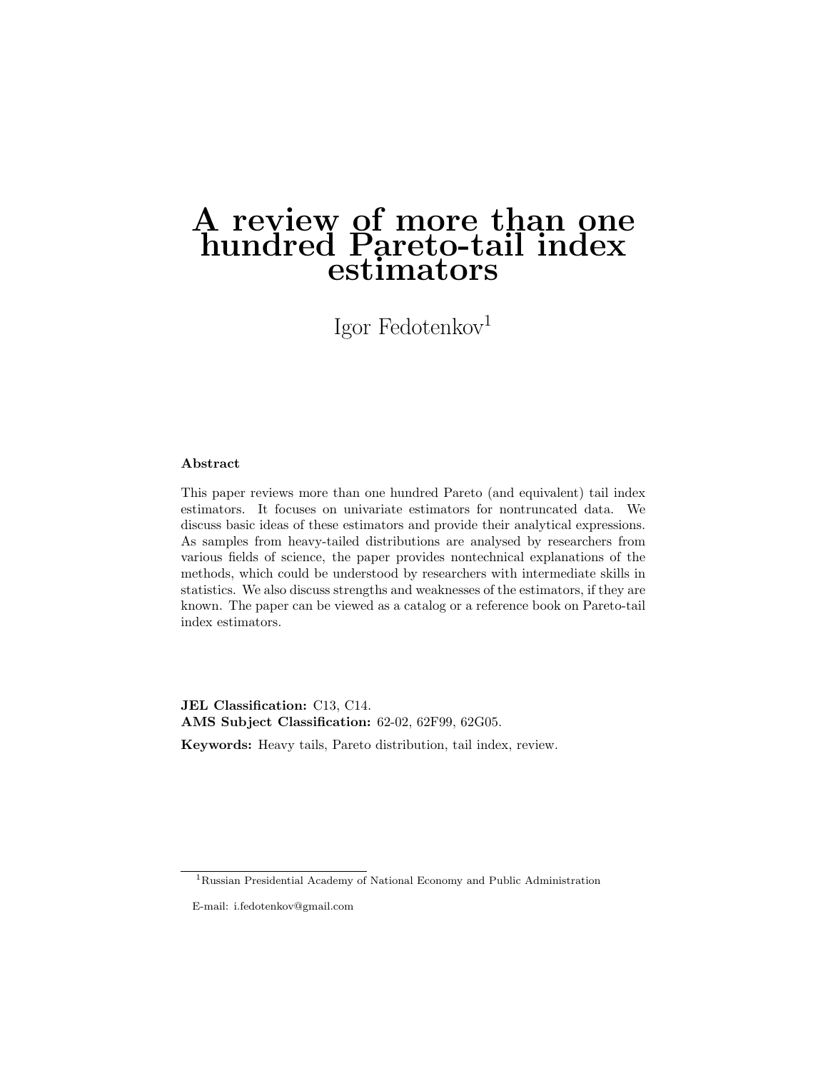# A review of more than one hundred Pareto-tail index estimators

Igor Fedotenkov[1]

**Abstract**

This paper reviews more than one hundred Pareto (and equivalent) tail index estimators. It focuses on univariate estimators for nontruncated data. We discuss basic ideas of these estimators and provide their analytical expressions. As samples from heavy-tailed distributions are analysed by researchers from various fields of science, the paper provides nontechnical explanations of the methods, which could be understood by researchers with intermediate skills in statistics. We also discuss strengths and weaknesses of the estimators, if they are known. The paper can be viewed as a catalog or a reference book on Pareto-tail index estimators.

**JEL Classification:** C13, C14.
**AMS Subject Classification:** 62-02, 62F99, 62G05.

**Keywords:** Heavy tails, Pareto distribution, tail index, review.

[1]Russian Presidential Academy of National Economy and Public Administration

E-mail: i.fedotenkov@gmail.com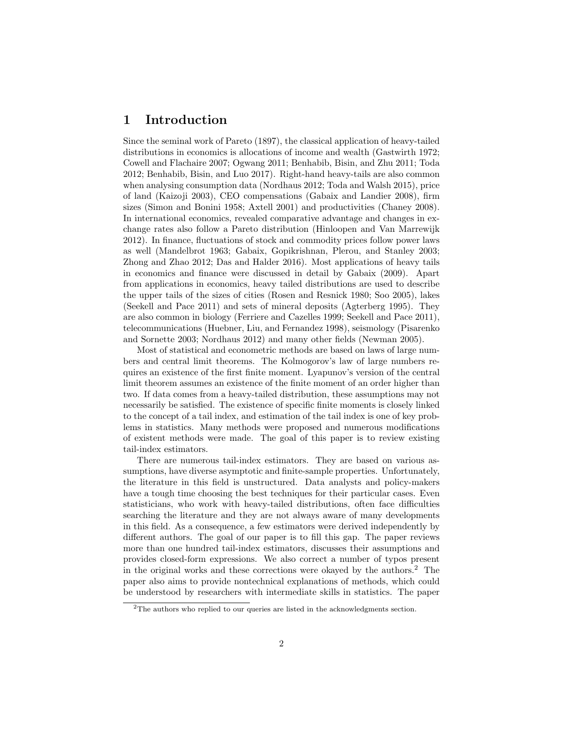# 1 Introduction

Since the seminal work of Pareto (1897), the classical application of heavy-tailed distributions in economics is allocations of income and wealth (Gastwirth 1972; Cowell and Flachaire 2007; Ogwang 2011; Benhabib, Bisin, and Zhu 2011; Toda 2012; Benhabib, Bisin, and Luo 2017). Right-hand heavy-tails are also common when analysing consumption data (Nordhaus 2012; Toda and Walsh 2015), price of land (Kaizoji 2003), CEO compensations (Gabaix and Landier 2008), firm sizes (Simon and Bonini 1958; Axtell 2001) and productivities (Chaney 2008). In international economics, revealed comparative advantage and changes in exchange rates also follow a Pareto distribution (Hinloopen and Van Marrewijk 2012). In finance, fluctuations of stock and commodity prices follow power laws as well (Mandelbrot 1963; Gabaix, Gopikrishnan, Plerou, and Stanley 2003; Zhong and Zhao 2012; Das and Halder 2016). Most applications of heavy tails in economics and finance were discussed in detail by Gabaix (2009). Apart from applications in economics, heavy tailed distributions are used to describe the upper tails of the sizes of cities (Rosen and Resnick 1980; Soo 2005), lakes (Seekell and Pace 2011) and sets of mineral deposits (Agterberg 1995). They are also common in biology (Ferriere and Cazelles 1999; Seekell and Pace 2011), telecommunications (Huebner, Liu, and Fernandez 1998), seismology (Pisarenko and Sornette 2003; Nordhaus 2012) and many other fields (Newman 2005).

Most of statistical and econometric methods are based on laws of large numbers and central limit theorems. The Kolmogorov's law of large numbers requires an existence of the first finite moment. Lyapunov's version of the central limit theorem assumes an existence of the finite moment of an order higher than two. If data comes from a heavy-tailed distribution, these assumptions may not necessarily be satisfied. The existence of specific finite moments is closely linked to the concept of a tail index, and estimation of the tail index is one of key problems in statistics. Many methods were proposed and numerous modifications of existent methods were made. The goal of this paper is to review existing tail-index estimators.

There are numerous tail-index estimators. They are based on various assumptions, have diverse asymptotic and finite-sample properties. Unfortunately, the literature in this field is unstructured. Data analysts and policy-makers have a tough time choosing the best techniques for their particular cases. Even statisticians, who work with heavy-tailed distributions, often face difficulties searching the literature and they are not always aware of many developments in this field. As a consequence, a few estimators were derived independently by different authors. The goal of our paper is to fill this gap. The paper reviews more than one hundred tail-index estimators, discusses their assumptions and provides closed-form expressions. We also correct a number of typos present in the original works and these corrections were okayed by the authors.[2] The paper also aims to provide nontechnical explanations of methods, which could be understood by researchers with intermediate skills in statistics. The paper

[2] The authors who replied to our queries are listed in the acknowledgments section.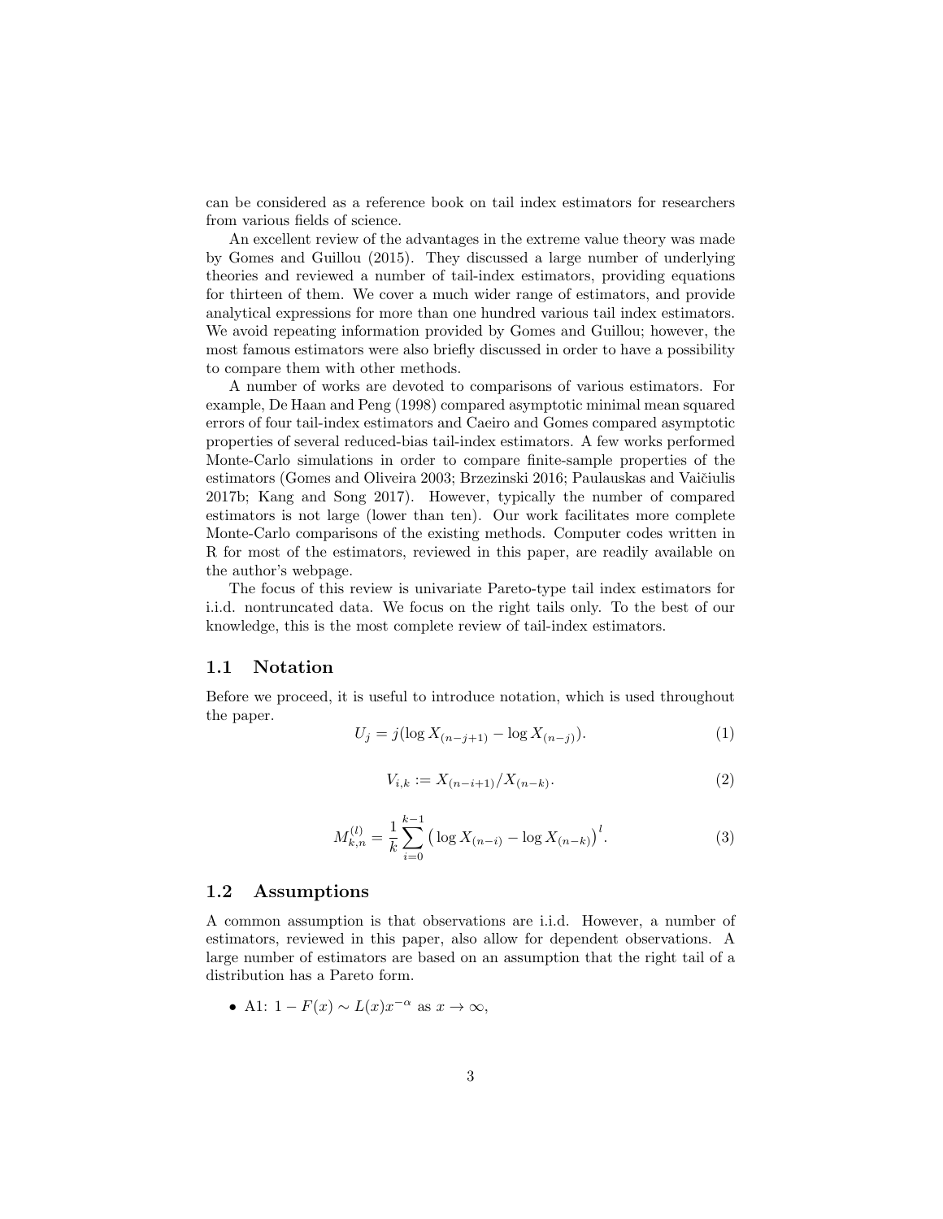can be considered as a reference book on tail index estimators for researchers from various fields of science.

An excellent review of the advantages in the extreme value theory was made by Gomes and Guillou (2015). They discussed a large number of underlying theories and reviewed a number of tail-index estimators, providing equations for thirteen of them. We cover a much wider range of estimators, and provide analytical expressions for more than one hundred various tail index estimators. We avoid repeating information provided by Gomes and Guillou; however, the most famous estimators were also briefly discussed in order to have a possibility to compare them with other methods.

A number of works are devoted to comparisons of various estimators. For example, De Haan and Peng (1998) compared asymptotic minimal mean squared errors of four tail-index estimators and Caeiro and Gomes compared asymptotic properties of several reduced-bias tail-index estimators. A few works performed Monte-Carlo simulations in order to compare finite-sample properties of the estimators (Gomes and Oliveira 2003; Brzezinski 2016; Paulauskas and Vaičiulis 2017b; Kang and Song 2017). However, typically the number of compared estimators is not large (lower than ten). Our work facilitates more complete Monte-Carlo comparisons of the existing methods. Computer codes written in R for most of the estimators, reviewed in this paper, are readily available on the author's webpage.

The focus of this review is univariate Pareto-type tail index estimators for i.i.d. nontruncated data. We focus on the right tails only. To the best of our knowledge, this is the most complete review of tail-index estimators.

## 1.1 Notation

Before we proceed, it is useful to introduce notation, which is used throughout the paper.

$$U_j = j(\log X_{(n-j+1)} - \log X_{(n-j)}). \tag{1}$$

$$V_{i,k} := X_{(n-i+1)}/X_{(n-k)}. \tag{2}$$

$$M_{k,n}^{(l)} = \frac{1}{k}\sum_{i=0}^{k-1}\big(\log X_{(n-i)} - \log X_{(n-k)}\big)^l. \tag{3}$$

## 1.2 Assumptions

A common assumption is that observations are i.i.d. However, a number of estimators, reviewed in this paper, also allow for dependent observations. A large number of estimators are based on an assumption that the right tail of a distribution has a Pareto form.

- A1: $1 - F(x) \sim L(x)x^{-\alpha}$ as $x \to \infty$,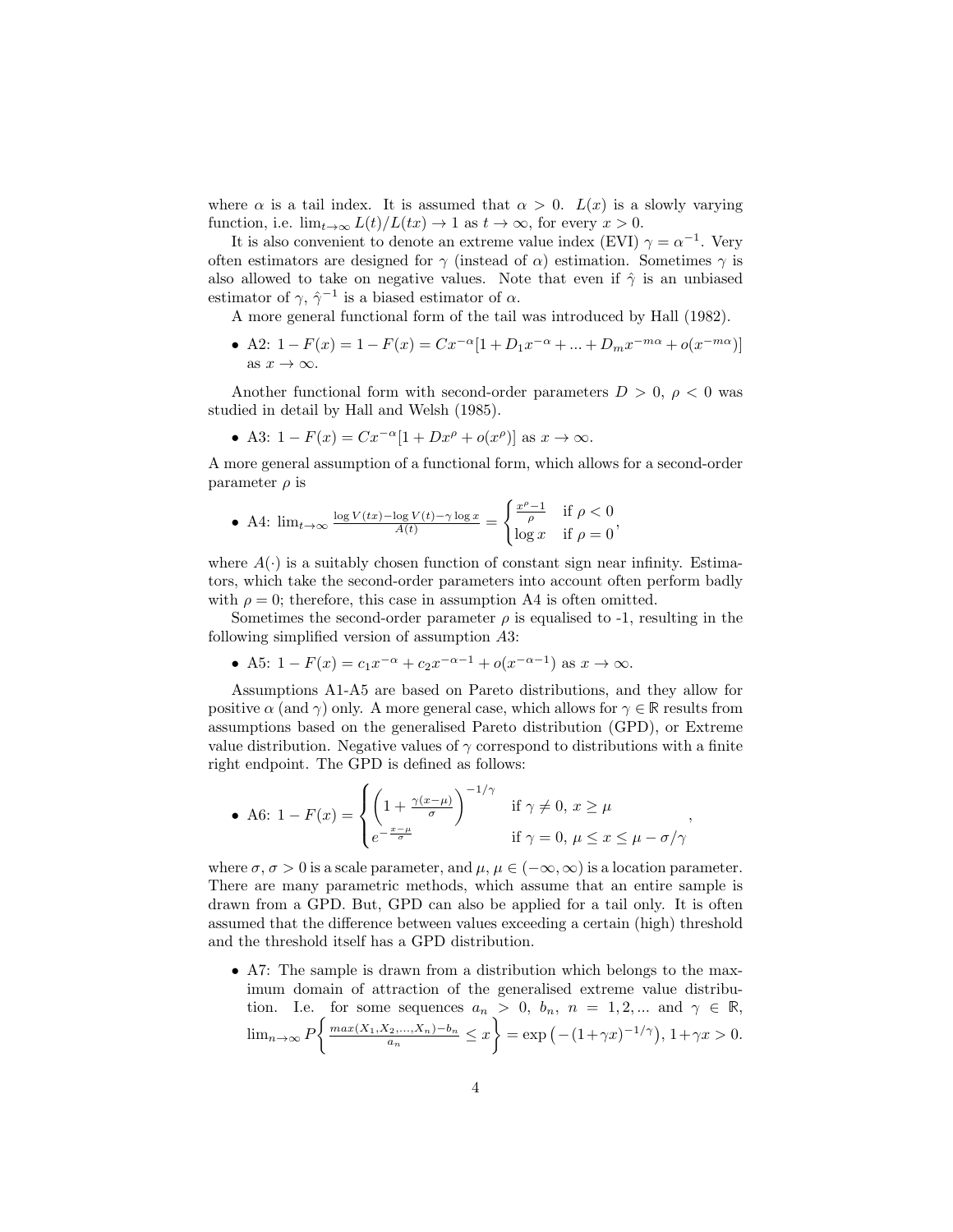where $\alpha$ is a tail index. It is assumed that $\alpha > 0$. $L(x)$ is a slowly varying function, i.e. $\lim_{t\to\infty} L(t)/L(tx) \to 1$ as $t \to \infty$, for every $x > 0$.

It is also convenient to denote an extreme value index (EVI) $\gamma = \alpha^{-1}$. Very often estimators are designed for $\gamma$ (instead of $\alpha$) estimation. Sometimes $\gamma$ is also allowed to take on negative values. Note that even if $\hat{\gamma}$ is an unbiased estimator of $\gamma$, $\hat{\gamma}^{-1}$ is a biased estimator of $\alpha$.

A more general functional form of the tail was introduced by Hall (1982).

- A2: $1 - F(x) = 1 - F(x) = Cx^{-\alpha}[1 + D_1 x^{-\alpha} + ... + D_m x^{-m\alpha} + o(x^{-m\alpha})]$ as $x \to \infty$.

Another functional form with second-order parameters $D > 0$, $\rho < 0$ was studied in detail by Hall and Welsh (1985).

- A3: $1 - F(x) = Cx^{-\alpha}[1 + Dx^{\rho} + o(x^{\rho})]$ as $x \to \infty$.

A more general assumption of a functional form, which allows for a second-order parameter $\rho$ is

- A4: $\lim_{t\to\infty} \frac{\log V(tx) - \log V(t) - \gamma \log x}{A(t)} = \begin{cases} \frac{x^{\rho}-1}{\rho} & \text{if } \rho < 0 \\ \log x & \text{if } \rho = 0 \end{cases}$,

where $A(\cdot)$ is a suitably chosen function of constant sign near infinity. Estimators, which take the second-order parameters into account often perform badly with $\rho = 0$; therefore, this case in assumption A4 is often omitted.

Sometimes the second-order parameter $\rho$ is equalised to -1, resulting in the following simplified version of assumption $A3$:

- A5: $1 - F(x) = c_1 x^{-\alpha} + c_2 x^{-\alpha-1} + o(x^{-\alpha-1})$ as $x \to \infty$.

Assumptions A1-A5 are based on Pareto distributions, and they allow for positive $\alpha$ (and $\gamma$) only. A more general case, which allows for $\gamma \in \mathbb{R}$ results from assumptions based on the generalised Pareto distribution (GPD), or Extreme value distribution. Negative values of $\gamma$ correspond to distributions with a finite right endpoint. The GPD is defined as follows:

- A6: $1 - F(x) = \begin{cases} \left(1 + \frac{\gamma(x-\mu)}{\sigma}\right)^{-1/\gamma} & \text{if } \gamma \neq 0,\ x \geq \mu \\ e^{-\frac{x-\mu}{\sigma}} & \text{if } \gamma = 0,\ \mu \leq x \leq \mu - \sigma/\gamma \end{cases}$,

where $\sigma$, $\sigma > 0$ is a scale parameter, and $\mu$, $\mu \in (-\infty, \infty)$ is a location parameter. There are many parametric methods, which assume that an entire sample is drawn from a GPD. But, GPD can also be applied for a tail only. It is often assumed that the difference between values exceeding a certain (high) threshold and the threshold itself has a GPD distribution.

- A7: The sample is drawn from a distribution which belongs to the maximum domain of attraction of the generalised extreme value distribution. I.e. for some sequences $a_n > 0$, $b_n$, $n = 1, 2, ...$ and $\gamma \in \mathbb{R}$, $\lim_{n\to\infty} P\left\{ \frac{max(X_1, X_2, ..., X_n) - b_n}{a_n} \leq x \right\} = \exp\left(-(1+\gamma x)^{-1/\gamma}\right)$, $1 + \gamma x > 0$.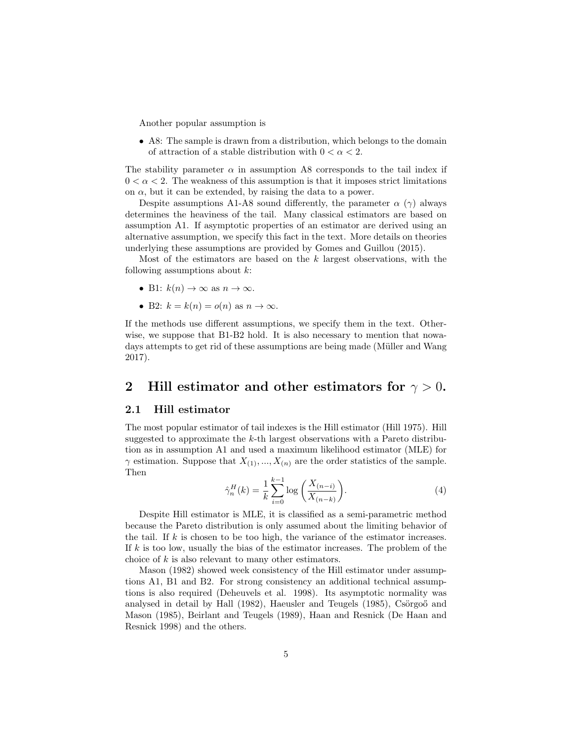Another popular assumption is

- A8: The sample is drawn from a distribution, which belongs to the domain of attraction of a stable distribution with $0 < \alpha < 2$.

The stability parameter $\alpha$ in assumption A8 corresponds to the tail index if $0 < \alpha < 2$. The weakness of this assumption is that it imposes strict limitations on $\alpha$, but it can be extended, by raising the data to a power.

Despite assumptions A1-A8 sound differently, the parameter $\alpha$ ($\gamma$) always determines the heaviness of the tail. Many classical estimators are based on assumption A1. If asymptotic properties of an estimator are derived using an alternative assumption, we specify this fact in the text. More details on theories underlying these assumptions are provided by Gomes and Guillou (2015).

Most of the estimators are based on the $k$ largest observations, with the following assumptions about $k$:

- B1: $k(n) \to \infty$ as $n \to \infty$.
- B2: $k = k(n) = o(n)$ as $n \to \infty$.

If the methods use different assumptions, we specify them in the text. Otherwise, we suppose that B1-B2 hold. It is also necessary to mention that nowadays attempts to get rid of these assumptions are being made (Müller and Wang 2017).

## 2 Hill estimator and other estimators for $\gamma > 0$.

### 2.1 Hill estimator

The most popular estimator of tail indexes is the Hill estimator (Hill 1975). Hill suggested to approximate the $k$-th largest observations with a Pareto distribution as in assumption A1 and used a maximum likelihood estimator (MLE) for $\gamma$ estimation. Suppose that $X_{(1)}, ..., X_{(n)}$ are the order statistics of the sample. Then

$$\hat{\gamma}_n^H(k) = \frac{1}{k}\sum_{i=0}^{k-1} \log\left(\frac{X_{(n-i)}}{X_{(n-k)}}\right). \tag{4}$$

Despite Hill estimator is MLE, it is classified as a semi-parametric method because the Pareto distribution is only assumed about the limiting behavior of the tail. If $k$ is chosen to be too high, the variance of the estimator increases. If $k$ is too low, usually the bias of the estimator increases. The problem of the choice of $k$ is also relevant to many other estimators.

Mason (1982) showed week consistency of the Hill estimator under assumptions A1, B1 and B2. For strong consistency an additional technical assumptions is also required (Deheuvels et al. 1998). Its asymptotic normality was analysed in detail by Hall (1982), Haeusler and Teugels (1985), Csörgoő and Mason (1985), Beirlant and Teugels (1989), Haan and Resnick (De Haan and Resnick 1998) and the others.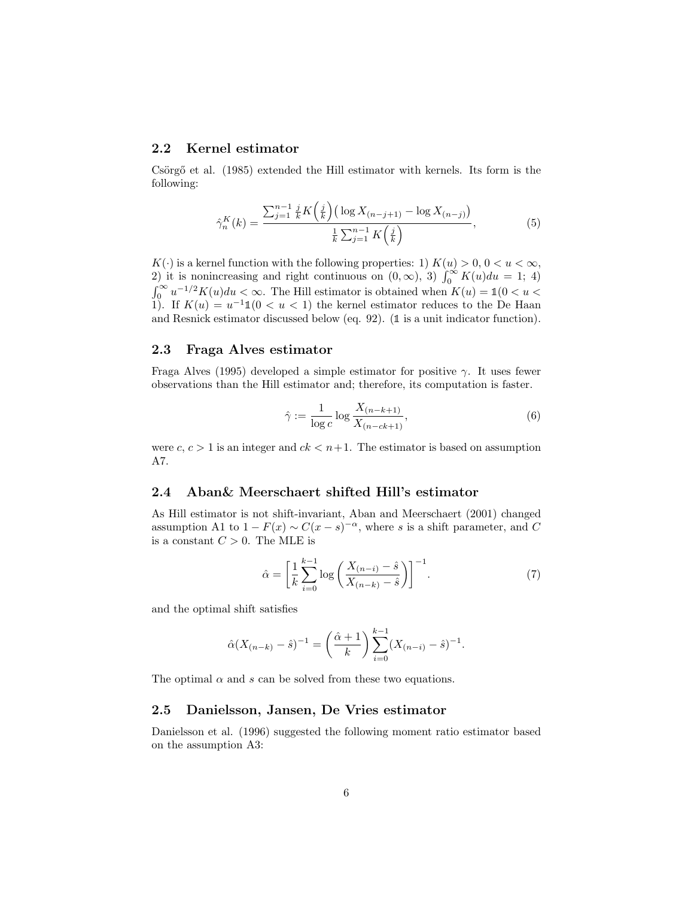### 2.2 Kernel estimator

Csörgő et al. (1985) extended the Hill estimator with kernels. Its form is the following:

$$\hat{\gamma}_n^K(k) = \frac{\sum_{j=1}^{n-1} \frac{j}{k} K\Big(\frac{j}{k}\Big)\big(\log X_{(n-j+1)} - \log X_{(n-j)}\big)}{\frac{1}{k}\sum_{j=1}^{n-1} K\Big(\frac{j}{k}\Big)}, \tag{5}$$

$K(\cdot)$ is a kernel function with the following properties: 1) $K(u) > 0$, $0 < u < \infty$, 2) it is nonincreasing and right continuous on $(0, \infty)$, 3) $\int_0^\infty K(u)du = 1$; 4) $\int_0^\infty u^{-1/2} K(u)du < \infty$. The Hill estimator is obtained when $K(u) = \mathbb{1}(0 < u < 1)$. If $K(u) = u^{-1}\mathbb{1}(0 < u < 1)$ the kernel estimator reduces to the De Haan and Resnick estimator discussed below (eq. 92). ($\mathbb{1}$ is a unit indicator function).

### 2.3 Fraga Alves estimator

Fraga Alves (1995) developed a simple estimator for positive $\gamma$. It uses fewer observations than the Hill estimator and; therefore, its computation is faster.

$$\hat{\gamma} := \frac{1}{\log c} \log \frac{X_{(n-k+1)}}{X_{(n-ck+1)}}, \tag{6}$$

were $c$, $c > 1$ is an integer and $ck < n+1$. The estimator is based on assumption A7.

### 2.4 Aban& Meerschaert shifted Hill's estimator

As Hill estimator is not shift-invariant, Aban and Meerschaert (2001) changed assumption A1 to $1 - F(x) \sim C(x - s)^{-\alpha}$, where $s$ is a shift parameter, and $C$ is a constant $C > 0$. The MLE is

$$\hat{\alpha} = \left[\frac{1}{k}\sum_{i=0}^{k-1} \log\left(\frac{X_{(n-i)} - \hat{s}}{X_{(n-k)} - \hat{s}}\right)\right]^{-1}. \tag{7}$$

and the optimal shift satisfies

$$\hat{\alpha}(X_{(n-k)} - \hat{s})^{-1} = \left(\frac{\hat{\alpha}+1}{k}\right)\sum_{i=0}^{k-1}(X_{(n-i)} - \hat{s})^{-1}.$$

The optimal $\alpha$ and $s$ can be solved from these two equations.

### 2.5 Danielsson, Jansen, De Vries estimator

Danielsson et al. (1996) suggested the following moment ratio estimator based on the assumption A3: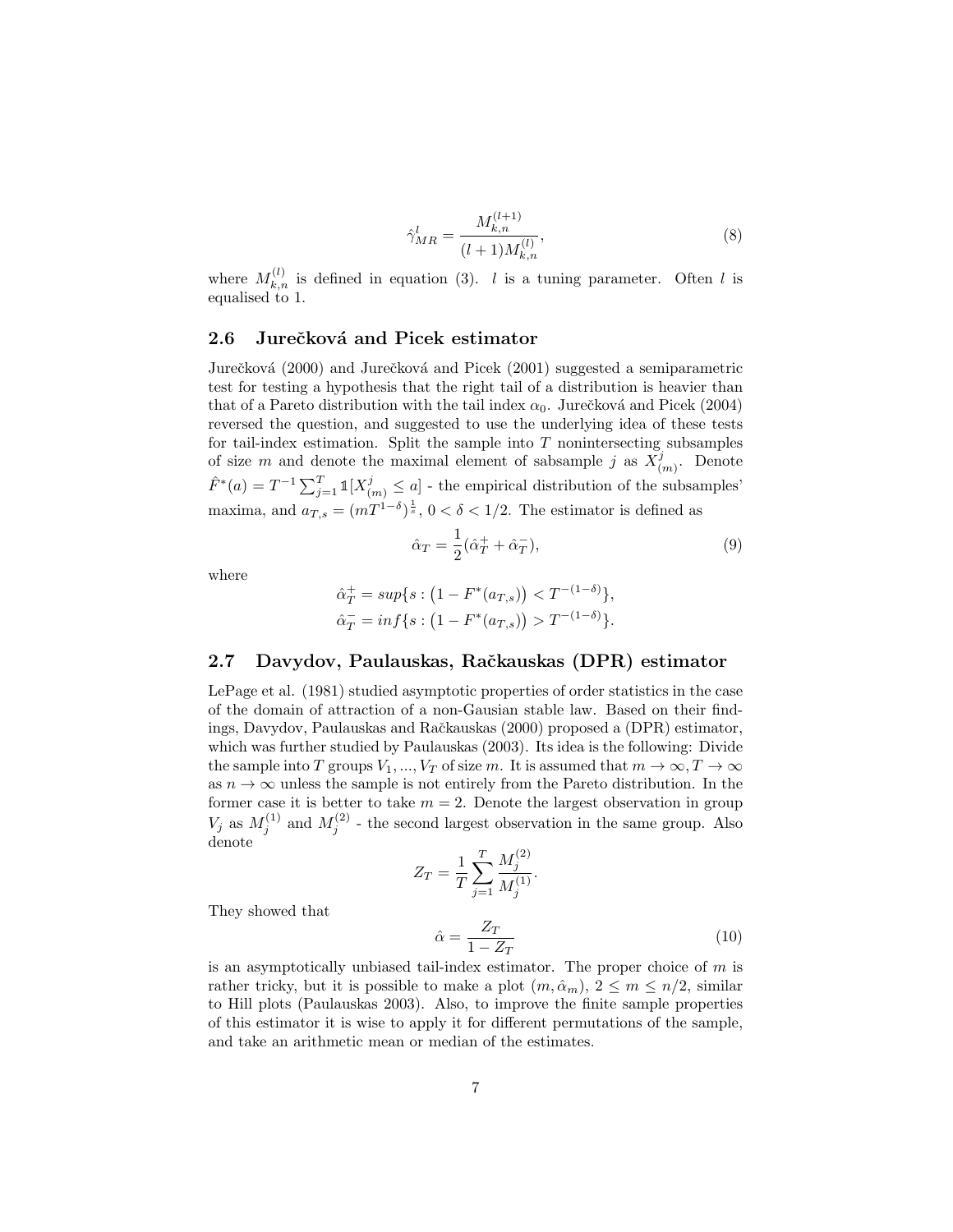$$\hat{\gamma}_{MR}^{l} = \frac{M_{k,n}^{(l+1)}}{(l+1)M_{k,n}^{(l)}}, \tag{8}$$

where $M_{k,n}^{(l)}$ is defined in equation (3). $l$ is a tuning parameter. Often $l$ is equalised to 1.

### 2.6 Jurečková and Picek estimator

Jurečková (2000) and Jurečková and Picek (2001) suggested a semiparametric test for testing a hypothesis that the right tail of a distribution is heavier than that of a Pareto distribution with the tail index $\alpha_0$. Jurečková and Picek (2004) reversed the question, and suggested to use the underlying idea of these tests for tail-index estimation. Split the sample into $T$ nonintersecting subsamples of size $m$ and denote the maximal element of sabsample $j$ as $X_{(m)}^{j}$. Denote $\hat{F}^*(a) = T^{-1}\sum_{j=1}^{T} \mathbb{1}[X_{(m)}^{j} \leq a]$ - the empirical distribution of the subsamples' maxima, and $a_{T,s} = (mT^{1-\delta})^{\frac{1}{s}}$, $0 < \delta < 1/2$. The estimator is defined as

$$\hat{\alpha}_T = \frac{1}{2}(\hat{\alpha}_T^{+} + \hat{\alpha}_T^{-}), \tag{9}$$

where

$$\hat{\alpha}_T^{+} = sup\{s : \left(1 - F^*(a_{T,s})\right) < T^{-(1-\delta)}\},$$
$$\hat{\alpha}_T^{-} = inf\{s : \left(1 - F^*(a_{T,s})\right) > T^{-(1-\delta)}\}.$$

### 2.7 Davydov, Paulauskas, Račkauskas (DPR) estimator

LePage et al. (1981) studied asymptotic properties of order statistics in the case of the domain of attraction of a non-Gausian stable law. Based on their findings, Davydov, Paulauskas and Račkauskas (2000) proposed a (DPR) estimator, which was further studied by Paulauskas (2003). Its idea is the following: Divide the sample into $T$ groups $V_1, ..., V_T$ of size $m$. It is assumed that $m \to \infty, T \to \infty$ as $n \to \infty$ unless the sample is not entirely from the Pareto distribution. In the former case it is better to take $m = 2$. Denote the largest observation in group $V_j$ as $M_j^{(1)}$ and $M_j^{(2)}$ - the second largest observation in the same group. Also denote

$$Z_T = \frac{1}{T}\sum_{j=1}^{T}\frac{M_j^{(2)}}{M_j^{(1)}}.$$

They showed that

$$\hat{\alpha} = \frac{Z_T}{1 - Z_T} \tag{10}$$

is an asymptotically unbiased tail-index estimator. The proper choice of $m$ is rather tricky, but it is possible to make a plot $(m, \hat{\alpha}_m)$, $2 \leq m \leq n/2$, similar to Hill plots (Paulauskas 2003). Also, to improve the finite sample properties of this estimator it is wise to apply it for different permutations of the sample, and take an arithmetic mean or median of the estimates.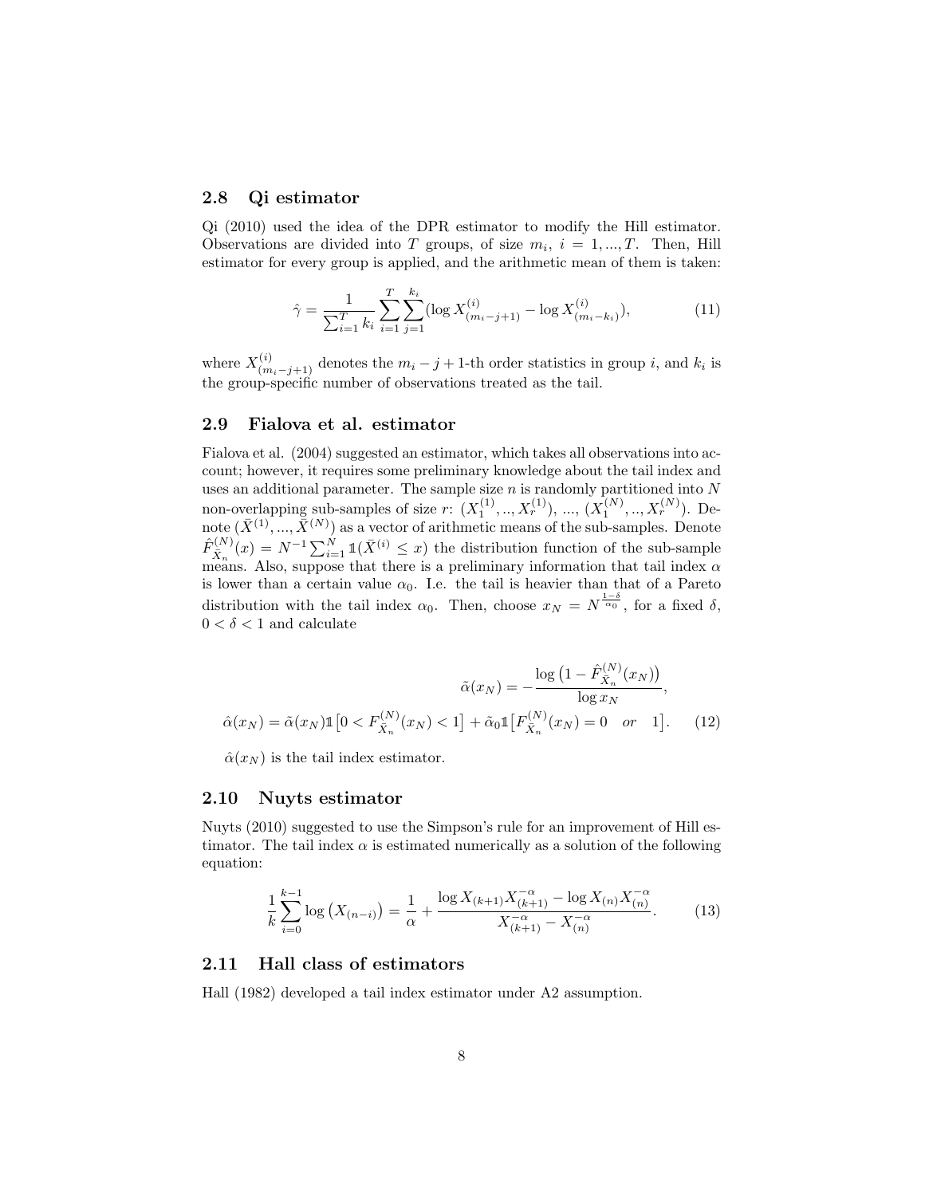### 2.8 Qi estimator

Qi (2010) used the idea of the DPR estimator to modify the Hill estimator. Observations are divided into $T$ groups, of size $m_i$, $i = 1, ..., T$. Then, Hill estimator for every group is applied, and the arithmetic mean of them is taken:

$$\hat{\gamma} = \frac{1}{\sum_{i=1}^{T} k_i} \sum_{i=1}^{T} \sum_{j=1}^{k_i} (\log X_{(m_i-j+1)}^{(i)} - \log X_{(m_i-k_i)}^{(i)}), \tag{11}$$

where $X_{(m_i-j+1)}^{(i)}$ denotes the $m_i - j + 1$-th order statistics in group $i$, and $k_i$ is the group-specific number of observations treated as the tail.

### 2.9 Fialova et al. estimator

Fialova et al. (2004) suggested an estimator, which takes all observations into account; however, it requires some preliminary knowledge about the tail index and uses an additional parameter. The sample size $n$ is randomly partitioned into $N$ non-overlapping sub-samples of size $r$: $(X_1^{(1)}, .., X_r^{(1)})$, ..., $(X_1^{(N)}, .., X_r^{(N)})$. Denote $(\bar{X}^{(1)}, ..., \bar{X}^{(N)})$ as a vector of arithmetic means of the sub-samples. Denote $\hat{F}_{\bar{X}_n}^{(N)}(x) = N^{-1} \sum_{i=1}^{N} \mathbb{1}(\bar{X}^{(i)} \leq x)$ the distribution function of the sub-sample means. Also, suppose that there is a preliminary information that tail index $\alpha$ is lower than a certain value $\alpha_0$. I.e. the tail is heavier than that of a Pareto distribution with the tail index $\alpha_0$. Then, choose $x_N = N^{\frac{1-\delta}{\alpha_0}}$, for a fixed $\delta$, $0 < \delta < 1$ and calculate

$$\tilde{\alpha}(x_N) = -\frac{\log\left(1 - \hat{F}_{\bar{X}_n}^{(N)}(x_N)\right)}{\log x_N},$$

$$\hat{\alpha}(x_N) = \tilde{\alpha}(x_N) \mathbb{1}\left[0 < F_{\bar{X}_n}^{(N)}(x_N) < 1\right] + \tilde{\alpha}_0 \mathbb{1}\left[F_{\bar{X}_n}^{(N)}(x_N) = 0 \quad or \quad 1\right]. \tag{12}$$

$\hat{\alpha}(x_N)$ is the tail index estimator.

### 2.10 Nuyts estimator

Nuyts (2010) suggested to use the Simpson's rule for an improvement of Hill estimator. The tail index $\alpha$ is estimated numerically as a solution of the following equation:

$$\frac{1}{k} \sum_{i=0}^{k-1} \log\left(X_{(n-i)}\right) = \frac{1}{\alpha} + \frac{\log X_{(k+1)} X_{(k+1)}^{-\alpha} - \log X_{(n)} X_{(n)}^{-\alpha}}{X_{(k+1)}^{-\alpha} - X_{(n)}^{-\alpha}}. \tag{13}$$

### 2.11 Hall class of estimators

Hall (1982) developed a tail index estimator under A2 assumption.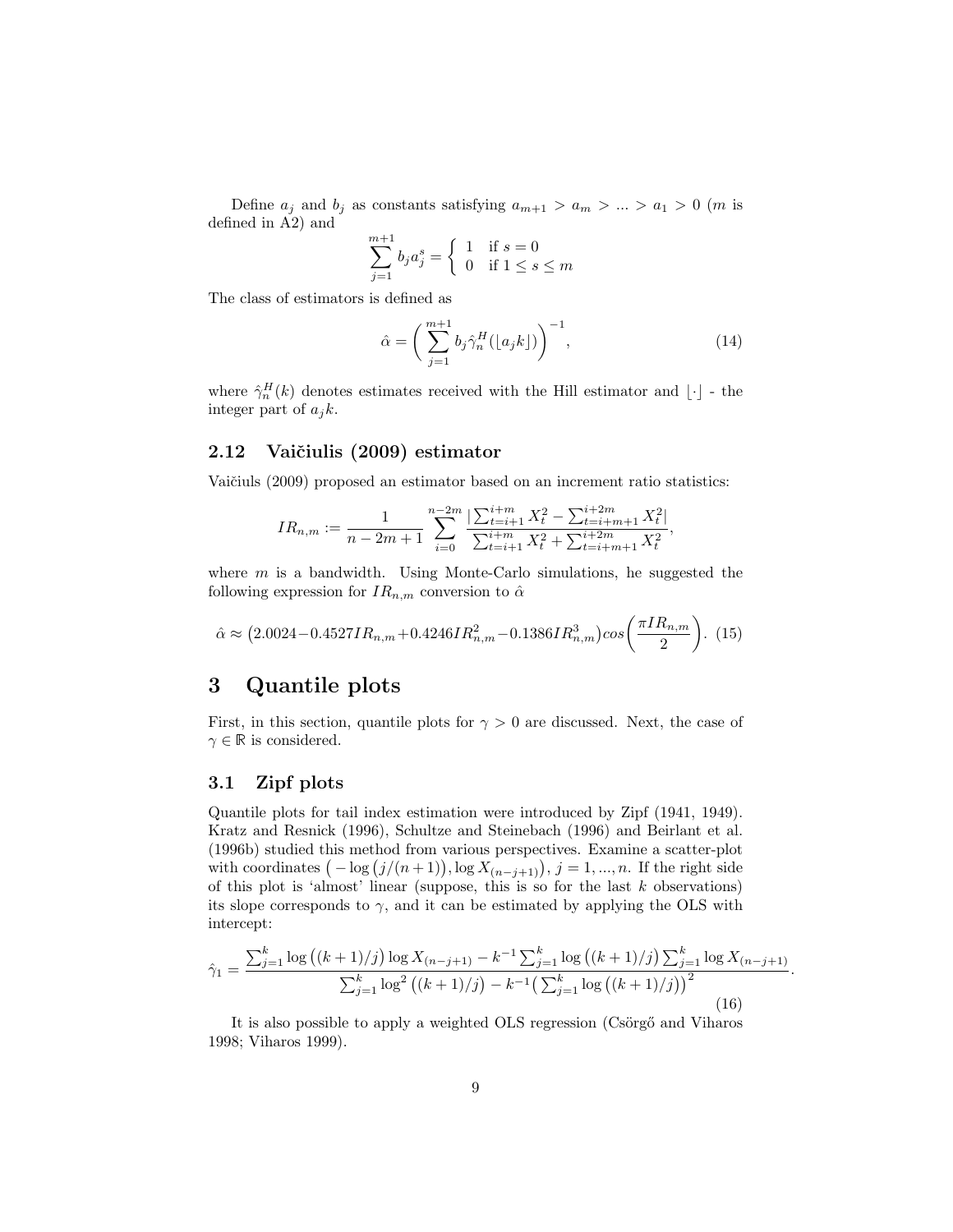Define $a_j$ and $b_j$ as constants satisfying $a_{m+1} > a_m > ... > a_1 > 0$ ($m$ is defined in A2) and

$$\sum_{j=1}^{m+1} b_j a_j^s = \begin{cases} 1 & \text{if } s = 0 \\ 0 & \text{if } 1 \le s \le m \end{cases}$$

The class of estimators is defined as

$$\hat{\alpha} = \Big( \sum_{j=1}^{m+1} b_j \hat{\gamma}_n^H (\lfloor a_j k \rfloor) \Big)^{-1}, \tag{14}$$

where $\hat{\gamma}_n^H(k)$ denotes estimates received with the Hill estimator and $\lfloor \cdot \rfloor$ - the integer part of $a_j k$.

### 2.12 Vaičiulis (2009) estimator

Vaičiuls (2009) proposed an estimator based on an increment ratio statistics:

$$IR_{n,m} := \frac{1}{n - 2m + 1} \sum_{i=0}^{n-2m} \frac{|\sum_{t=i+1}^{i+m} X_t^2 - \sum_{t=i+m+1}^{i+2m} X_t^2|}{\sum_{t=i+1}^{i+m} X_t^2 + \sum_{t=i+m+1}^{i+2m} X_t^2},$$

where $m$ is a bandwidth. Using Monte-Carlo simulations, he suggested the following expression for $IR_{n,m}$ conversion to $\hat{\alpha}$

$$\hat{\alpha} \approx \big(2.0024 - 0.4527 IR_{n,m} + 0.4246 IR_{n,m}^2 - 0.1386 IR_{n,m}^3\big) cos\Big(\frac{\pi IR_{n,m}}{2}\Big). \tag{15}$$

# 3 Quantile plots

First, in this section, quantile plots for $\gamma > 0$ are discussed. Next, the case of $\gamma \in \mathbb{R}$ is considered.

### 3.1 Zipf plots

Quantile plots for tail index estimation were introduced by Zipf (1941, 1949). Kratz and Resnick (1996), Schultze and Steinebach (1996) and Beirlant et al. (1996b) studied this method from various perspectives. Examine a scatter-plot with coordinates $\big(-\log\big(j/(n+1)\big), \log X_{(n-j+1)}\big)$, $j = 1, ..., n$. If the right side of this plot is 'almost' linear (suppose, this is so for the last $k$ observations) its slope corresponds to $\gamma$, and it can be estimated by applying the OLS with intercept:

$$\hat{\gamma}_1 = \frac{\sum_{j=1}^{k} \log\big((k+1)/j\big) \log X_{(n-j+1)} - k^{-1} \sum_{j=1}^{k} \log\big((k+1)/j\big) \sum_{j=1}^{k} \log X_{(n-j+1)}}{\sum_{j=1}^{k} \log^2\big((k+1)/j\big) - k^{-1}\big(\sum_{j=1}^{k} \log\big((k+1)/j\big)\big)^2}. \tag{16}$$

It is also possible to apply a weighted OLS regression (Csörgő and Viharos 1998; Viharos 1999).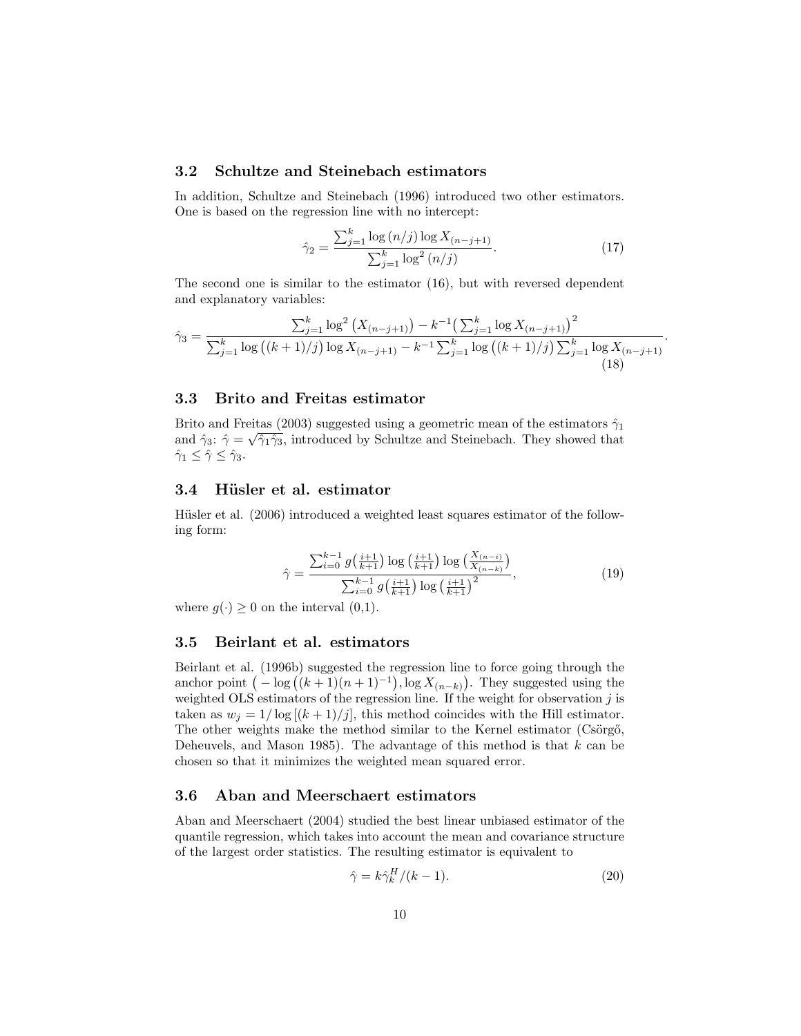### 3.2 Schultze and Steinebach estimators

In addition, Schultze and Steinebach (1996) introduced two other estimators. One is based on the regression line with no intercept:

$$\hat{\gamma}_2 = \frac{\sum_{j=1}^{k} \log(n/j) \log X_{(n-j+1)}}{\sum_{j=1}^{k} \log^2(n/j)}. \tag{17}$$

The second one is similar to the estimator (16), but with reversed dependent and explanatory variables:

$$\hat{\gamma}_3 = \frac{\sum_{j=1}^{k} \log^2\left(X_{(n-j+1)}\right) - k^{-1}\left(\sum_{j=1}^{k} \log X_{(n-j+1)}\right)^2}{\sum_{j=1}^{k} \log\left((k+1)/j\right) \log X_{(n-j+1)} - k^{-1} \sum_{j=1}^{k} \log\left((k+1)/j\right) \sum_{j=1}^{k} \log X_{(n-j+1)}}. \tag{18}$$

### 3.3 Brito and Freitas estimator

Brito and Freitas (2003) suggested using a geometric mean of the estimators $\hat{\gamma}_1$ and $\hat{\gamma}_3$: $\hat{\gamma} = \sqrt{\hat{\gamma}_1 \hat{\gamma}_3}$, introduced by Schultze and Steinebach. They showed that $\hat{\gamma}_1 \leq \hat{\gamma} \leq \hat{\gamma}_3$.

### 3.4 Hüsler et al. estimator

Hüsler et al. (2006) introduced a weighted least squares estimator of the following form:

$$\hat{\gamma} = \frac{\sum_{i=0}^{k-1} g\left(\frac{i+1}{k+1}\right) \log\left(\frac{i+1}{k+1}\right) \log\left(\frac{X_{(n-i)}}{X_{(n-k)}}\right)}{\sum_{i=0}^{k-1} g\left(\frac{i+1}{k+1}\right) \log\left(\frac{i+1}{k+1}\right)^2}, \tag{19}$$

where $g(\cdot) \geq 0$ on the interval (0,1).

### 3.5 Beirlant et al. estimators

Beirlant et al. (1996b) suggested the regression line to force going through the anchor point $\left(-\log\left((k+1)(n+1)^{-1}\right), \log X_{(n-k)}\right)$. They suggested using the weighted OLS estimators of the regression line. If the weight for observation $j$ is taken as $w_j = 1/\log\left[(k+1)/j\right]$, this method coincides with the Hill estimator. The other weights make the method similar to the Kernel estimator (Csörgő, Deheuvels, and Mason 1985). The advantage of this method is that $k$ can be chosen so that it minimizes the weighted mean squared error.

### 3.6 Aban and Meerschaert estimators

Aban and Meerschaert (2004) studied the best linear unbiased estimator of the quantile regression, which takes into account the mean and covariance structure of the largest order statistics. The resulting estimator is equivalent to

$$\hat{\gamma} = k\hat{\gamma}_k^H/(k-1). \tag{20}$$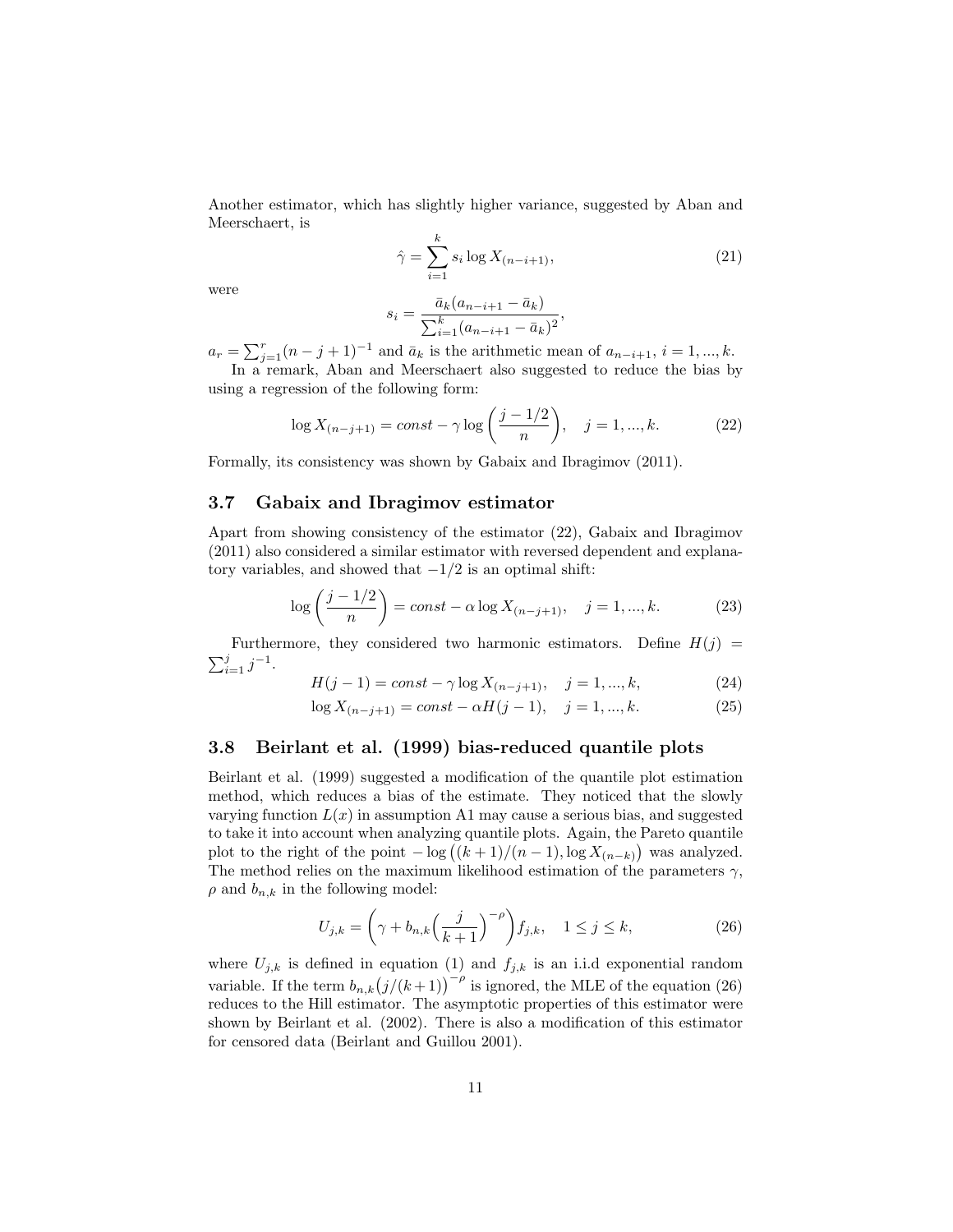Another estimator, which has slightly higher variance, suggested by Aban and Meerschaert, is

$$\hat{\gamma} = \sum_{i=1}^{k} s_i \log X_{(n-i+1)}, \tag{21}$$

were

$$s_i = \frac{\bar{a}_k(a_{n-i+1} - \bar{a}_k)}{\sum_{i=1}^{k}(a_{n-i+1} - \bar{a}_k)^2},$$

$a_r = \sum_{j=1}^{r}(n-j+1)^{-1}$ and $\bar{a}_k$ is the arithmetic mean of $a_{n-i+1}$, $i = 1, ..., k$.

In a remark, Aban and Meerschaert also suggested to reduce the bias by using a regression of the following form:

$$\log X_{(n-j+1)} = const - \gamma \log\left(\frac{j - 1/2}{n}\right), \quad j = 1, ..., k. \tag{22}$$

Formally, its consistency was shown by Gabaix and Ibragimov (2011).

### 3.7 Gabaix and Ibragimov estimator

Apart from showing consistency of the estimator (22), Gabaix and Ibragimov (2011) also considered a similar estimator with reversed dependent and explanatory variables, and showed that $-1/2$ is an optimal shift:

$$\log\left(\frac{j - 1/2}{n}\right) = const - \alpha \log X_{(n-j+1)}, \quad j = 1, ..., k. \tag{23}$$

Furthermore, they considered two harmonic estimators. Define $H(j) = \sum_{i=1}^{j} j^{-1}$.

$$H(j-1) = const - \gamma \log X_{(n-j+1)}, \quad j = 1, ..., k, \tag{24}$$

$$\log X_{(n-j+1)} = const - \alpha H(j-1), \quad j = 1, ..., k. \tag{25}$$

### 3.8 Beirlant et al. (1999) bias-reduced quantile plots

Beirlant et al. (1999) suggested a modification of the quantile plot estimation method, which reduces a bias of the estimate. They noticed that the slowly varying function $L(x)$ in assumption A1 may cause a serious bias, and suggested to take it into account when analyzing quantile plots. Again, the Pareto quantile plot to the right of the point $-\log\left((k+1)/(n-1), \log X_{(n-k)}\right)$ was analyzed. The method relies on the maximum likelihood estimation of the parameters $\gamma$, $\rho$ and $b_{n,k}$ in the following model:

$$U_{j,k} = \left(\gamma + b_{n,k}\left(\frac{j}{k+1}\right)^{-\rho}\right) f_{j,k}, \quad 1 \leq j \leq k, \tag{26}$$

where $U_{j,k}$ is defined in equation (1) and $f_{j,k}$ is an i.i.d exponential random variable. If the term $b_{n,k}\left(j/(k+1)\right)^{-\rho}$ is ignored, the MLE of the equation (26) reduces to the Hill estimator. The asymptotic properties of this estimator were shown by Beirlant et al. (2002). There is also a modification of this estimator for censored data (Beirlant and Guillou 2001).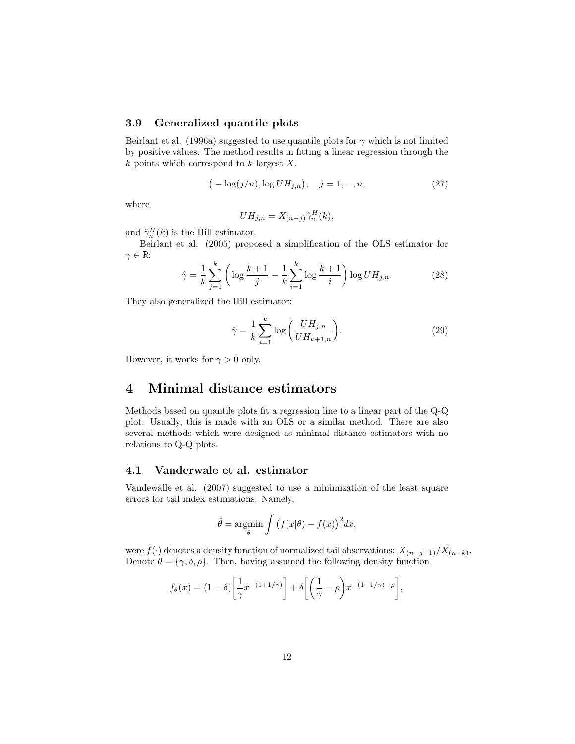### 3.9 Generalized quantile plots

Beirlant et al. (1996a) suggested to use quantile plots for $\gamma$ which is not limited by positive values. The method results in fitting a linear regression through the $k$ points which correspond to $k$ largest $X$.

$$\big(-\log(j/n), \log UH_{j,n}\big), \quad j = 1, ..., n, \tag{27}$$

where

$$UH_{j,n} = X_{(n-j)}\hat{\gamma}_n^H(k),$$

and $\hat{\gamma}_n^H(k)$ is the Hill estimator.

Beirlant et al. (2005) proposed a simplification of the OLS estimator for $\gamma \in \mathbb{R}$:

$$\hat{\gamma} = \frac{1}{k}\sum_{j=1}^{k}\bigg(\log\frac{k+1}{j} - \frac{1}{k}\sum_{i=1}^{k}\log\frac{k+1}{i}\bigg)\log UH_{j,n}. \tag{28}$$

They also generalized the Hill estimator:

$$\hat{\gamma} = \frac{1}{k}\sum_{i=1}^{k}\log\bigg(\frac{UH_{j,n}}{UH_{k+1,n}}\bigg). \tag{29}$$

However, it works for $\gamma > 0$ only.

# 4 Minimal distance estimators

Methods based on quantile plots fit a regression line to a linear part of the Q-Q plot. Usually, this is made with an OLS or a similar method. There are also several methods which were designed as minimal distance estimators with no relations to Q-Q plots.

### 4.1 Vanderwale et al. estimator

Vandewalle et al. (2007) suggested to use a minimization of the least square errors for tail index estimations. Namely,

$$\hat{\theta} = \underset{\theta}{\operatorname{argmin}} \int \big(f(x|\theta) - f(x)\big)^2 dx,$$

were $f(\cdot)$ denotes a density function of normalized tail observations: $X_{(n-j+1)}/X_{(n-k)}$. Denote $\theta = \{\gamma, \delta, \rho\}$. Then, having assumed the following density function

$$f_\theta(x) = (1-\delta)\bigg[\frac{1}{\gamma}x^{-(1+1/\gamma)}\bigg] + \delta\bigg[\bigg(\frac{1}{\gamma} - \rho\bigg)x^{-(1+1/\gamma)-\rho}\bigg],$$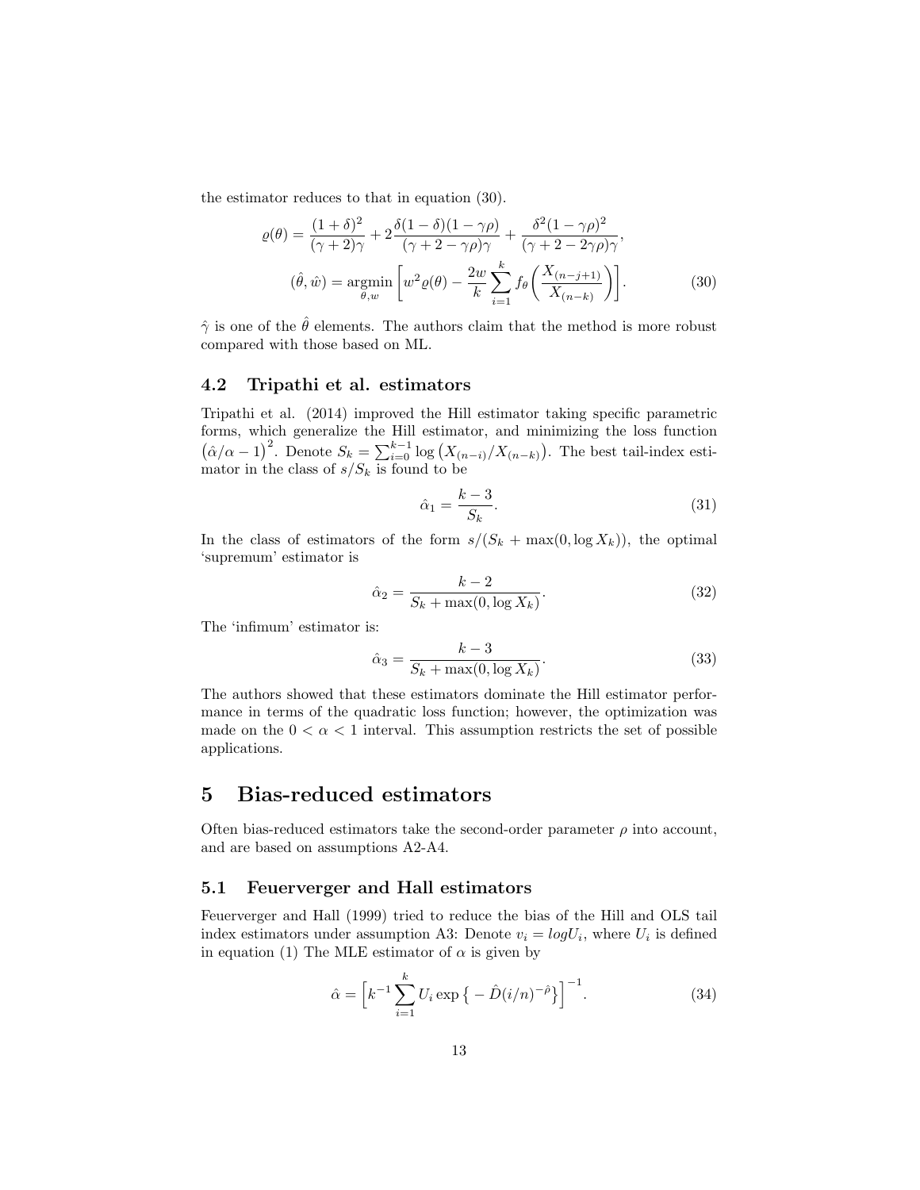the estimator reduces to that in equation (30).

$$\varrho(\theta) = \frac{(1+\delta)^2}{(\gamma+2)\gamma} + 2\frac{\delta(1-\delta)(1-\gamma\rho)}{(\gamma+2-\gamma\rho)\gamma} + \frac{\delta^2(1-\gamma\rho)^2}{(\gamma+2-2\gamma\rho)\gamma},$$

$$(\hat{\theta}, \hat{w}) = \underset{\theta, w}{\operatorname{argmin}} \left[ w^2 \varrho(\theta) - \frac{2w}{k} \sum_{i=1}^{k} f_\theta\left(\frac{X_{(n-j+1)}}{X_{(n-k)}}\right)\right]. \tag{30}$$

$\hat{\gamma}$ is one of the $\hat{\theta}$ elements. The authors claim that the method is more robust compared with those based on ML.

### 4.2 Tripathi et al. estimators

Tripathi et al. (2014) improved the Hill estimator taking specific parametric forms, which generalize the Hill estimator, and minimizing the loss function $\left(\hat{\alpha}/\alpha - 1\right)^2$. Denote $S_k = \sum_{i=0}^{k-1} \log\left(X_{(n-i)}/X_{(n-k)}\right)$. The best tail-index estimator in the class of $s/S_k$ is found to be

$$\hat{\alpha}_1 = \frac{k-3}{S_k}. \tag{31}$$

In the class of estimators of the form $s/(S_k + \max(0, \log X_k))$, the optimal 'supremum' estimator is

$$\hat{\alpha}_2 = \frac{k-2}{S_k + \max(0, \log X_k)}. \tag{32}$$

The 'infimum' estimator is:

$$\hat{\alpha}_3 = \frac{k-3}{S_k + \max(0, \log X_k)}. \tag{33}$$

The authors showed that these estimators dominate the Hill estimator performance in terms of the quadratic loss function; however, the optimization was made on the $0 < \alpha < 1$ interval. This assumption restricts the set of possible applications.

## 5 Bias-reduced estimators

Often bias-reduced estimators take the second-order parameter $\rho$ into account, and are based on assumptions A2-A4.

### 5.1 Feuerverger and Hall estimators

Feuerverger and Hall (1999) tried to reduce the bias of the Hill and OLS tail index estimators under assumption A3: Denote $v_i = logU_i$, where $U_i$ is defined in equation (1) The MLE estimator of $\alpha$ is given by

$$\hat{\alpha} = \left[k^{-1} \sum_{i=1}^{k} U_i \exp\left\{-\hat{D}(i/n)^{-\hat{\rho}}\right\}\right]^{-1}. \tag{34}$$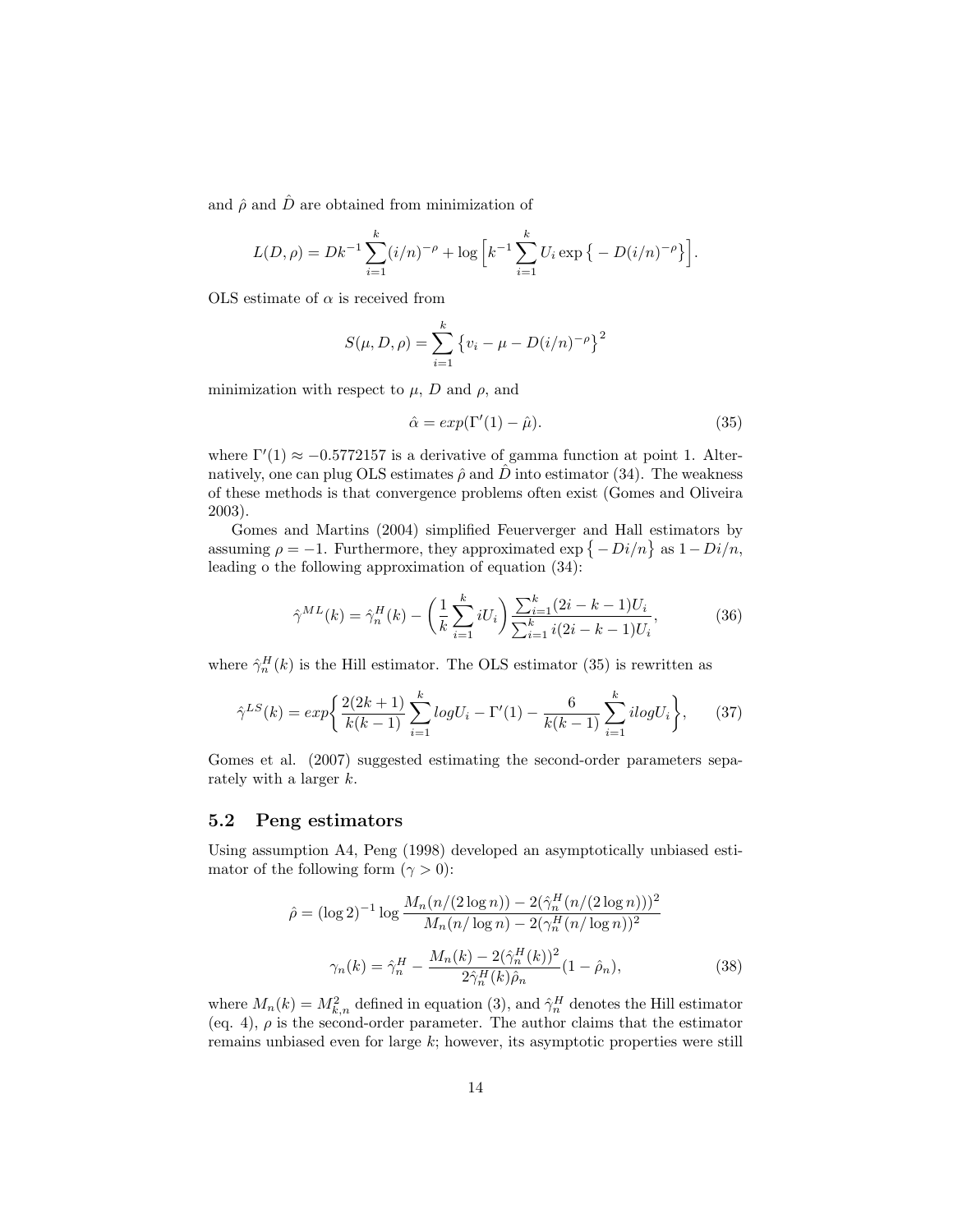and $\hat{\rho}$ and $\hat{D}$ are obtained from minimization of

$$L(D, \rho) = Dk^{-1} \sum_{i=1}^{k} (i/n)^{-\rho} + \log \Big[ k^{-1} \sum_{i=1}^{k} U_i \exp \big\{ -D(i/n)^{-\rho} \big\} \Big].$$

OLS estimate of $\alpha$ is received from

$$S(\mu, D, \rho) = \sum_{i=1}^{k} \big\{ v_i - \mu - D(i/n)^{-\rho} \big\}^2$$

minimization with respect to $\mu$, $D$ and $\rho$, and

$$\hat{\alpha} = exp(\Gamma'(1) - \hat{\mu}). \tag{35}$$

where $\Gamma'(1) \approx -0.5772157$ is a derivative of gamma function at point 1. Alternatively, one can plug OLS estimates $\hat{\rho}$ and $\hat{D}$ into estimator (34). The weakness of these methods is that convergence problems often exist (Gomes and Oliveira 2003).

Gomes and Martins (2004) simplified Feuerverger and Hall estimators by assuming $\rho = -1$. Furthermore, they approximated $\exp\big\{-Di/n\big\}$ as $1 - Di/n$, leading o the following approximation of equation (34):

$$\hat{\gamma}^{ML}(k) = \hat{\gamma}_n^H(k) - \left( \frac{1}{k} \sum_{i=1}^{k} iU_i \right) \frac{\sum_{i=1}^{k} (2i-k-1)U_i}{\sum_{i=1}^{k} i(2i-k-1)U_i}, \tag{36}$$

where $\hat{\gamma}_n^H(k)$ is the Hill estimator. The OLS estimator (35) is rewritten as

$$\hat{\gamma}^{LS}(k) = exp\bigg\{ \frac{2(2k+1)}{k(k-1)} \sum_{i=1}^{k} logU_i - \Gamma'(1) - \frac{6}{k(k-1)} \sum_{i=1}^{k} ilogU_i \bigg\}, \tag{37}$$

Gomes et al. (2007) suggested estimating the second-order parameters separately with a larger $k$.

## 5.2 Peng estimators

Using assumption A4, Peng (1998) developed an asymptotically unbiased estimator of the following form ($\gamma > 0$):

$$\hat{\rho} = (\log 2)^{-1} \log \frac{M_n(n/(2\log n)) - 2(\hat{\gamma}_n^H(n/(2\log n)))^2}{M_n(n/\log n) - 2(\gamma_n^H(n/\log n))^2}$$

$$\gamma_n(k) = \hat{\gamma}_n^H - \frac{M_n(k) - 2(\hat{\gamma}_n^H(k))^2}{2\hat{\gamma}_n^H(k)\hat{\rho}_n}(1 - \hat{\rho}_n), \tag{38}$$

where $M_n(k) = M_{k,n}^2$ defined in equation (3), and $\hat{\gamma}_n^H$ denotes the Hill estimator (eq. 4), $\rho$ is the second-order parameter. The author claims that the estimator remains unbiased even for large $k$; however, its asymptotic properties were still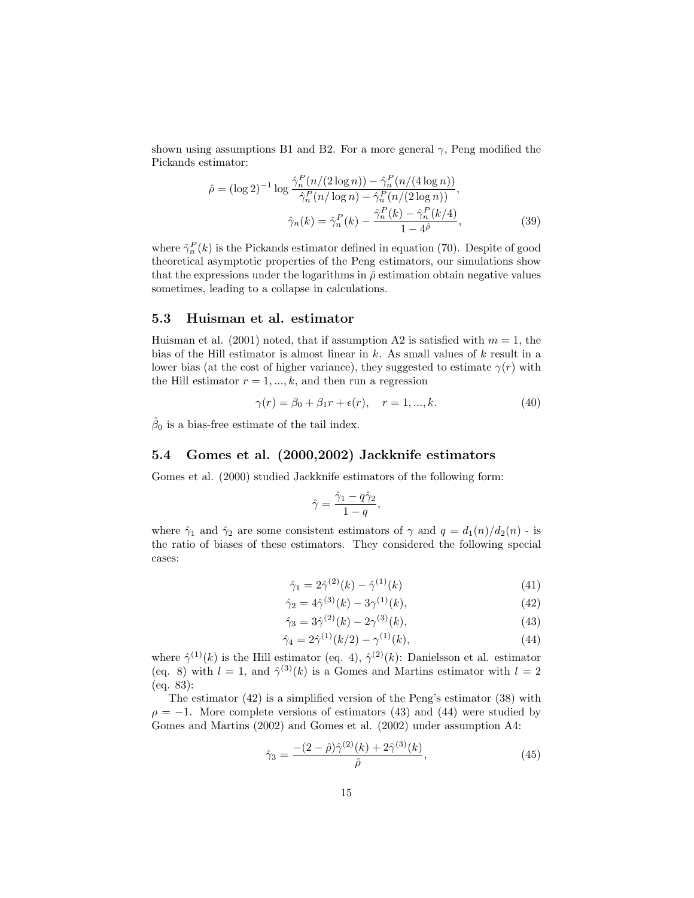shown using assumptions B1 and B2. For a more general $\gamma$, Peng modified the Pickands estimator:

$$\hat{\rho} = (\log 2)^{-1} \log \frac{\hat{\gamma}_n^P(n/(2\log n)) - \hat{\gamma}_n^P(n/(4\log n))}{\hat{\gamma}_n^P(n/\log n) - \hat{\gamma}_n^P(n/(2\log n))},$$

$$\hat{\gamma}_n(k) = \hat{\gamma}_n^P(k) - \frac{\hat{\gamma}_n^P(k) - \hat{\gamma}_n^P(k/4)}{1 - 4^{\hat{\rho}}}, \tag{39}$$

where $\hat{\gamma}_n^P(k)$ is the Pickands estimator defined in equation (70). Despite of good theoretical asymptotic properties of the Peng estimators, our simulations show that the expressions under the logarithms in $\hat{\rho}$ estimation obtain negative values sometimes, leading to a collapse in calculations.

### 5.3 Huisman et al. estimator

Huisman et al. (2001) noted, that if assumption A2 is satisfied with $m = 1$, the bias of the Hill estimator is almost linear in $k$. As small values of $k$ result in a lower bias (at the cost of higher variance), they suggested to estimate $\gamma(r)$ with the Hill estimator $r = 1, ..., k$, and then run a regression

$$\gamma(r) = \beta_0 + \beta_1 r + \epsilon(r), \quad r = 1, ..., k. \tag{40}$$

$\hat{\beta}_0$ is a bias-free estimate of the tail index.

### 5.4 Gomes et al. (2000,2002) Jackknife estimators

Gomes et al. (2000) studied Jackknife estimators of the following form:

$$\hat{\gamma} = \frac{\hat{\gamma}_1 - q\hat{\gamma}_2}{1 - q},$$

where $\hat{\gamma}_1$ and $\hat{\gamma}_2$ are some consistent estimators of $\gamma$ and $q = d_1(n)/d_2(n)$ - is the ratio of biases of these estimators. They considered the following special cases:

$$\hat{\gamma}_1 = 2\hat{\gamma}^{(2)}(k) - \hat{\gamma}^{(1)}(k) \tag{41}$$

$$\hat{\gamma}_2 = 4\hat{\gamma}^{(3)}(k) - 3\gamma^{(1)}(k), \tag{42}$$

$$\hat{\gamma}_3 = 3\hat{\gamma}^{(2)}(k) - 2\gamma^{(3)}(k), \tag{43}$$

$$\hat{\gamma}_4 = 2\hat{\gamma}^{(1)}(k/2) - \gamma^{(1)}(k), \tag{44}$$

where $\hat{\gamma}^{(1)}(k)$ is the Hill estimator (eq. 4), $\hat{\gamma}^{(2)}(k)$: Danielsson et al. estimator (eq. 8) with $l = 1$, and $\hat{\gamma}^{(3)}(k)$ is a Gomes and Martins estimator with $l = 2$ (eq. 83):

The estimator (42) is a simplified version of the Peng's estimator (38) with $\rho = -1$. More complete versions of estimators (43) and (44) were studied by Gomes and Martins (2002) and Gomes et al. (2002) under assumption A4:

$$\hat{\gamma}_3 = \frac{-(2 - \hat{\rho})\hat{\gamma}^{(2)}(k) + 2\hat{\gamma}^{(3)}(k)}{\hat{\rho}}, \tag{45}$$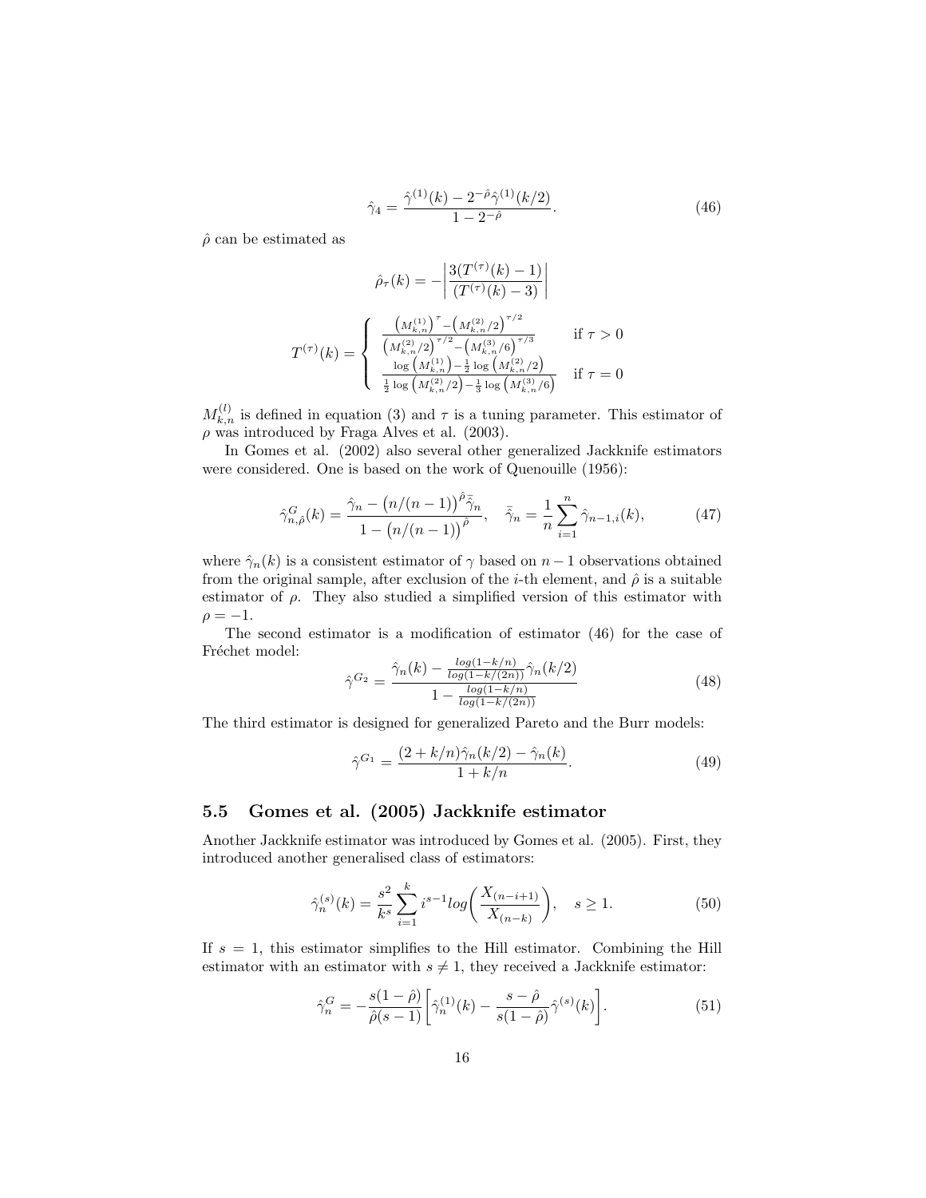$$\hat{\gamma}_4 = \frac{\hat{\gamma}^{(1)}(k) - 2^{-\hat{\rho}}\hat{\gamma}^{(1)}(k/2)}{1 - 2^{-\hat{\rho}}}. \tag{46}$$

$\hat{\rho}$ can be estimated as

$$\hat{\rho}_\tau(k) = -\left|\frac{3(T^{(\tau)}(k) - 1)}{(T^{(\tau)}(k) - 3)}\right|$$

$$T^{(\tau)}(k) = \begin{cases} \dfrac{\left(M_{k,n}^{(1)}\right)^\tau - \left(M_{k,n}^{(2)}/2\right)^{\tau/2}}{\left(M_{k,n}^{(2)}/2\right)^{\tau/2} - \left(M_{k,n}^{(3)}/6\right)^{\tau/3}} & \text{if } \tau > 0 \\ \dfrac{\log\left(M_{k,n}^{(1)}\right) - \frac{1}{2}\log\left(M_{k,n}^{(2)}/2\right)}{\frac{1}{2}\log\left(M_{k,n}^{(2)}/2\right) - \frac{1}{3}\log\left(M_{k,n}^{(3)}/6\right)} & \text{if } \tau = 0 \end{cases}$$

$M_{k,n}^{(l)}$ is defined in equation (3) and $\tau$ is a tuning parameter. This estimator of $\rho$ was introduced by Fraga Alves et al. (2003).

In Gomes et al. (2002) also several other generalized Jackknife estimators were considered. One is based on the work of Quenouille (1956):

$$\hat{\gamma}_{n,\hat{\rho}}^G(k) = \frac{\hat{\gamma}_n - \left(n/(n-1)\right)^{\hat{\rho}}\bar{\hat{\gamma}}_n}{1 - \left(n/(n-1)\right)^{\hat{\rho}}}, \quad \bar{\hat{\gamma}}_n = \frac{1}{n}\sum_{i=1}^{n}\hat{\gamma}_{n-1,i}(k), \tag{47}$$

where $\hat{\gamma}_n(k)$ is a consistent estimator of $\gamma$ based on $n-1$ observations obtained from the original sample, after exclusion of the $i$-th element, and $\hat{\rho}$ is a suitable estimator of $\rho$. They also studied a simplified version of this estimator with $\rho = -1$.

The second estimator is a modification of estimator (46) for the case of Fréchet model:

$$\hat{\gamma}^{G_2} = \frac{\hat{\gamma}_n(k) - \frac{log(1-k/n)}{log(1-k/(2n))}\hat{\gamma}_n(k/2)}{1 - \frac{log(1-k/n)}{log(1-k/(2n))}} \tag{48}$$

The third estimator is designed for generalized Pareto and the Burr models:

$$\hat{\gamma}^{G_1} = \frac{(2 + k/n)\hat{\gamma}_n(k/2) - \hat{\gamma}_n(k)}{1 + k/n}. \tag{49}$$

### 5.5 Gomes et al. (2005) Jackknife estimator

Another Jackknife estimator was introduced by Gomes et al. (2005). First, they introduced another generalised class of estimators:

$$\hat{\gamma}_n^{(s)}(k) = \frac{s^2}{k^s}\sum_{i=1}^{k} i^{s-1} log\left(\frac{X_{(n-i+1)}}{X_{(n-k)}}\right), \quad s \geq 1. \tag{50}$$

If $s = 1$, this estimator simplifies to the Hill estimator. Combining the Hill estimator with an estimator with $s \neq 1$, they received a Jackknife estimator:

$$\hat{\gamma}_n^G = -\frac{s(1-\hat{\rho})}{\hat{\rho}(s-1)}\left[\hat{\gamma}_n^{(1)}(k) - \frac{s - \hat{\rho}}{s(1-\hat{\rho})}\hat{\gamma}^{(s)}(k)\right]. \tag{51}$$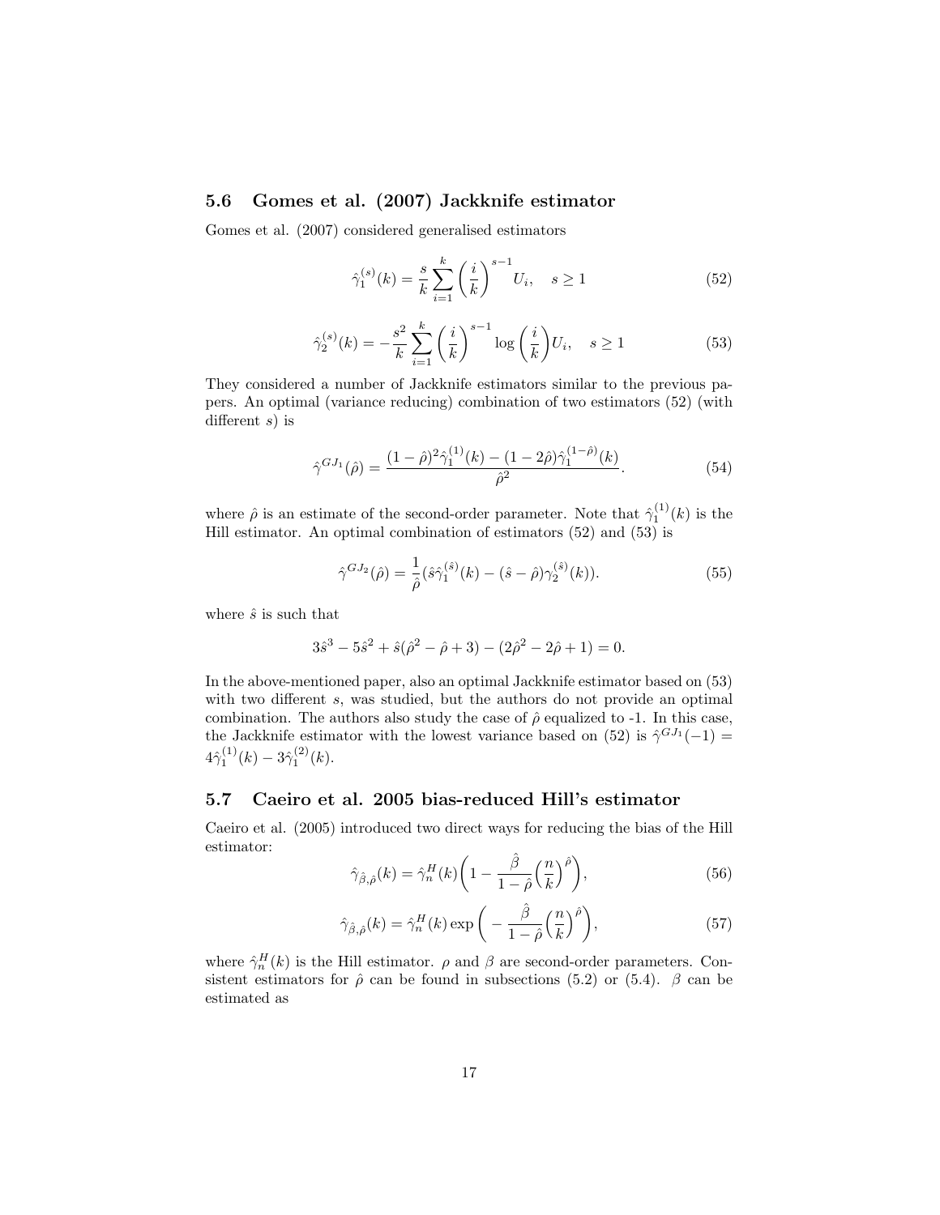### 5.6 Gomes et al. (2007) Jackknife estimator

Gomes et al. (2007) considered generalised estimators

$$\hat{\gamma}_1^{(s)}(k) = \frac{s}{k}\sum_{i=1}^{k}\left(\frac{i}{k}\right)^{s-1}U_i, \quad s \geq 1 \tag{52}$$

$$\hat{\gamma}_2^{(s)}(k) = -\frac{s^2}{k}\sum_{i=1}^{k}\left(\frac{i}{k}\right)^{s-1}\log\left(\frac{i}{k}\right)U_i, \quad s \geq 1 \tag{53}$$

They considered a number of Jackknife estimators similar to the previous papers. An optimal (variance reducing) combination of two estimators (52) (with different $s$) is

$$\hat{\gamma}^{GJ_1}(\hat{\rho}) = \frac{(1-\hat{\rho})^2\hat{\gamma}_1^{(1)}(k) - (1-2\hat{\rho})\hat{\gamma}_1^{(1-\hat{\rho})}(k)}{\hat{\rho}^2}. \tag{54}$$

where $\hat{\rho}$ is an estimate of the second-order parameter. Note that $\hat{\gamma}_1^{(1)}(k)$ is the Hill estimator. An optimal combination of estimators (52) and (53) is

$$\hat{\gamma}^{GJ_2}(\hat{\rho}) = \frac{1}{\hat{\rho}}(\hat{s}\hat{\gamma}_1^{(\hat{s})}(k) - (\hat{s}-\hat{\rho})\gamma_2^{(\hat{s})}(k)). \tag{55}$$

where $\hat{s}$ is such that

$$3\hat{s}^3 - 5\hat{s}^2 + \hat{s}(\hat{\rho}^2 - \hat{\rho} + 3) - (2\hat{\rho}^2 - 2\hat{\rho} + 1) = 0.$$

In the above-mentioned paper, also an optimal Jackknife estimator based on (53) with two different $s$, was studied, but the authors do not provide an optimal combination. The authors also study the case of $\hat{\rho}$ equalized to -1. In this case, the Jackknife estimator with the lowest variance based on (52) is $\hat{\gamma}^{GJ_1}(-1) = 4\hat{\gamma}_1^{(1)}(k) - 3\hat{\gamma}_1^{(2)}(k)$.

### 5.7 Caeiro et al. 2005 bias-reduced Hill's estimator

Caeiro et al. (2005) introduced two direct ways for reducing the bias of the Hill estimator:

$$\hat{\gamma}_{\hat{\beta},\hat{\rho}}(k) = \hat{\gamma}_n^H(k)\left(1 - \frac{\hat{\beta}}{1-\hat{\rho}}\left(\frac{n}{k}\right)^{\hat{\rho}}\right), \tag{56}$$

$$\hat{\gamma}_{\hat{\beta},\hat{\rho}}(k) = \hat{\gamma}_n^H(k)\exp\left(-\frac{\hat{\beta}}{1-\hat{\rho}}\left(\frac{n}{k}\right)^{\hat{\rho}}\right), \tag{57}$$

where $\hat{\gamma}_n^H(k)$ is the Hill estimator. $\rho$ and $\beta$ are second-order parameters. Consistent estimators for $\hat{\rho}$ can be found in subsections (5.2) or (5.4). $\beta$ can be estimated as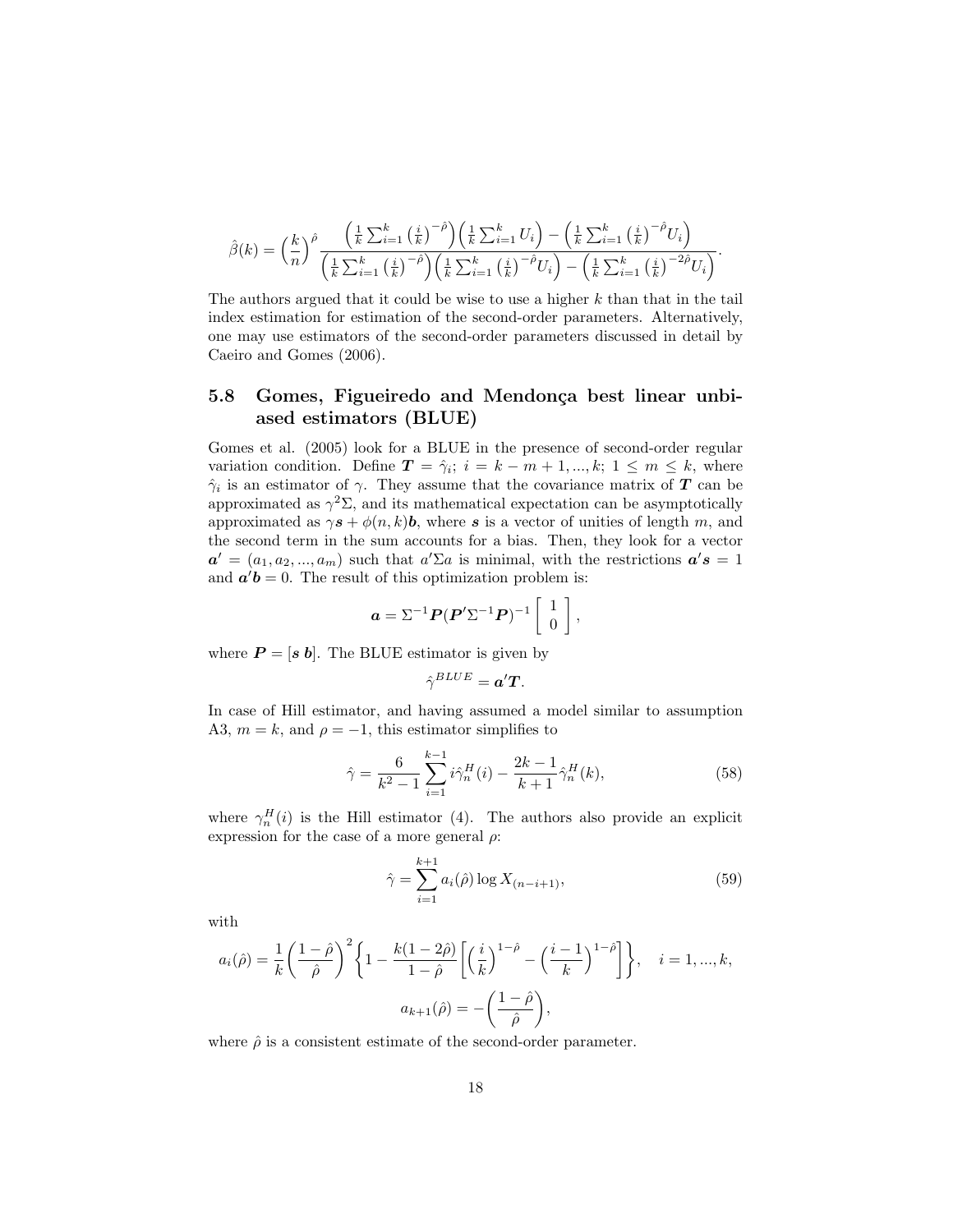$$\hat{\beta}(k) = \Big(\frac{k}{n}\Big)^{\hat{\rho}} \frac{\Big(\frac{1}{k}\sum_{i=1}^{k}\big(\frac{i}{k}\big)^{-\hat{\rho}}\Big)\Big(\frac{1}{k}\sum_{i=1}^{k}U_i\Big) - \Big(\frac{1}{k}\sum_{i=1}^{k}\big(\frac{i}{k}\big)^{-\hat{\rho}}U_i\Big)}{\Big(\frac{1}{k}\sum_{i=1}^{k}\big(\frac{i}{k}\big)^{-\hat{\rho}}\Big)\Big(\frac{1}{k}\sum_{i=1}^{k}\big(\frac{i}{k}\big)^{-\hat{\rho}}U_i\Big) - \Big(\frac{1}{k}\sum_{i=1}^{k}\big(\frac{i}{k}\big)^{-2\hat{\rho}}U_i\Big)}.$$

The authors argued that it could be wise to use a higher $k$ than that in the tail index estimation for estimation of the second-order parameters. Alternatively, one may use estimators of the second-order parameters discussed in detail by Caeiro and Gomes (2006).

### 5.8 Gomes, Figueiredo and Mendonça best linear unbiased estimators (BLUE)

Gomes et al. (2005) look for a BLUE in the presence of second-order regular variation condition. Define $\boldsymbol{T} = \hat{\gamma}_i;\ i = k-m+1, ..., k;\ 1 \leq m \leq k$, where $\hat{\gamma}_i$ is an estimator of $\gamma$. They assume that the covariance matrix of $\boldsymbol{T}$ can be approximated as $\gamma^2\Sigma$, and its mathematical expectation can be asymptotically approximated as $\gamma\boldsymbol{s} + \phi(n,k)\boldsymbol{b}$, where $\boldsymbol{s}$ is a vector of unities of length $m$, and the second term in the sum accounts for a bias. Then, they look for a vector $\boldsymbol{a}' = (a_1, a_2, ..., a_m)$ such that $a'\Sigma a$ is minimal, with the restrictions $\boldsymbol{a}'\boldsymbol{s} = 1$ and $\boldsymbol{a}'\boldsymbol{b} = 0$. The result of this optimization problem is:

$$\boldsymbol{a} = \Sigma^{-1}\boldsymbol{P}(\boldsymbol{P}'\Sigma^{-1}\boldsymbol{P})^{-1}\left[\begin{array}{c} 1 \\ 0 \end{array}\right],$$

where $\boldsymbol{P} = [\boldsymbol{s}\ \boldsymbol{b}]$. The BLUE estimator is given by

$$\hat{\gamma}^{BLUE} = \boldsymbol{a}'\boldsymbol{T}.$$

In case of Hill estimator, and having assumed a model similar to assumption A3, $m = k$, and $\rho = -1$, this estimator simplifies to

$$\hat{\gamma} = \frac{6}{k^2-1}\sum_{i=1}^{k-1} i\hat{\gamma}_n^H(i) - \frac{2k-1}{k+1}\hat{\gamma}_n^H(k), \tag{58}$$

where $\gamma_n^H(i)$ is the Hill estimator (4). The authors also provide an explicit expression for the case of a more general $\rho$:

$$\hat{\gamma} = \sum_{i=1}^{k+1} a_i(\hat{\rho})\log X_{(n-i+1)}, \tag{59}$$

with

$$a_i(\hat{\rho}) = \frac{1}{k}\Big(\frac{1-\hat{\rho}}{\hat{\rho}}\Big)^2\Big\{1 - \frac{k(1-2\hat{\rho})}{1-\hat{\rho}}\Big[\Big(\frac{i}{k}\Big)^{1-\hat{\rho}} - \Big(\frac{i-1}{k}\Big)^{1-\hat{\rho}}\Big]\Big\}, \quad i = 1, ..., k,$$

$$a_{k+1}(\hat{\rho}) = -\Big(\frac{1-\hat{\rho}}{\hat{\rho}}\Big),$$

where $\hat{\rho}$ is a consistent estimate of the second-order parameter.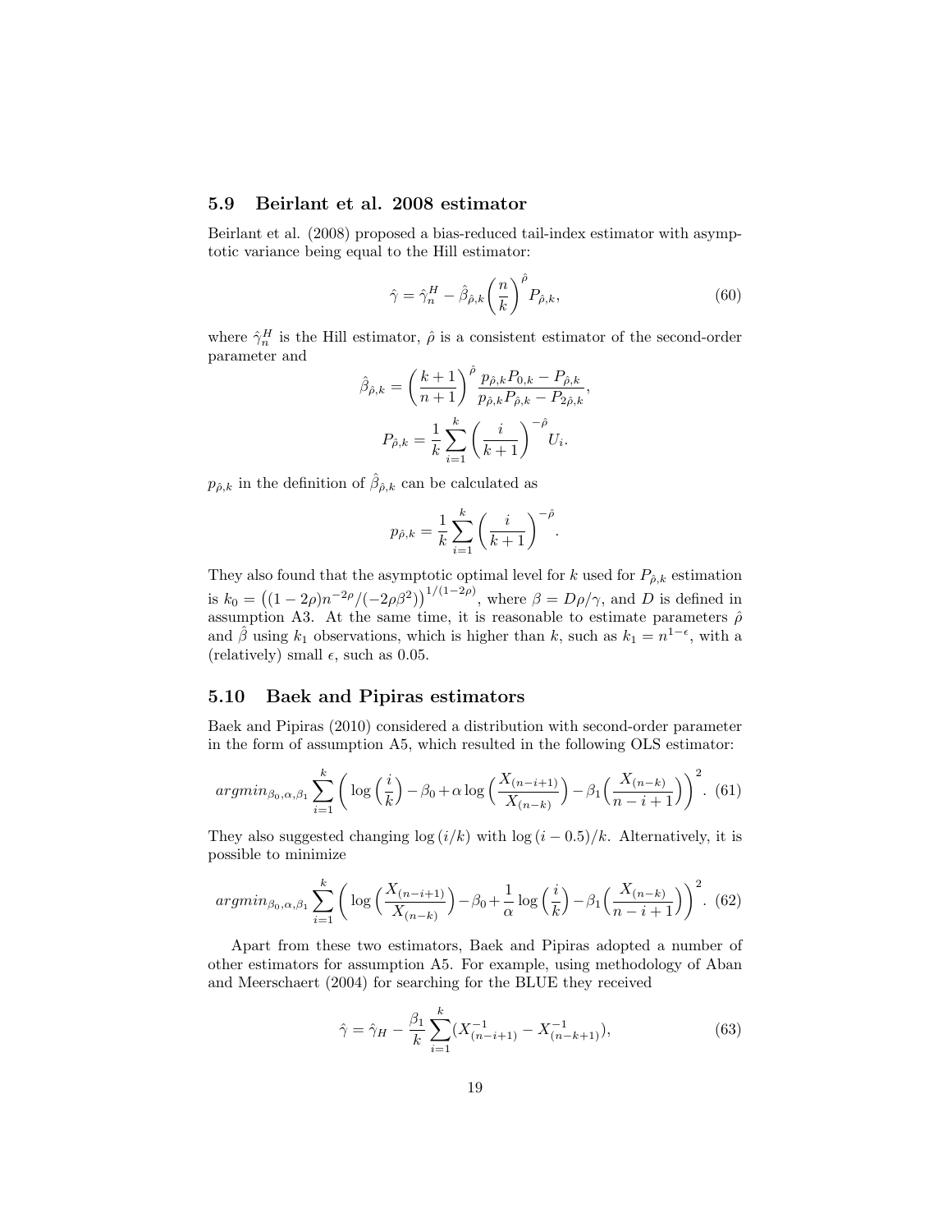### 5.9 Beirlant et al. 2008 estimator

Beirlant et al. (2008) proposed a bias-reduced tail-index estimator with asymptotic variance being equal to the Hill estimator:

$$\hat{\gamma} = \hat{\gamma}_n^H - \hat{\beta}_{\hat{\rho},k} \left(\frac{n}{k}\right)^{\hat{\rho}} P_{\hat{\rho},k}, \tag{60}$$

where $\hat{\gamma}_n^H$ is the Hill estimator, $\hat{\rho}$ is a consistent estimator of the second-order parameter and

$$\hat{\beta}_{\hat{\rho},k} = \left(\frac{k+1}{n+1}\right)^{\hat{\rho}} \frac{p_{\hat{\rho},k} P_{0,k} - P_{\hat{\rho},k}}{p_{\hat{\rho},k} P_{\hat{\rho},k} - P_{2\hat{\rho},k}},$$

$$P_{\hat{\rho},k} = \frac{1}{k} \sum_{i=1}^{k} \left(\frac{i}{k+1}\right)^{-\hat{\rho}} U_i.$$

$p_{\hat{\rho},k}$ in the definition of $\hat{\beta}_{\hat{\rho},k}$ can be calculated as

$$p_{\hat{\rho},k} = \frac{1}{k} \sum_{i=1}^{k} \left(\frac{i}{k+1}\right)^{-\hat{\rho}}.$$

They also found that the asymptotic optimal level for $k$ used for $P_{\hat{\rho},k}$ estimation is $k_0 = \left((1-2\rho)n^{-2\rho}/(-2\rho\beta^2)\right)^{1/(1-2\rho)}$, where $\beta = D\rho/\gamma$, and $D$ is defined in assumption A3. At the same time, it is reasonable to estimate parameters $\hat{\rho}$ and $\hat{\beta}$ using $k_1$ observations, which is higher than $k$, such as $k_1 = n^{1-\epsilon}$, with a (relatively) small $\epsilon$, such as 0.05.

### 5.10 Baek and Pipiras estimators

Baek and Pipiras (2010) considered a distribution with second-order parameter in the form of assumption A5, which resulted in the following OLS estimator:

$$argmin_{\beta_0,\alpha,\beta_1} \sum_{i=1}^{k} \left( \log\left(\frac{i}{k}\right) - \beta_0 + \alpha \log\left(\frac{X_{(n-i+1)}}{X_{(n-k)}}\right) - \beta_1 \left(\frac{X_{(n-k)}}{n-i+1}\right) \right)^2. \tag{61}$$

They also suggested changing $\log(i/k)$ with $\log(i-0.5)/k$. Alternatively, it is possible to minimize

$$argmin_{\beta_0,\alpha,\beta_1} \sum_{i=1}^{k} \left( \log\left(\frac{X_{(n-i+1)}}{X_{(n-k)}}\right) - \beta_0 + \frac{1}{\alpha} \log\left(\frac{i}{k}\right) - \beta_1 \left(\frac{X_{(n-k)}}{n-i+1}\right) \right)^2. \tag{62}$$

Apart from these two estimators, Baek and Pipiras adopted a number of other estimators for assumption A5. For example, using methodology of Aban and Meerschaert (2004) for searching for the BLUE they received

$$\hat{\gamma} = \hat{\gamma}_H - \frac{\beta_1}{k} \sum_{i=1}^{k} (X_{(n-i+1)}^{-1} - X_{(n-k+1)}^{-1}), \tag{63}$$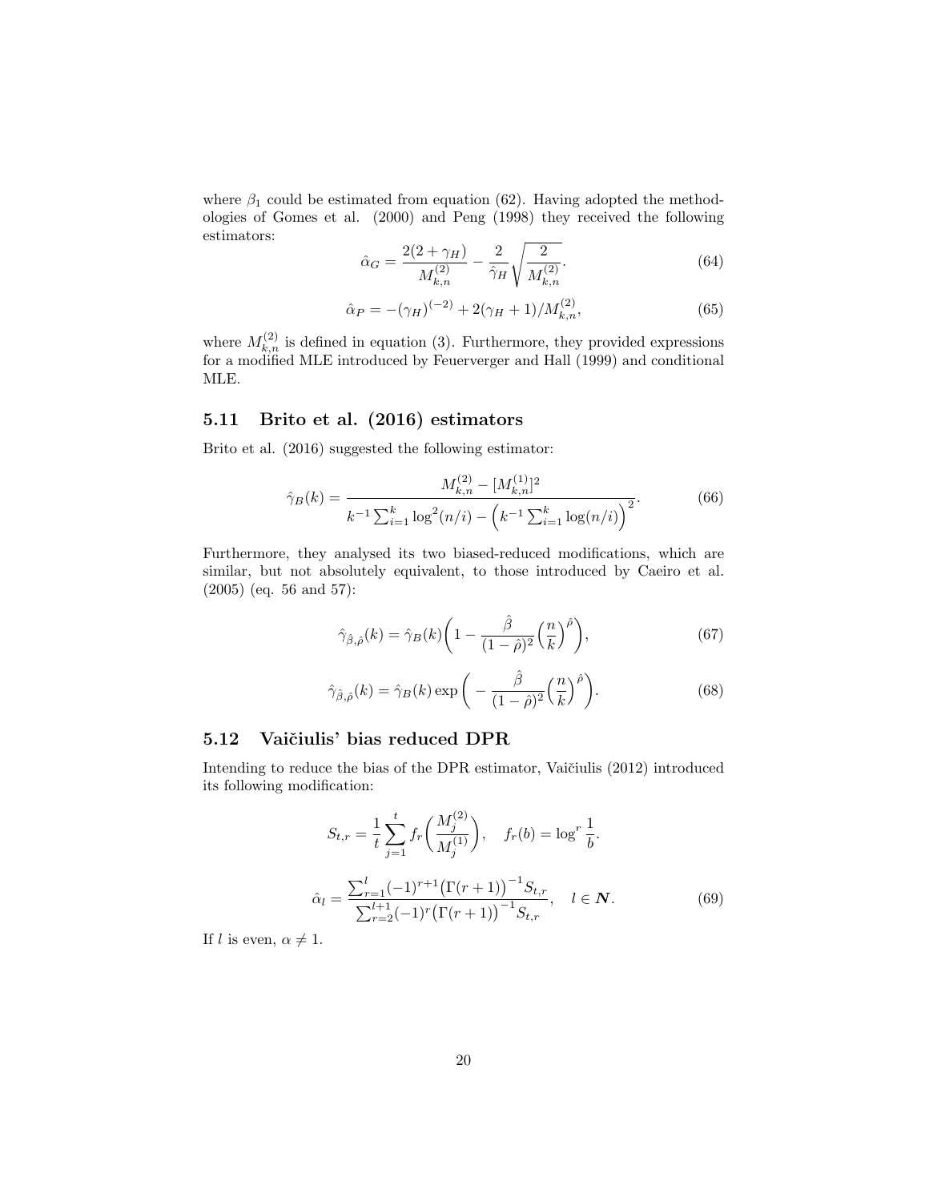where $\beta_1$ could be estimated from equation (62). Having adopted the methodologies of Gomes et al. (2000) and Peng (1998) they received the following estimators:

$$\hat{\alpha}_G = \frac{2(2+\gamma_H)}{M_{k,n}^{(2)}} - \frac{2}{\hat{\gamma}_H}\sqrt{\frac{2}{M_{k,n}^{(2)}}}. \tag{64}$$

$$\hat{\alpha}_P = -(\gamma_H)^{(-2)} + 2(\gamma_H+1)/M_{k,n}^{(2)}, \tag{65}$$

where $M_{k,n}^{(2)}$ is defined in equation (3). Furthermore, they provided expressions for a modified MLE introduced by Feuerverger and Hall (1999) and conditional MLE.

## 5.11 Brito et al. (2016) estimators

Brito et al. (2016) suggested the following estimator:

$$\hat{\gamma}_B(k) = \frac{M_{k,n}^{(2)} - [M_{k,n}^{(1)}]^2}{k^{-1}\sum_{i=1}^{k}\log^2(n/i) - \Big(k^{-1}\sum_{i=1}^{k}\log(n/i)\Big)^2}. \tag{66}$$

Furthermore, they analysed its two biased-reduced modifications, which are similar, but not absolutely equivalent, to those introduced by Caeiro et al. (2005) (eq. 56 and 57):

$$\hat{\gamma}_{\hat{\beta},\hat{\rho}}(k) = \hat{\gamma}_B(k)\bigg(1 - \frac{\hat{\beta}}{(1-\hat{\rho})^2}\Big(\frac{n}{k}\Big)^{\hat{\rho}}\bigg), \tag{67}$$

$$\hat{\gamma}_{\hat{\beta},\hat{\rho}}(k) = \hat{\gamma}_B(k)\exp\bigg(-\frac{\hat{\beta}}{(1-\hat{\rho})^2}\Big(\frac{n}{k}\Big)^{\hat{\rho}}\bigg). \tag{68}$$

## 5.12 Vaičiulis' bias reduced DPR

Intending to reduce the bias of the DPR estimator, Vaičiulis (2012) introduced its following modification:

$$S_{t,r} = \frac{1}{t}\sum_{j=1}^{t} f_r\bigg(\frac{M_j^{(2)}}{M_j^{(1)}}\bigg), \quad f_r(b) = \log^r\frac{1}{b}.$$

$$\hat{\alpha}_l = \frac{\sum_{r=1}^{l}(-1)^{r+1}\big(\Gamma(r+1)\big)^{-1}S_{t,r}}{\sum_{r=2}^{l+1}(-1)^{r}\big(\Gamma(r+1)\big)^{-1}S_{t,r}}, \quad l \in \boldsymbol{N}. \tag{69}$$

If $l$ is even, $\alpha \neq 1$.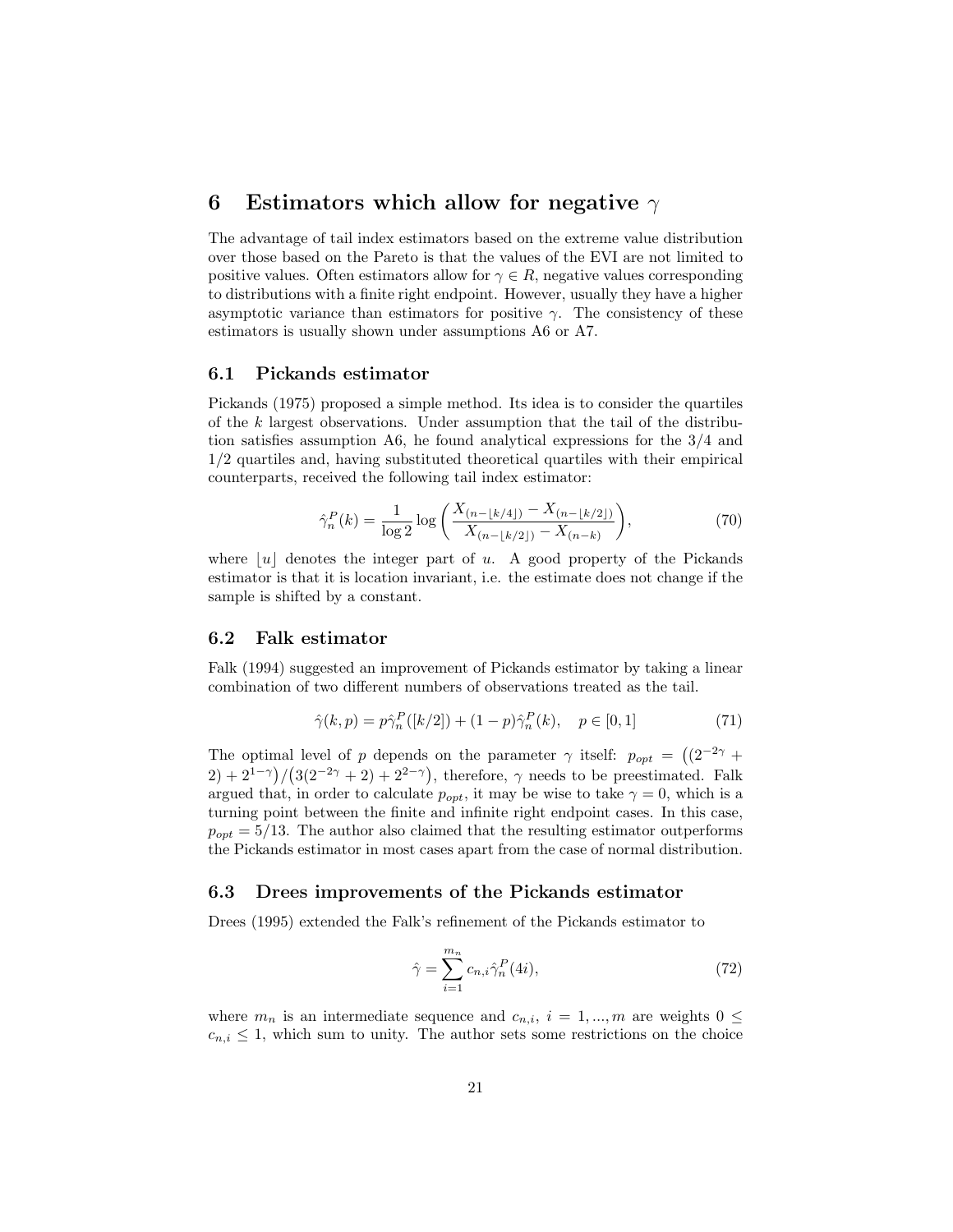## 6 Estimators which allow for negative $\gamma$

The advantage of tail index estimators based on the extreme value distribution over those based on the Pareto is that the values of the EVI are not limited to positive values. Often estimators allow for $\gamma \in R$, negative values corresponding to distributions with a finite right endpoint. However, usually they have a higher asymptotic variance than estimators for positive $\gamma$. The consistency of these estimators is usually shown under assumptions A6 or A7.

### 6.1 Pickands estimator

Pickands (1975) proposed a simple method. Its idea is to consider the quartiles of the $k$ largest observations. Under assumption that the tail of the distribution satisfies assumption A6, he found analytical expressions for the 3/4 and 1/2 quartiles and, having substituted theoretical quartiles with their empirical counterparts, received the following tail index estimator:

$$\hat{\gamma}_n^P(k) = \frac{1}{\log 2} \log \left( \frac{X_{(n-\lfloor k/4 \rfloor)} - X_{(n-\lfloor k/2 \rfloor)}}{X_{(n-\lfloor k/2 \rfloor)} - X_{(n-k)}} \right), \tag{70}$$

where $\lfloor u \rfloor$ denotes the integer part of $u$. A good property of the Pickands estimator is that it is location invariant, i.e. the estimate does not change if the sample is shifted by a constant.

### 6.2 Falk estimator

Falk (1994) suggested an improvement of Pickands estimator by taking a linear combination of two different numbers of observations treated as the tail.

$$\hat{\gamma}(k,p) = p\hat{\gamma}_n^P([k/2]) + (1-p)\hat{\gamma}_n^P(k), \quad p \in [0,1] \tag{71}$$

The optimal level of $p$ depends on the parameter $\gamma$ itself: $p_{opt} = \left((2^{-2\gamma} + 2) + 2^{1-\gamma}\right)/\left(3(2^{-2\gamma} + 2) + 2^{2-\gamma}\right)$, therefore, $\gamma$ needs to be preestimated. Falk argued that, in order to calculate $p_{opt}$, it may be wise to take $\gamma = 0$, which is a turning point between the finite and infinite right endpoint cases. In this case, $p_{opt} = 5/13$. The author also claimed that the resulting estimator outperforms the Pickands estimator in most cases apart from the case of normal distribution.

### 6.3 Drees improvements of the Pickands estimator

Drees (1995) extended the Falk's refinement of the Pickands estimator to

$$\hat{\gamma} = \sum_{i=1}^{m_n} c_{n,i} \hat{\gamma}_n^P(4i), \tag{72}$$

where $m_n$ is an intermediate sequence and $c_{n,i}$, $i = 1, ..., m$ are weights $0 \leq c_{n,i} \leq 1$, which sum to unity. The author sets some restrictions on the choice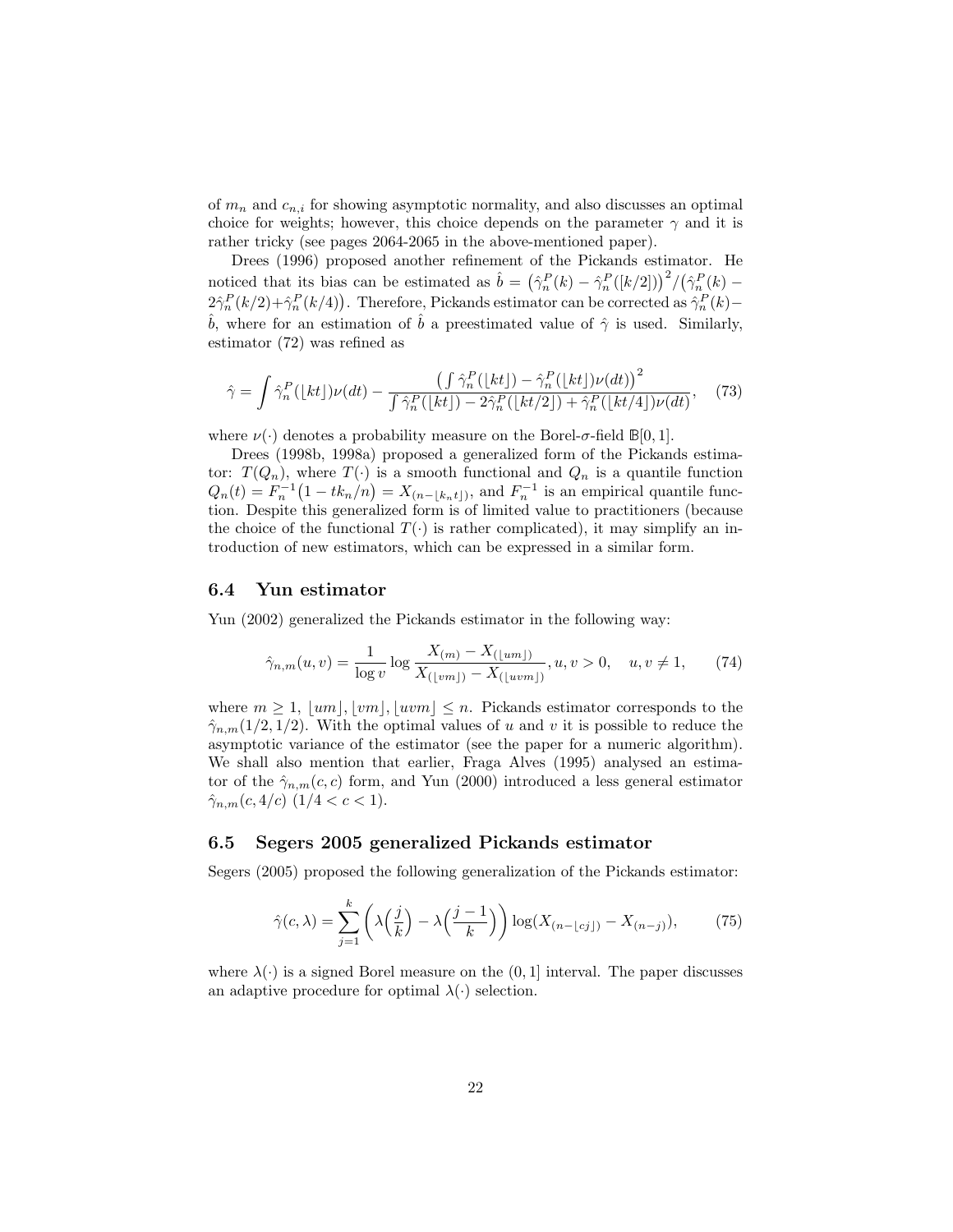of $m_n$ and $c_{n,i}$ for showing asymptotic normality, and also discusses an optimal choice for weights; however, this choice depends on the parameter $\gamma$ and it is rather tricky (see pages 2064-2065 in the above-mentioned paper).

Drees (1996) proposed another refinement of the Pickands estimator. He noticed that its bias can be estimated as $\hat{b} = \big(\hat{\gamma}_n^P(k) - \hat{\gamma}_n^P([k/2])\big)^2 / \big(\hat{\gamma}_n^P(k) - 2\hat{\gamma}_n^P(k/2) + \hat{\gamma}_n^P(k/4)\big)$. Therefore, Pickands estimator can be corrected as $\hat{\gamma}_n^P(k) - \hat{b}$, where for an estimation of $\hat{b}$ a preestimated value of $\hat{\gamma}$ is used. Similarly, estimator (72) was refined as

$$\hat{\gamma} = \int \hat{\gamma}_n^P(\lfloor kt \rfloor)\nu(dt) - \frac{\big(\int \hat{\gamma}_n^P(\lfloor kt \rfloor) - \hat{\gamma}_n^P(\lfloor kt \rfloor)\nu(dt)\big)^2}{\int \hat{\gamma}_n^P(\lfloor kt \rfloor) - 2\hat{\gamma}_n^P(\lfloor kt/2 \rfloor) + \hat{\gamma}_n^P(\lfloor kt/4 \rfloor)\nu(dt)}, \quad (73)$$

where $\nu(\cdot)$ denotes a probability measure on the Borel-$\sigma$-field $\mathbb{B}[0,1]$.

Drees (1998b, 1998a) proposed a generalized form of the Pickands estimator: $T(Q_n)$, where $T(\cdot)$ is a smooth functional and $Q_n$ is a quantile function $Q_n(t) = F_n^{-1}\big(1 - tk_n/n\big) = X_{(n-\lfloor k_n t \rfloor)}$, and $F_n^{-1}$ is an empirical quantile function. Despite this generalized form is of limited value to practitioners (because the choice of the functional $T(\cdot)$ is rather complicated), it may simplify an introduction of new estimators, which can be expressed in a similar form.

## 6.4 Yun estimator

Yun (2002) generalized the Pickands estimator in the following way:

$$\hat{\gamma}_{n,m}(u,v) = \frac{1}{\log v} \log \frac{X_{(m)} - X_{(\lfloor um \rfloor)}}{X_{(\lfloor vm \rfloor)} - X_{(\lfloor uvm \rfloor)}}, u, v > 0, \quad u, v \neq 1, \quad (74)$$

where $m \geq 1$, $\lfloor um \rfloor, \lfloor vm \rfloor, \lfloor uvm \rfloor \leq n$. Pickands estimator corresponds to the $\hat{\gamma}_{n,m}(1/2, 1/2)$. With the optimal values of $u$ and $v$ it is possible to reduce the asymptotic variance of the estimator (see the paper for a numeric algorithm). We shall also mention that earlier, Fraga Alves (1995) analysed an estimator of the $\hat{\gamma}_{n,m}(c,c)$ form, and Yun (2000) introduced a less general estimator $\hat{\gamma}_{n,m}(c, 4/c)$ $(1/4 < c < 1)$.

## 6.5 Segers 2005 generalized Pickands estimator

Segers (2005) proposed the following generalization of the Pickands estimator:

$$\hat{\gamma}(c,\lambda) = \sum_{j=1}^{k} \left( \lambda\Big(\frac{j}{k}\Big) - \lambda\Big(\frac{j-1}{k}\Big) \right) \log(X_{(n-\lfloor cj \rfloor)} - X_{(n-j)}), \quad (75)$$

where $\lambda(\cdot)$ is a signed Borel measure on the $(0,1]$ interval. The paper discusses an adaptive procedure for optimal $\lambda(\cdot)$ selection.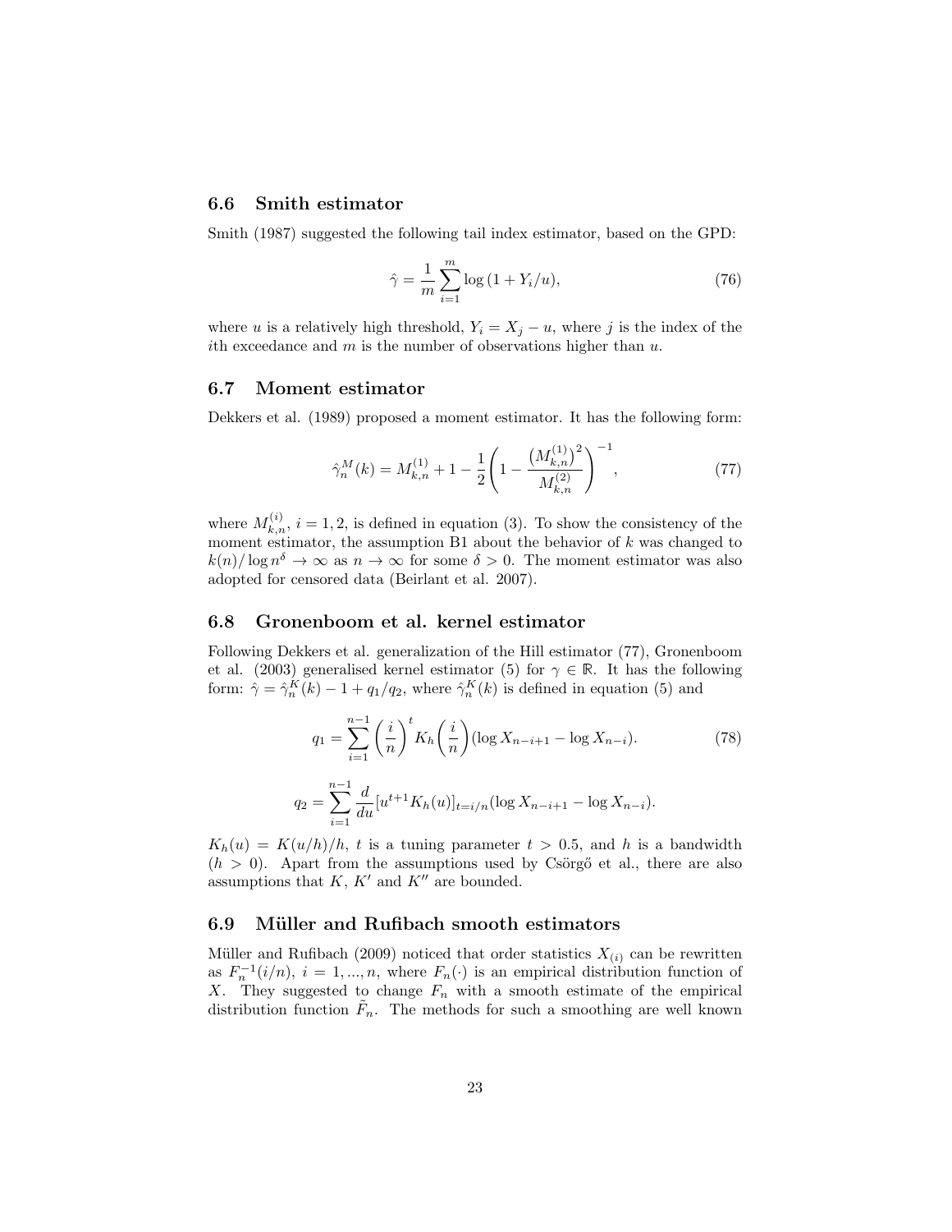### 6.6 Smith estimator

Smith (1987) suggested the following tail index estimator, based on the GPD:

$$\hat{\gamma} = \frac{1}{m} \sum_{i=1}^{m} \log\left(1 + Y_i/u\right), \tag{76}$$

where $u$ is a relatively high threshold, $Y_i = X_j - u$, where $j$ is the index of the $i$th exceedance and $m$ is the number of observations higher than $u$.

### 6.7 Moment estimator

Dekkers et al. (1989) proposed a moment estimator. It has the following form:

$$\hat{\gamma}_n^M(k) = M_{k,n}^{(1)} + 1 - \frac{1}{2}\left(1 - \frac{\left(M_{k,n}^{(1)}\right)^2}{M_{k,n}^{(2)}}\right)^{-1}, \tag{77}$$

where $M_{k,n}^{(i)}$, $i = 1, 2$, is defined in equation (3). To show the consistency of the moment estimator, the assumption B1 about the behavior of $k$ was changed to $k(n)/\log n^{\delta} \to \infty$ as $n \to \infty$ for some $\delta > 0$. The moment estimator was also adopted for censored data (Beirlant et al. 2007).

### 6.8 Gronenboom et al. kernel estimator

Following Dekkers et al. generalization of the Hill estimator (77), Gronenboom et al. (2003) generalised kernel estimator (5) for $\gamma \in \mathbb{R}$. It has the following form: $\hat{\gamma} = \hat{\gamma}_n^K(k) - 1 + q_1/q_2$, where $\hat{\gamma}_n^K(k)$ is defined in equation (5) and

$$q_1 = \sum_{i=1}^{n-1} \left(\frac{i}{n}\right)^t K_h\left(\frac{i}{n}\right)(\log X_{n-i+1} - \log X_{n-i}). \tag{78}$$

$$q_2 = \sum_{i=1}^{n-1} \frac{d}{du}[u^{t+1} K_h(u)]_{t=i/n}(\log X_{n-i+1} - \log X_{n-i}).$$

$K_h(u) = K(u/h)/h$, $t$ is a tuning parameter $t > 0.5$, and $h$ is a bandwidth ($h > 0$). Apart from the assumptions used by Csörgő et al., there are also assumptions that $K$, $K'$ and $K''$ are bounded.

### 6.9 Müller and Rufibach smooth estimators

Müller and Rufibach (2009) noticed that order statistics $X_{(i)}$ can be rewritten as $F_n^{-1}(i/n)$, $i = 1, ..., n$, where $F_n(\cdot)$ is an empirical distribution function of $X$. They suggested to change $F_n$ with a smooth estimate of the empirical distribution function $\tilde{F}_n$. The methods for such a smoothing are well known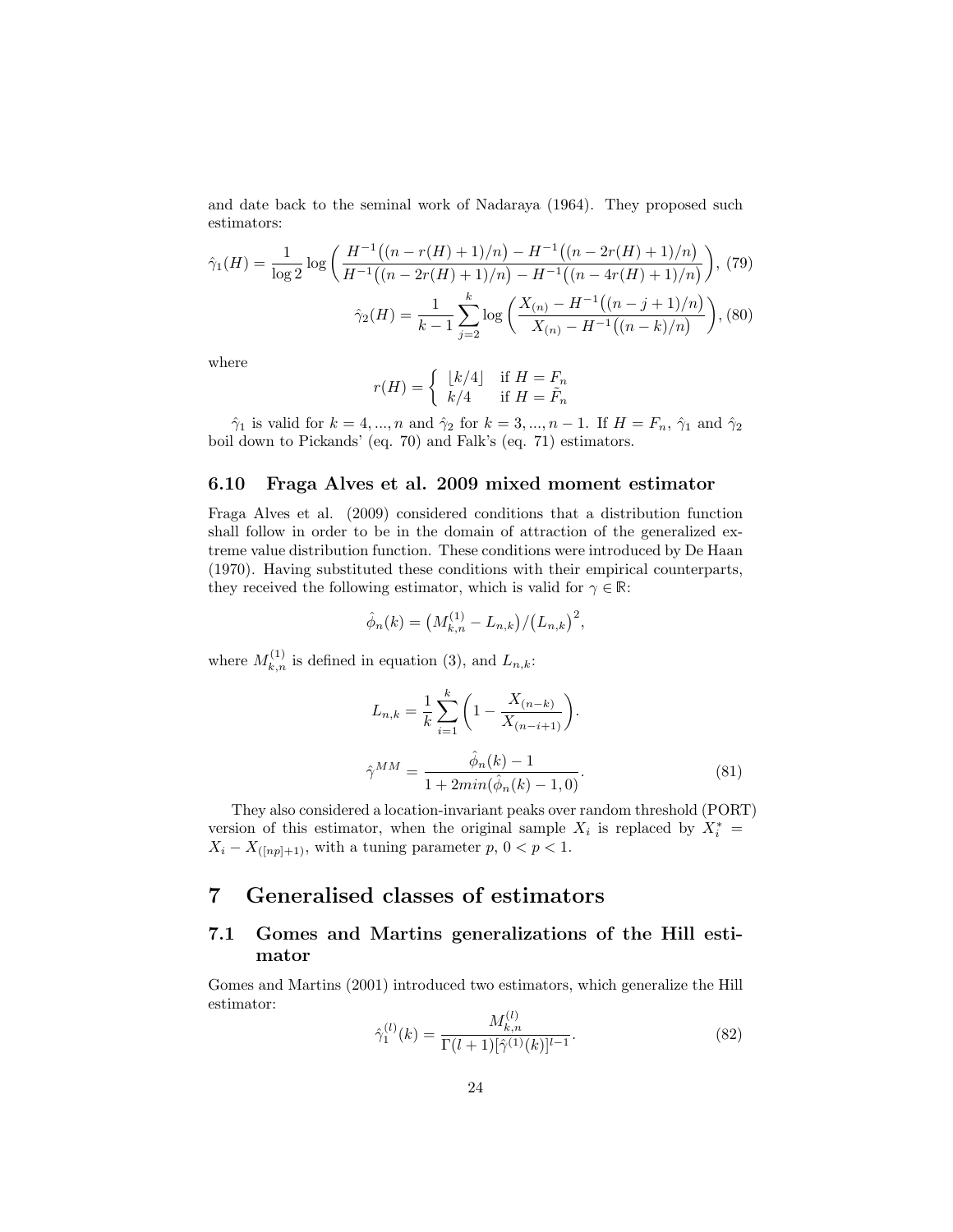and date back to the seminal work of Nadaraya (1964). They proposed such estimators:

$$\hat{\gamma}_1(H) = \frac{1}{\log 2} \log \left( \frac{H^{-1}\big((n - r(H) + 1)/n\big) - H^{-1}\big((n - 2r(H) + 1)/n\big)}{H^{-1}\big((n - 2r(H) + 1)/n\big) - H^{-1}\big((n - 4r(H) + 1)/n\big)} \right), \quad (79)$$

$$\hat{\gamma}_2(H) = \frac{1}{k-1} \sum_{j=2}^{k} \log \left( \frac{X_{(n)} - H^{-1}\big((n - j + 1)/n\big)}{X_{(n)} - H^{-1}\big((n - k)/n\big)} \right), \quad (80)$$

where

$$r(H) = \begin{cases} \lfloor k/4 \rfloor & \text{if } H = F_n \\ k/4 & \text{if } H = \tilde{F}_n \end{cases}$$

$\hat{\gamma}_1$ is valid for $k = 4, ..., n$ and $\hat{\gamma}_2$ for $k = 3, ..., n-1$. If $H = F_n$, $\hat{\gamma}_1$ and $\hat{\gamma}_2$ boil down to Pickands' (eq. 70) and Falk's (eq. 71) estimators.

### 6.10 Fraga Alves et al. 2009 mixed moment estimator

Fraga Alves et al. (2009) considered conditions that a distribution function shall follow in order to be in the domain of attraction of the generalized extreme value distribution function. These conditions were introduced by De Haan (1970). Having substituted these conditions with their empirical counterparts, they received the following estimator, which is valid for $\gamma \in \mathbb{R}$:

$$\hat{\phi}_n(k) = \big(M_{k,n}^{(1)} - L_{n,k}\big)/\big(L_{n,k}\big)^2,$$

where $M_{k,n}^{(1)}$ is defined in equation (3), and $L_{n,k}$:

$$L_{n,k} = \frac{1}{k} \sum_{i=1}^{k} \left( 1 - \frac{X_{(n-k)}}{X_{(n-i+1)}} \right).$$

$$\hat{\gamma}^{MM} = \frac{\hat{\phi}_n(k) - 1}{1 + 2min(\hat{\phi}_n(k) - 1, 0)}. \quad (81)$$

They also considered a location-invariant peaks over random threshold (PORT) version of this estimator, when the original sample $X_i$ is replaced by $X_i^* = X_i - X_{([np]+1)}$, with a tuning parameter $p$, $0 < p < 1$.

## 7 Generalised classes of estimators

### 7.1 Gomes and Martins generalizations of the Hill estimator

Gomes and Martins (2001) introduced two estimators, which generalize the Hill estimator:

$$\hat{\gamma}_1^{(l)}(k) = \frac{M_{k,n}^{(l)}}{\Gamma(l+1)[\hat{\gamma}^{(1)}(k)]^{l-1}}. \quad (82)$$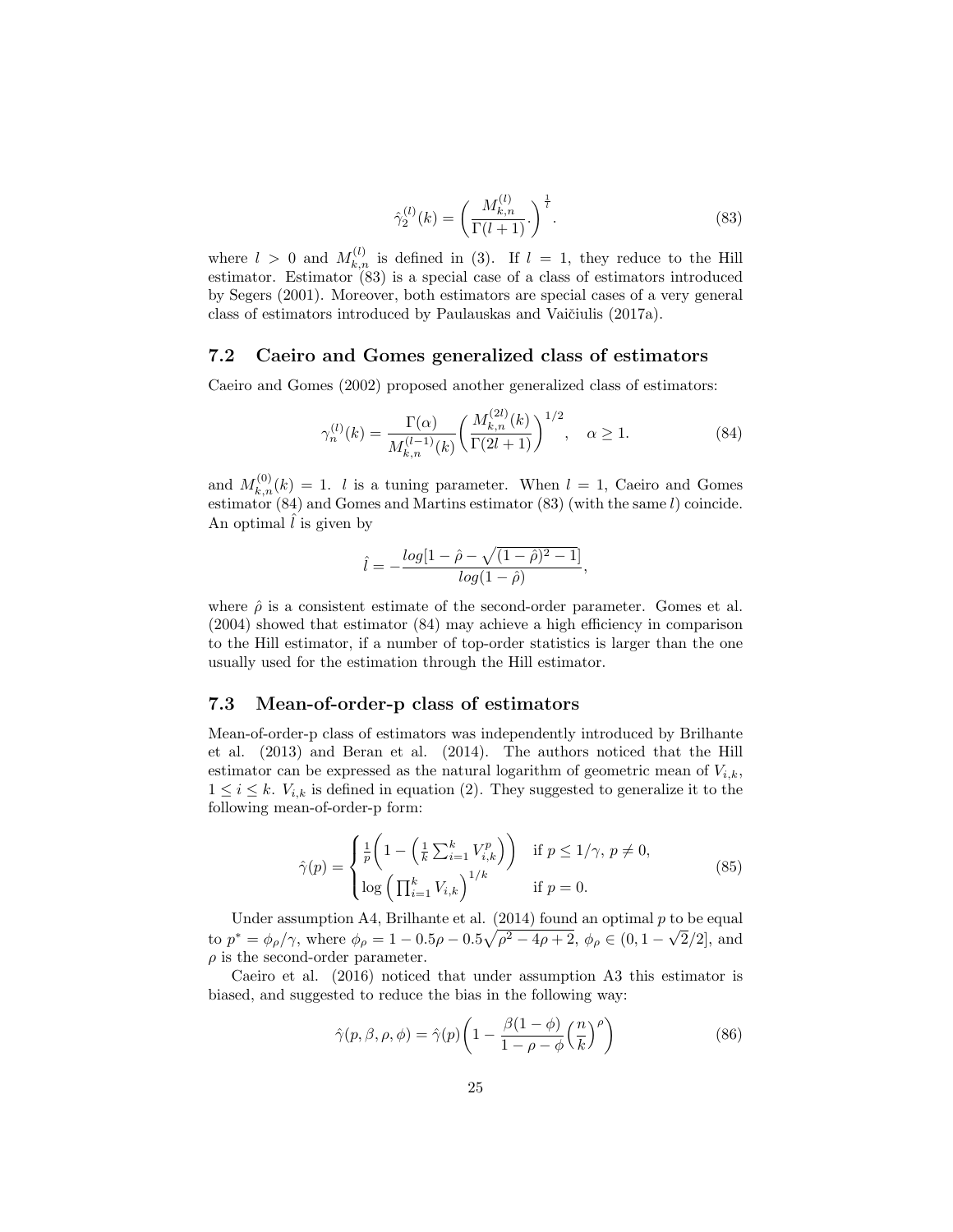$$
\hat{\gamma}_2^{(l)}(k) = \left( \frac{M_{k,n}^{(l)}}{\Gamma(l+1)}. \right)^{\frac{1}{l}}. \tag{83}
$$

where $l > 0$ and $M_{k,n}^{(l)}$ is defined in (3). If $l = 1$, they reduce to the Hill estimator. Estimator (83) is a special case of a class of estimators introduced by Segers (2001). Moreover, both estimators are special cases of a very general class of estimators introduced by Paulauskas and Vaičiulis (2017a).

### 7.2 Caeiro and Gomes generalized class of estimators

Caeiro and Gomes (2002) proposed another generalized class of estimators:

$$
\gamma_n^{(l)}(k) = \frac{\Gamma(\alpha)}{M_{k,n}^{(l-1)}(k)} \left( \frac{M_{k,n}^{(2l)}(k)}{\Gamma(2l+1)} \right)^{1/2}, \quad \alpha \geq 1. \tag{84}
$$

and $M_{k,n}^{(0)}(k) = 1$. $l$ is a tuning parameter. When $l = 1$, Caeiro and Gomes estimator (84) and Gomes and Martins estimator (83) (with the same $l$) coincide. An optimal $\hat{l}$ is given by

$$
\hat{l} = -\frac{log[1 - \hat{\rho} - \sqrt{(1-\hat{\rho})^2 - 1}]}{log(1 - \hat{\rho})},
$$

where $\hat{\rho}$ is a consistent estimate of the second-order parameter. Gomes et al. (2004) showed that estimator (84) may achieve a high efficiency in comparison to the Hill estimator, if a number of top-order statistics is larger than the one usually used for the estimation through the Hill estimator.

### 7.3 Mean-of-order-p class of estimators

Mean-of-order-p class of estimators was independently introduced by Brilhante et al. (2013) and Beran et al. (2014). The authors noticed that the Hill estimator can be expressed as the natural logarithm of geometric mean of $V_{i,k}$, $1 \leq i \leq k$. $V_{i,k}$ is defined in equation (2). They suggested to generalize it to the following mean-of-order-p form:

$$
\hat{\gamma}(p) = \begin{cases} \frac{1}{p}\left( 1 - \left( \frac{1}{k} \sum_{i=1}^{k} V_{i,k}^p \right) \right) & \text{if } p \leq 1/\gamma,\ p \neq 0, \\ \log\left( \prod_{i=1}^{k} V_{i,k} \right)^{1/k} & \text{if } p = 0. \end{cases} \tag{85}
$$

Under assumption A4, Brilhante et al. (2014) found an optimal $p$ to be equal to $p^* = \phi_\rho/\gamma$, where $\phi_\rho = 1 - 0.5\rho - 0.5\sqrt{\rho^2 - 4\rho + 2}$, $\phi_\rho \in (0, 1 - \sqrt{2}/2]$, and $\rho$ is the second-order parameter.

Caeiro et al. (2016) noticed that under assumption A3 this estimator is biased, and suggested to reduce the bias in the following way:

$$
\hat{\gamma}(p, \beta, \rho, \phi) = \hat{\gamma}(p)\left( 1 - \frac{\beta(1-\phi)}{1 - \rho - \phi}\left(\frac{n}{k}\right)^{\rho} \right) \tag{86}
$$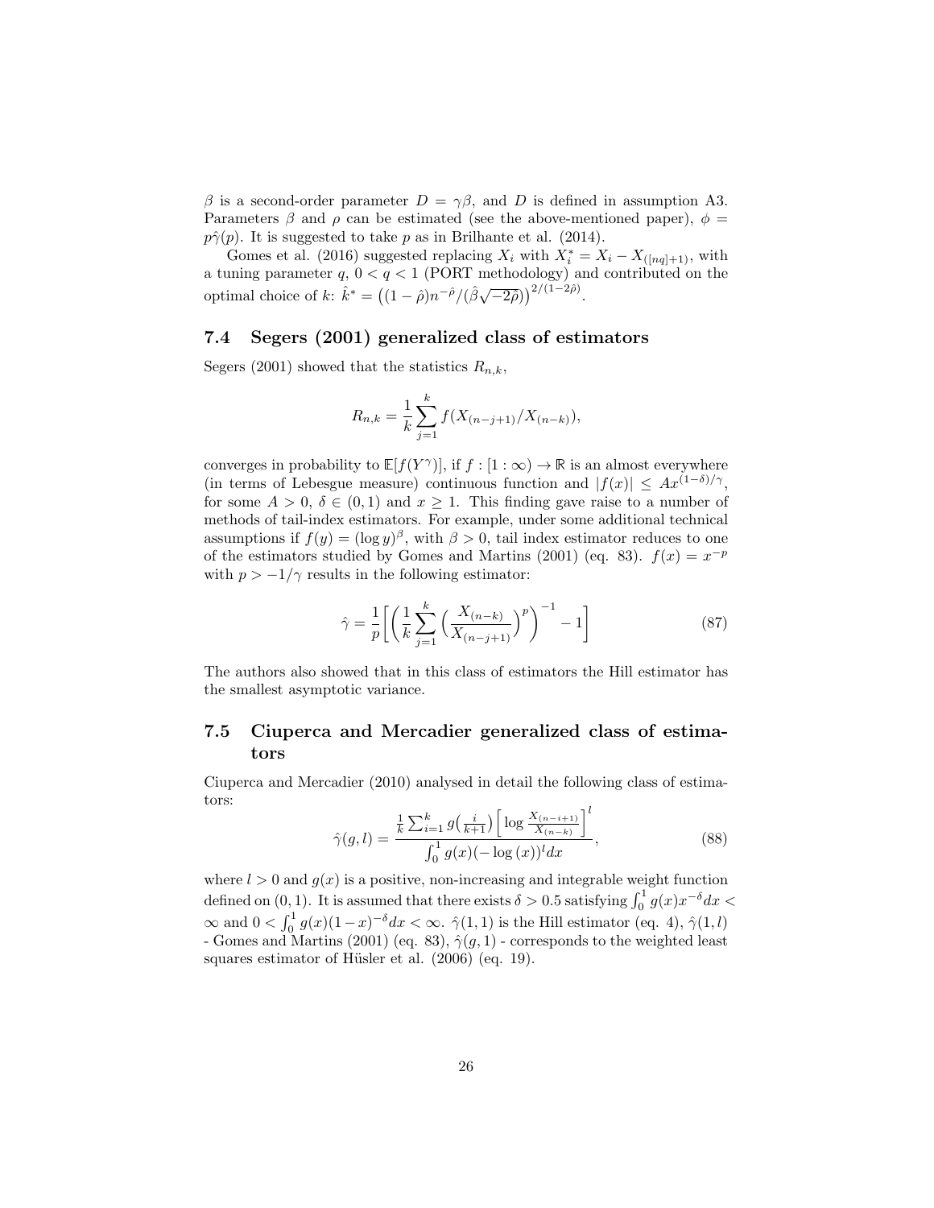$\beta$ is a second-order parameter $D = \gamma\beta$, and $D$ is defined in assumption A3. Parameters $\beta$ and $\rho$ can be estimated (see the above-mentioned paper), $\phi = p\hat{\gamma}(p)$. It is suggested to take $p$ as in Brilhante et al. (2014).

Gomes et al. (2016) suggested replacing $X_i$ with $X_i^* = X_i - X_{([nq]+1)}$, with a tuning parameter $q$, $0 < q < 1$ (PORT methodology) and contributed on the optimal choice of $k$: $\hat{k}^* = \big((1-\hat{\rho})n^{-\hat{\rho}}/(\hat{\beta}\sqrt{-2\hat{\rho}})\big)^{2/(1-2\hat{\rho})}$.

### 7.4 Segers (2001) generalized class of estimators

Segers (2001) showed that the statistics $R_{n,k}$,

$$R_{n,k} = \frac{1}{k}\sum_{j=1}^{k} f(X_{(n-j+1)}/X_{(n-k)}),$$

converges in probability to $\mathbb{E}[f(Y^{\gamma})]$, if $f : [1:\infty) \to \mathbb{R}$ is an almost everywhere (in terms of Lebesgue measure) continuous function and $|f(x)| \leq Ax^{(1-\delta)/\gamma}$, for some $A > 0$, $\delta \in (0,1)$ and $x \geq 1$. This finding gave raise to a number of methods of tail-index estimators. For example, under some additional technical assumptions if $f(y) = (\log y)^{\beta}$, with $\beta > 0$, tail index estimator reduces to one of the estimators studied by Gomes and Martins (2001) (eq. 83). $f(x) = x^{-p}$ with $p > -1/\gamma$ results in the following estimator:

$$\hat{\gamma} = \frac{1}{p}\bigg[\bigg(\frac{1}{k}\sum_{j=1}^{k}\Big(\frac{X_{(n-k)}}{X_{(n-j+1)}}\Big)^{p}\bigg)^{-1} - 1\bigg] \tag{87}$$

The authors also showed that in this class of estimators the Hill estimator has the smallest asymptotic variance.

### 7.5 Ciuperca and Mercadier generalized class of estimators

Ciuperca and Mercadier (2010) analysed in detail the following class of estimators:

$$\hat{\gamma}(g,l) = \frac{\frac{1}{k}\sum_{i=1}^{k} g\big(\frac{i}{k+1}\big)\Big[\log\frac{X_{(n-i+1)}}{X_{(n-k)}}\Big]^{l}}{\int_0^1 g(x)(-\log(x))^{l}dx}, \tag{88}$$

where $l > 0$ and $g(x)$ is a positive, non-increasing and integrable weight function defined on $(0,1)$. It is assumed that there exists $\delta > 0.5$ satisfying $\int_0^1 g(x)x^{-\delta}dx < \infty$ and $0 < \int_0^1 g(x)(1-x)^{-\delta}dx < \infty$. $\hat{\gamma}(1,1)$ is the Hill estimator (eq. 4), $\hat{\gamma}(1,l)$ - Gomes and Martins (2001) (eq. 83), $\hat{\gamma}(g,1)$ - corresponds to the weighted least squares estimator of Hüsler et al. (2006) (eq. 19).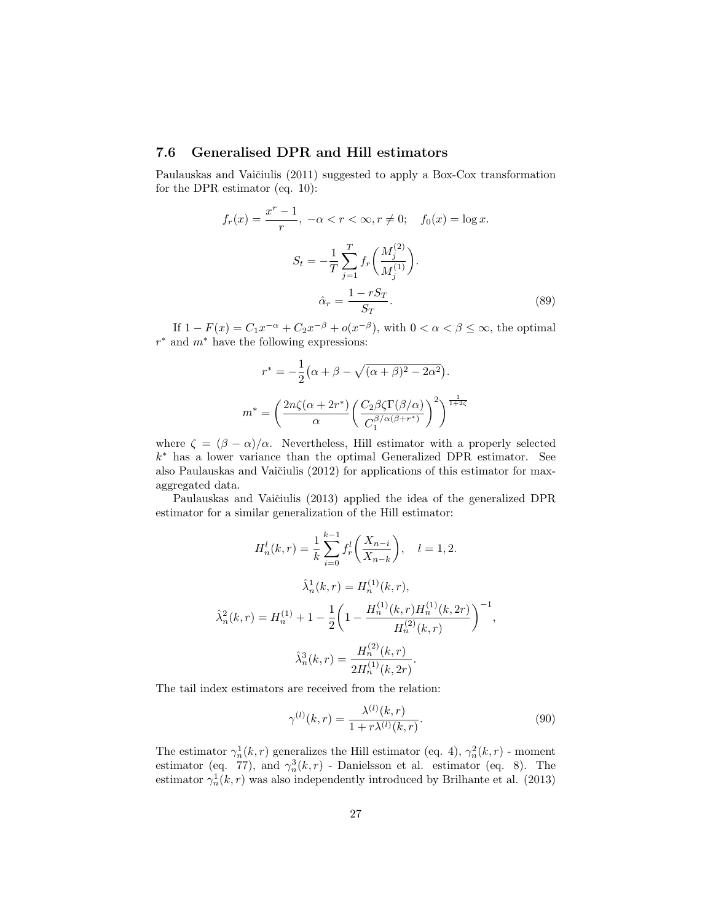### 7.6 Generalised DPR and Hill estimators

Paulauskas and Vaičiulis (2011) suggested to apply a Box-Cox transformation for the DPR estimator (eq. 10):

$$f_r(x) = \frac{x^r - 1}{r}, \; -\alpha < r < \infty, r \neq 0; \quad f_0(x) = \log x.$$

$$S_t = -\frac{1}{T}\sum_{j=1}^{T} f_r\left(\frac{M_j^{(2)}}{M_j^{(1)}}\right).$$

$$\hat{\alpha}_r = \frac{1 - rS_T}{S_T}. \tag{89}$$

If $1 - F(x) = C_1 x^{-\alpha} + C_2 x^{-\beta} + o(x^{-\beta})$, with $0 < \alpha < \beta \leq \infty$, the optimal $r^*$ and $m^*$ have the following expressions:

$$r^* = -\frac{1}{2}\left(\alpha + \beta - \sqrt{(\alpha+\beta)^2 - 2\alpha^2}\right).$$

$$m^* = \left(\frac{2n\zeta(\alpha + 2r^*)}{\alpha}\left(\frac{C_2\beta\zeta\Gamma(\beta/\alpha)}{C_1^{\beta/\alpha(\beta+r^*)}}\right)^2\right)^{\frac{1}{1+2\zeta}}$$

where $\zeta = (\beta - \alpha)/\alpha$. Nevertheless, Hill estimator with a properly selected $k^*$ has a lower variance than the optimal Generalized DPR estimator. See also Paulauskas and Vaičiulis (2012) for applications of this estimator for max-aggregated data.

Paulauskas and Vaičiulis (2013) applied the idea of the generalized DPR estimator for a similar generalization of the Hill estimator:

$$H_n^l(k,r) = \frac{1}{k}\sum_{i=0}^{k-1} f_r^l\left(\frac{X_{n-i}}{X_{n-k}}\right), \quad l = 1, 2.$$

$$\hat{\lambda}_n^1(k,r) = H_n^{(1)}(k,r),$$

$$\hat{\lambda}_n^2(k,r) = H_n^{(1)} + 1 - \frac{1}{2}\left(1 - \frac{H_n^{(1)}(k,r)H_n^{(1)}(k,2r)}{H_n^{(2)}(k,r)}\right)^{-1},$$

$$\hat{\lambda}_n^3(k,r) = \frac{H_n^{(2)}(k,r)}{2H_n^{(1)}(k,2r)}.$$

The tail index estimators are received from the relation:

$$\gamma^{(l)}(k,r) = \frac{\lambda^{(l)}(k,r)}{1 + r\lambda^{(l)}(k,r)}. \tag{90}$$

The estimator $\gamma_n^1(k,r)$ generalizes the Hill estimator (eq. 4), $\gamma_n^2(k,r)$ - moment estimator (eq. 77), and $\gamma_n^3(k,r)$ - Danielsson et al. estimator (eq. 8). The estimator $\gamma_n^1(k,r)$ was also independently introduced by Brilhante et al. (2013)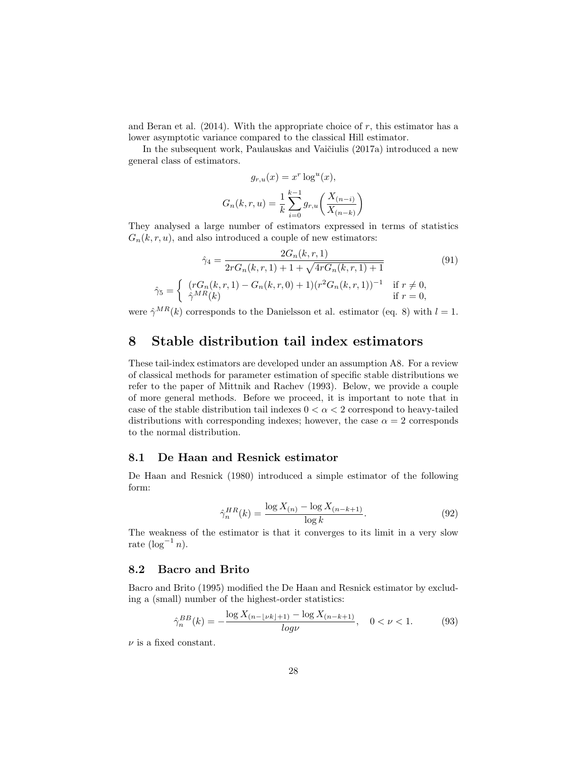and Beran et al. (2014). With the appropriate choice of $r$, this estimator has a lower asymptotic variance compared to the classical Hill estimator.

In the subsequent work, Paulauskas and Vaičiulis (2017a) introduced a new general class of estimators.

$$g_{r,u}(x) = x^r \log^u(x),$$

$$G_n(k, r, u) = \frac{1}{k} \sum_{i=0}^{k-1} g_{r,u}\left( \frac{X_{(n-i)}}{X_{(n-k)}} \right)$$

They analysed a large number of estimators expressed in terms of statistics $G_n(k, r, u)$, and also introduced a couple of new estimators:

$$\hat{\gamma}_4 = \frac{2G_n(k, r, 1)}{2rG_n(k, r, 1) + 1 + \sqrt{4rG_n(k, r, 1) + 1}} \tag{91}$$

$$\hat{\gamma}_5 = \begin{cases} (rG_n(k, r, 1) - G_n(k, r, 0) + 1)(r^2 G_n(k, r, 1))^{-1} & \text{if } r \neq 0, \\ \hat{\gamma}^{MR}(k) & \text{if } r = 0, \end{cases}$$

were $\hat{\gamma}^{MR}(k)$ corresponds to the Danielsson et al. estimator (eq. 8) with $l = 1$.

# 8 Stable distribution tail index estimators

These tail-index estimators are developed under an assumption A8. For a review of classical methods for parameter estimation of specific stable distributions we refer to the paper of Mittnik and Rachev (1993). Below, we provide a couple of more general methods. Before we proceed, it is important to note that in case of the stable distribution tail indexes $0 < \alpha < 2$ correspond to heavy-tailed distributions with corresponding indexes; however, the case $\alpha = 2$ corresponds to the normal distribution.

## 8.1 De Haan and Resnick estimator

De Haan and Resnick (1980) introduced a simple estimator of the following form:

$$\hat{\gamma}_n^{HR}(k) = \frac{\log X_{(n)} - \log X_{(n-k+1)}}{\log k}. \tag{92}$$

The weakness of the estimator is that it converges to its limit in a very slow rate ($\log^{-1} n$).

## 8.2 Bacro and Brito

Bacro and Brito (1995) modified the De Haan and Resnick estimator by excluding a (small) number of the highest-order statistics:

$$\hat{\gamma}_n^{BB}(k) = -\frac{\log X_{(n-\lfloor \nu k \rfloor+1)} - \log X_{(n-k+1)}}{log \nu}, \quad 0 < \nu < 1. \tag{93}$$

$\nu$ is a fixed constant.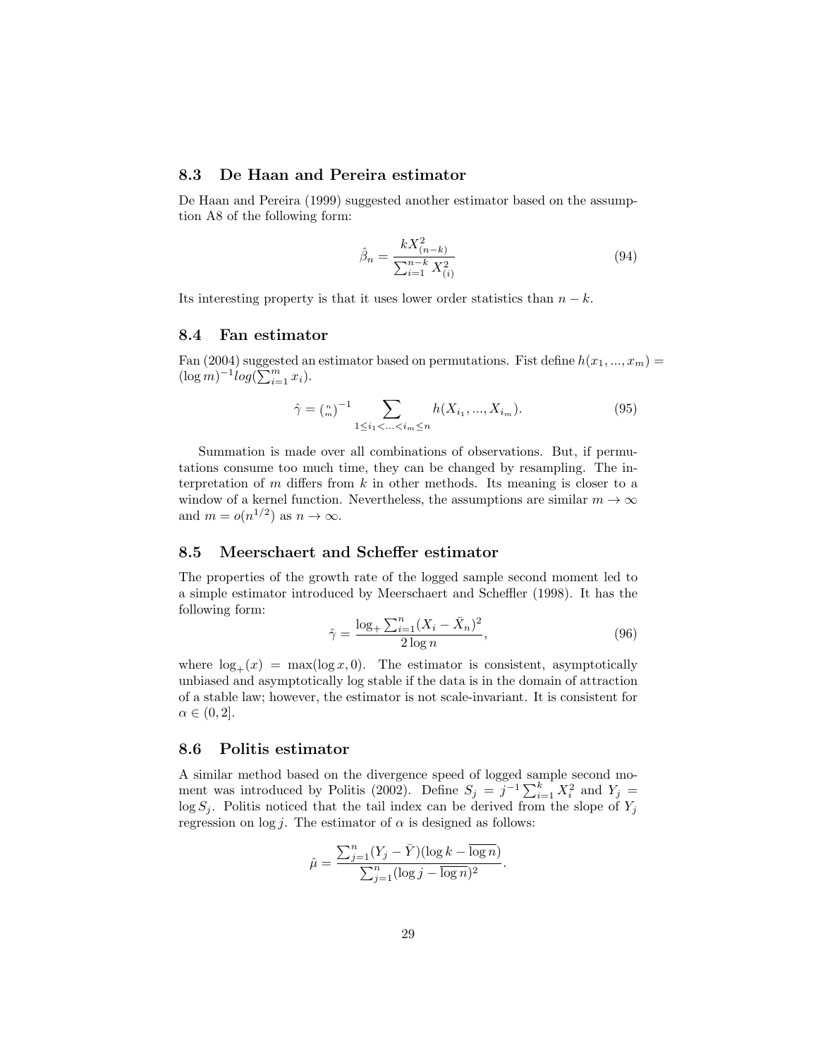### 8.3 De Haan and Pereira estimator

De Haan and Pereira (1999) suggested another estimator based on the assumption A8 of the following form:

$$\hat{\beta}_n = \frac{kX_{(n-k)}^2}{\sum_{i=1}^{n-k} X_{(i)}^2} \tag{94}$$

Its interesting property is that it uses lower order statistics than $n - k$.

### 8.4 Fan estimator

Fan (2004) suggested an estimator based on permutations. Fist define $h(x_1, ..., x_m) = (\log m)^{-1} log(\sum_{i=1}^{m} x_i)$.

$$\hat{\gamma} = \binom{n}{m}^{-1} \sum_{1 \leq i_1 < ... < i_m \leq n} h(X_{i_1}, ..., X_{i_m}). \tag{95}$$

Summation is made over all combinations of observations. But, if permutations consume too much time, they can be changed by resampling. The interpretation of $m$ differs from $k$ in other methods. Its meaning is closer to a window of a kernel function. Nevertheless, the assumptions are similar $m \to \infty$ and $m = o(n^{1/2})$ as $n \to \infty$.

### 8.5 Meerschaert and Scheffer estimator

The properties of the growth rate of the logged sample second moment led to a simple estimator introduced by Meerschaert and Scheffler (1998). It has the following form:

$$\hat{\gamma} = \frac{\log_+ \sum_{i=1}^{n} (X_i - \bar{X}_n)^2}{2 \log n}, \tag{96}$$

where $\log_+(x) = \max(\log x, 0)$. The estimator is consistent, asymptotically unbiased and asymptotically log stable if the data is in the domain of attraction of a stable law; however, the estimator is not scale-invariant. It is consistent for $\alpha \in (0, 2]$.

### 8.6 Politis estimator

A similar method based on the divergence speed of logged sample second moment was introduced by Politis (2002). Define $S_j = j^{-1} \sum_{i=1}^{k} X_i^2$ and $Y_j = \log S_j$. Politis noticed that the tail index can be derived from the slope of $Y_j$ regression on $\log j$. The estimator of $\alpha$ is designed as follows:

$$\hat{\mu} = \frac{\sum_{j=1}^{n} (Y_j - \bar{Y})(\log k - \overline{\log n})}{\sum_{j=1}^{n} (\log j - \overline{\log n})^2}.$$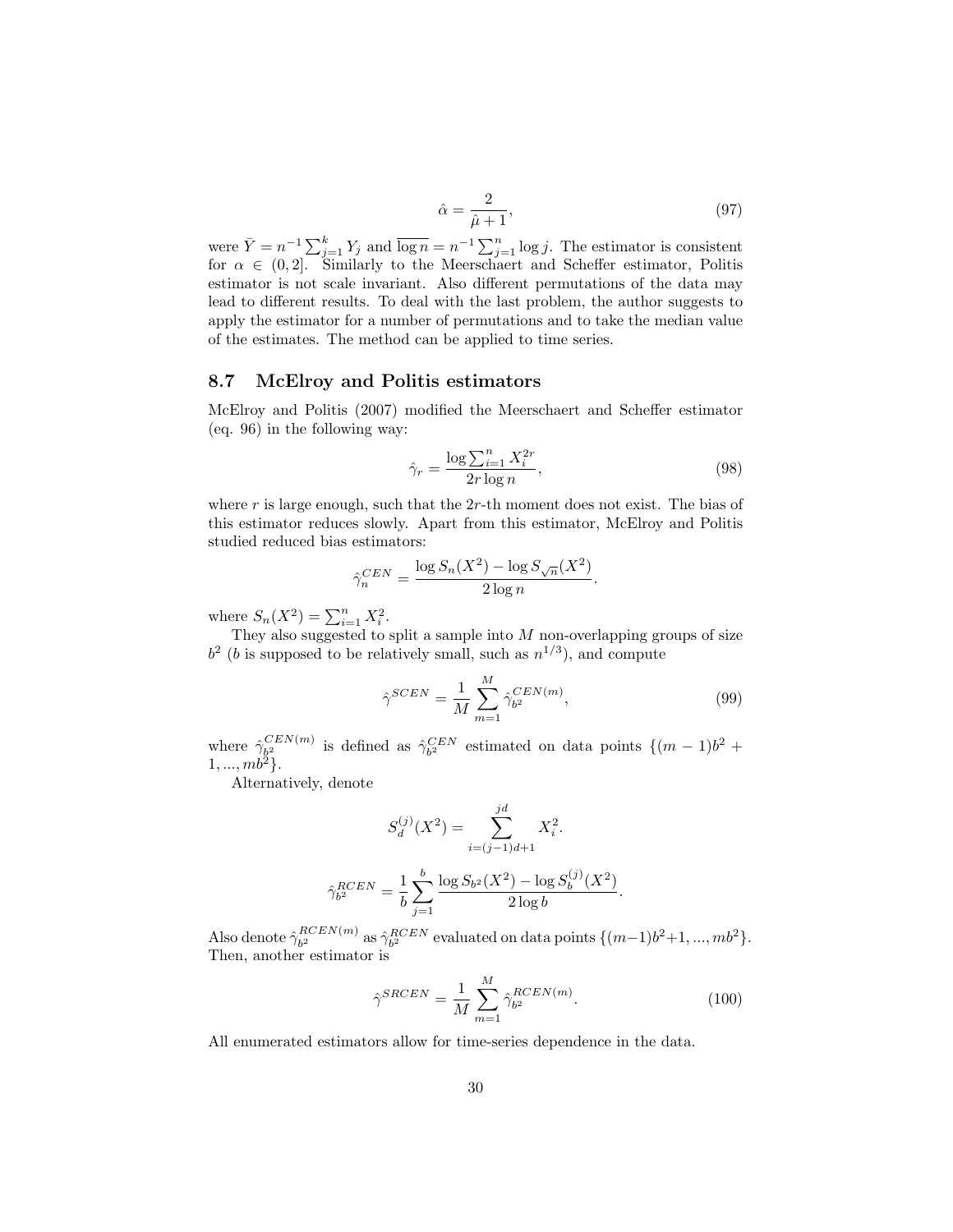$$\hat{\alpha} = \frac{2}{\hat{\mu} + 1}, \tag{97}$$

were $\bar{Y} = n^{-1} \sum_{j=1}^{k} Y_j$ and $\overline{\log n} = n^{-1} \sum_{j=1}^{n} \log j$. The estimator is consistent for $\alpha \in (0, 2]$. Similarly to the Meerschaert and Scheffer estimator, Politis estimator is not scale invariant. Also different permutations of the data may lead to different results. To deal with the last problem, the author suggests to apply the estimator for a number of permutations and to take the median value of the estimates. The method can be applied to time series.

### 8.7 McElroy and Politis estimators

McElroy and Politis (2007) modified the Meerschaert and Scheffer estimator (eq. 96) in the following way:

$$\hat{\gamma}_r = \frac{\log \sum_{i=1}^{n} X_i^{2r}}{2r \log n}, \tag{98}$$

where $r$ is large enough, such that the $2r$-th moment does not exist. The bias of this estimator reduces slowly. Apart from this estimator, McElroy and Politis studied reduced bias estimators:

$$\hat{\gamma}_n^{CEN} = \frac{\log S_n(X^2) - \log S_{\sqrt{n}}(X^2)}{2 \log n}.$$

where $S_n(X^2) = \sum_{i=1}^{n} X_i^2$.

They also suggested to split a sample into $M$ non-overlapping groups of size $b^2$ ($b$ is supposed to be relatively small, such as $n^{1/3}$), and compute

$$\hat{\gamma}^{SCEN} = \frac{1}{M} \sum_{m=1}^{M} \hat{\gamma}_{b^2}^{CEN(m)}, \tag{99}$$

where $\hat{\gamma}_{b^2}^{CEN(m)}$ is defined as $\hat{\gamma}_{b^2}^{CEN}$ estimated on data points $\{(m-1)b^2 + 1, ..., mb^2\}$.

Alternatively, denote

$$S_d^{(j)}(X^2) = \sum_{i=(j-1)d+1}^{jd} X_i^2.$$

$$\hat{\gamma}_{b^2}^{RCEN} = \frac{1}{b} \sum_{j=1}^{b} \frac{\log S_{b^2}(X^2) - \log S_b^{(j)}(X^2)}{2 \log b}.$$

Also denote $\hat{\gamma}_{b^2}^{RCEN(m)}$ as $\hat{\gamma}_{b^2}^{RCEN}$ evaluated on data points $\{(m-1)b^2+1, ..., mb^2\}$. Then, another estimator is

$$\hat{\gamma}^{SRCEN} = \frac{1}{M} \sum_{m=1}^{M} \hat{\gamma}_{b^2}^{RCEN(m)}. \tag{100}$$

All enumerated estimators allow for time-series dependence in the data.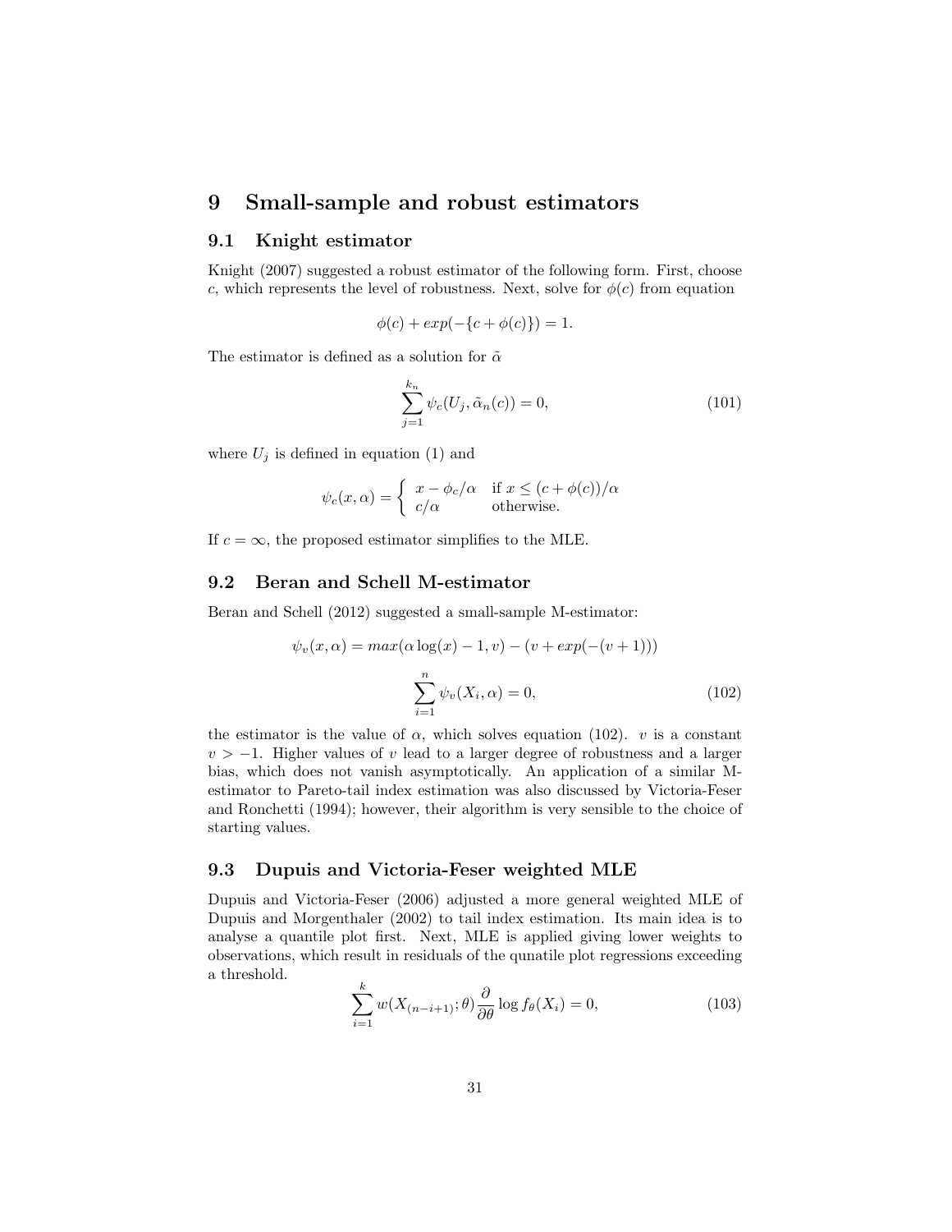# 9 Small-sample and robust estimators

## 9.1 Knight estimator

Knight (2007) suggested a robust estimator of the following form. First, choose $c$, which represents the level of robustness. Next, solve for $\phi(c)$ from equation

$$\phi(c) + exp(-\{c + \phi(c)\}) = 1.$$

The estimator is defined as a solution for $\tilde{\alpha}$

$$\sum_{j=1}^{k_n} \psi_c(U_j, \tilde{\alpha}_n(c)) = 0, \tag{101}$$

where $U_j$ is defined in equation (1) and

$$\psi_c(x, \alpha) = \begin{cases} x - \phi_c/\alpha & \text{if } x \leq (c + \phi(c))/\alpha \\ c/\alpha & \text{otherwise.} \end{cases}$$

If $c = \infty$, the proposed estimator simplifies to the MLE.

## 9.2 Beran and Schell M-estimator

Beran and Schell (2012) suggested a small-sample M-estimator:

$$\psi_v(x, \alpha) = max(\alpha \log(x) - 1, v) - (v + exp(-(v + 1)))$$

$$\sum_{i=1}^{n} \psi_v(X_i, \alpha) = 0, \tag{102}$$

the estimator is the value of $\alpha$, which solves equation (102). $v$ is a constant $v > -1$. Higher values of $v$ lead to a larger degree of robustness and a larger bias, which does not vanish asymptotically. An application of a similar M-estimator to Pareto-tail index estimation was also discussed by Victoria-Feser and Ronchetti (1994); however, their algorithm is very sensible to the choice of starting values.

## 9.3 Dupuis and Victoria-Feser weighted MLE

Dupuis and Victoria-Feser (2006) adjusted a more general weighted MLE of Dupuis and Morgenthaler (2002) to tail index estimation. Its main idea is to analyse a quantile plot first. Next, MLE is applied giving lower weights to observations, which result in residuals of the qunatile plot regressions exceeding a threshold.

$$\sum_{i=1}^{k} w(X_{(n-i+1)}; \theta) \frac{\partial}{\partial \theta} \log f_\theta(X_i) = 0, \tag{103}$$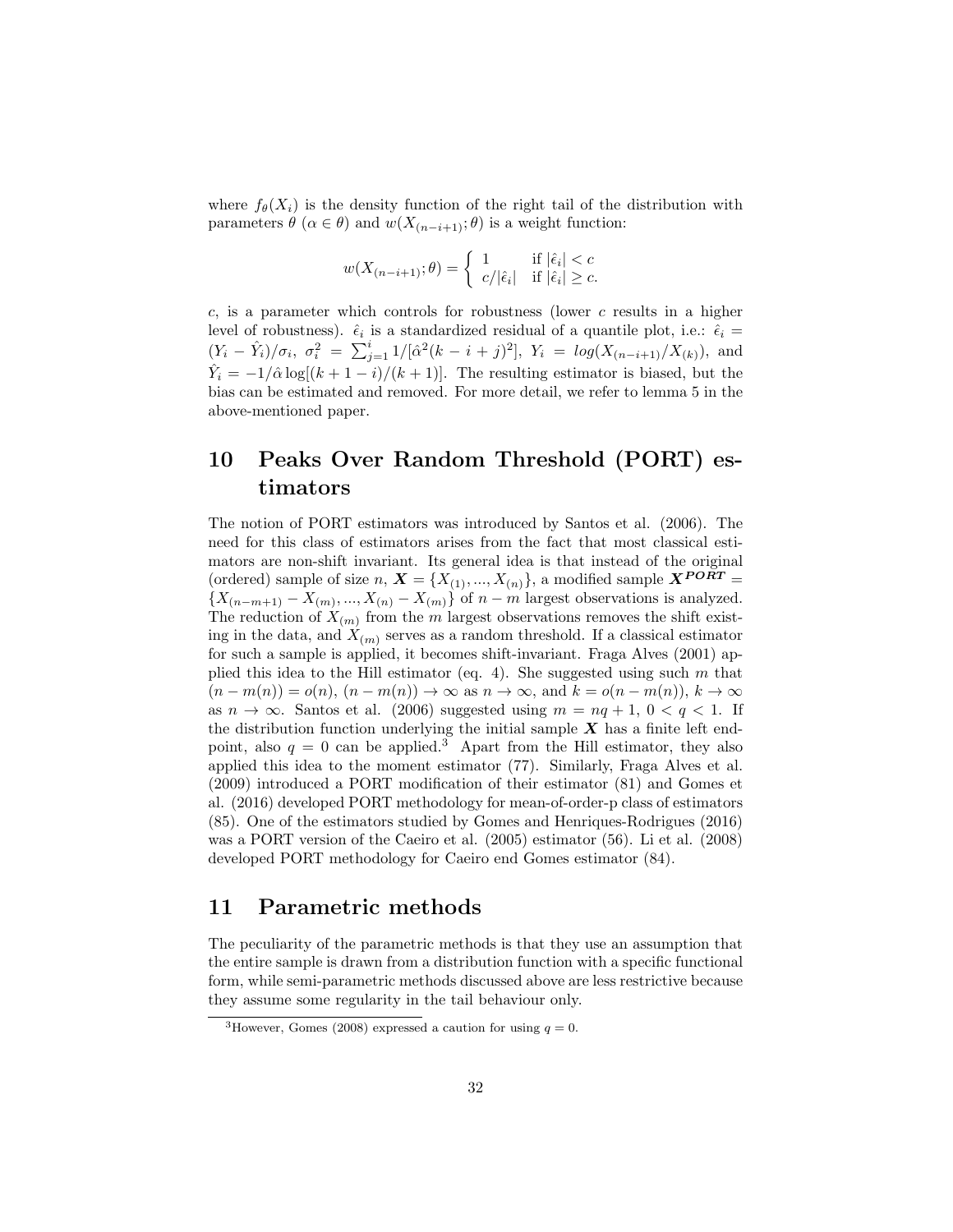where $f_\theta(X_i)$ is the density function of the right tail of the distribution with parameters $\theta$ ($\alpha \in \theta$) and $w(X_{(n-i+1)}; \theta)$ is a weight function:

$$w(X_{(n-i+1)}; \theta) = \begin{cases} 1 & \text{if } |\hat{\epsilon}_i| < c \\ c/|\hat{\epsilon}_i| & \text{if } |\hat{\epsilon}_i| \geq c. \end{cases}$$

$c$, is a parameter which controls for robustness (lower $c$ results in a higher level of robustness). $\hat{\epsilon}_i$ is a standardized residual of a quantile plot, i.e.: $\hat{\epsilon}_i = (Y_i - \hat{Y}_i)/\sigma_i$, $\sigma_i^2 = \sum_{j=1}^{i} 1/[\hat{\alpha}^2(k - i + j)^2]$, $Y_i = log(X_{(n-i+1)}/X_{(k)})$, and $\hat{Y}_i = -1/\hat{\alpha} \log[(k + 1 - i)/(k + 1)]$. The resulting estimator is biased, but the bias can be estimated and removed. For more detail, we refer to lemma 5 in the above-mentioned paper.

# 10 Peaks Over Random Threshold (PORT) estimators

The notion of PORT estimators was introduced by Santos et al. (2006). The need for this class of estimators arises from the fact that most classical estimators are non-shift invariant. Its general idea is that instead of the original (ordered) sample of size $n$, $\boldsymbol{X} = \{X_{(1)}, ..., X_{(n)}\}$, a modified sample $\boldsymbol{X^{PORT}} = \{X_{(n-m+1)} - X_{(m)}, ..., X_{(n)} - X_{(m)}\}$ of $n - m$ largest observations is analyzed. The reduction of $X_{(m)}$ from the $m$ largest observations removes the shift existing in the data, and $X_{(m)}$ serves as a random threshold. If a classical estimator for such a sample is applied, it becomes shift-invariant. Fraga Alves (2001) applied this idea to the Hill estimator (eq. 4). She suggested using such $m$ that $(n - m(n)) = o(n)$, $(n - m(n)) \to \infty$ as $n \to \infty$, and $k = o(n - m(n))$, $k \to \infty$ as $n \to \infty$. Santos et al. (2006) suggested using $m = nq + 1$, $0 < q < 1$. If the distribution function underlying the initial sample $\boldsymbol{X}$ has a finite left endpoint, also $q = 0$ can be applied.[3] Apart from the Hill estimator, they also applied this idea to the moment estimator (77). Similarly, Fraga Alves et al. (2009) introduced a PORT modification of their estimator (81) and Gomes et al. (2016) developed PORT methodology for mean-of-order-p class of estimators (85). One of the estimators studied by Gomes and Henriques-Rodrigues (2016) was a PORT version of the Caeiro et al. (2005) estimator (56). Li et al. (2008) developed PORT methodology for Caeiro end Gomes estimator (84).

# 11 Parametric methods

The peculiarity of the parametric methods is that they use an assumption that the entire sample is drawn from a distribution function with a specific functional form, while semi-parametric methods discussed above are less restrictive because they assume some regularity in the tail behaviour only.

[3] However, Gomes (2008) expressed a caution for using $q = 0$.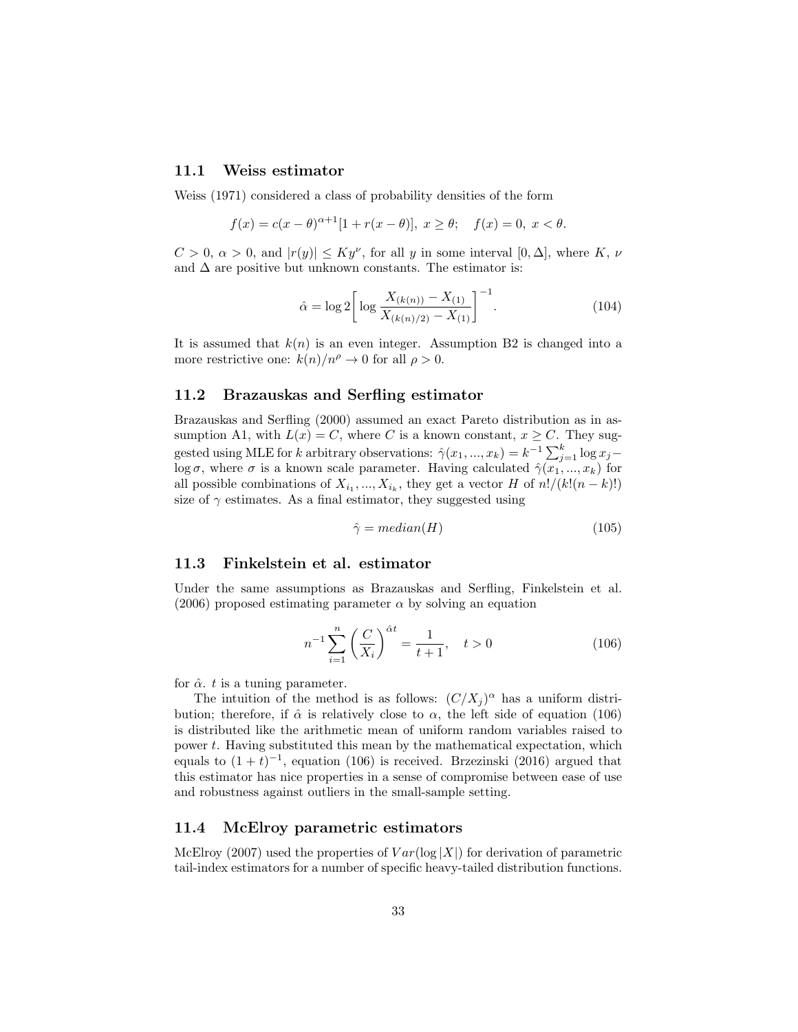### 11.1 Weiss estimator

Weiss (1971) considered a class of probability densities of the form

$$f(x) = c(x-\theta)^{\alpha+1}[1 + r(x-\theta)],\ x \geq \theta; \quad f(x) = 0,\ x < \theta.$$

$C > 0$, $\alpha > 0$, and $|r(y)| \leq Ky^{\nu}$, for all $y$ in some interval $[0, \Delta]$, where $K$, $\nu$ and $\Delta$ are positive but unknown constants. The estimator is:

$$\hat{\alpha} = \log 2 \left[ \log \frac{X_{(k(n))} - X_{(1)}}{X_{(k(n)/2)} - X_{(1)}} \right]^{-1}. \tag{104}$$

It is assumed that $k(n)$ is an even integer. Assumption B2 is changed into a more restrictive one: $k(n)/n^{\rho} \to 0$ for all $\rho > 0$.

### 11.2 Brazauskas and Serfling estimator

Brazauskas and Serfling (2000) assumed an exact Pareto distribution as in assumption A1, with $L(x) = C$, where $C$ is a known constant, $x \geq C$. They suggested using MLE for $k$ arbitrary observations: $\hat{\gamma}(x_1, ..., x_k) = k^{-1} \sum_{j=1}^{k} \log x_j - \log \sigma$, where $\sigma$ is a known scale parameter. Having calculated $\hat{\gamma}(x_1, ..., x_k)$ for all possible combinations of $X_{i_1}, ..., X_{i_k}$, they get a vector $H$ of $n!/(k!(n-k)!)$ size of $\gamma$ estimates. As a final estimator, they suggested using

$$\hat{\gamma} = median(H) \tag{105}$$

### 11.3 Finkelstein et al. estimator

Under the same assumptions as Brazauskas and Serfling, Finkelstein et al. (2006) proposed estimating parameter $\alpha$ by solving an equation

$$n^{-1} \sum_{i=1}^{n} \left( \frac{C}{X_i} \right)^{\hat{\alpha} t} = \frac{1}{t+1}, \quad t > 0 \tag{106}$$

for $\hat{\alpha}$. $t$ is a tuning parameter.

The intuition of the method is as follows: $(C/X_j)^{\alpha}$ has a uniform distribution; therefore, if $\hat{\alpha}$ is relatively close to $\alpha$, the left side of equation (106) is distributed like the arithmetic mean of uniform random variables raised to power $t$. Having substituted this mean by the mathematical expectation, which equals to $(1+t)^{-1}$, equation (106) is received. Brzezinski (2016) argued that this estimator has nice properties in a sense of compromise between ease of use and robustness against outliers in the small-sample setting.

### 11.4 McElroy parametric estimators

McElroy (2007) used the properties of $Var(\log |X|)$ for derivation of parametric tail-index estimators for a number of specific heavy-tailed distribution functions.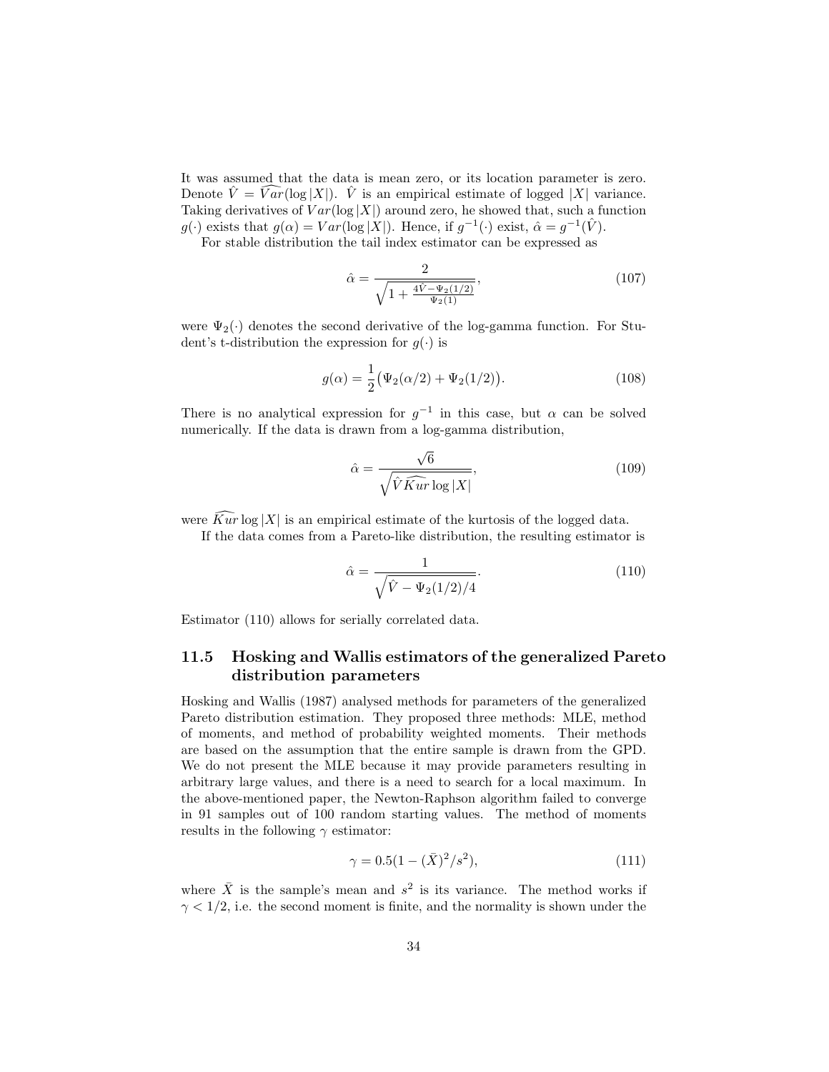It was assumed that the data is mean zero, or its location parameter is zero. Denote $\hat{V} = \widehat{Var}(\log|X|)$. $\hat{V}$ is an empirical estimate of logged $|X|$ variance. Taking derivatives of $Var(\log|X|)$ around zero, he showed that, such a function $g(\cdot)$ exists that $g(\alpha) = Var(\log|X|)$. Hence, if $g^{-1}(\cdot)$ exist, $\hat{\alpha} = g^{-1}(\hat{V})$.

For stable distribution the tail index estimator can be expressed as

$$\hat{\alpha} = \frac{2}{\sqrt{1 + \frac{4\hat{V} - \Psi_2(1/2)}{\Psi_2(1)}}}, \tag{107}$$

were $\Psi_2(\cdot)$ denotes the second derivative of the log-gamma function. For Student's t-distribution the expression for $g(\cdot)$ is

$$g(\alpha) = \frac{1}{2}\big(\Psi_2(\alpha/2) + \Psi_2(1/2)\big). \tag{108}$$

There is no analytical expression for $g^{-1}$ in this case, but $\alpha$ can be solved numerically. If the data is drawn from a log-gamma distribution,

$$\hat{\alpha} = \frac{\sqrt{6}}{\sqrt{\hat{V}\widehat{Kur}\log|X|}}, \tag{109}$$

were $\widehat{Kur}\log|X|$ is an empirical estimate of the kurtosis of the logged data.

If the data comes from a Pareto-like distribution, the resulting estimator is

$$\hat{\alpha} = \frac{1}{\sqrt{\hat{V} - \Psi_2(1/2)/4}}. \tag{110}$$

Estimator (110) allows for serially correlated data.

## 11.5 Hosking and Wallis estimators of the generalized Pareto distribution parameters

Hosking and Wallis (1987) analysed methods for parameters of the generalized Pareto distribution estimation. They proposed three methods: MLE, method of moments, and method of probability weighted moments. Their methods are based on the assumption that the entire sample is drawn from the GPD. We do not present the MLE because it may provide parameters resulting in arbitrary large values, and there is a need to search for a local maximum. In the above-mentioned paper, the Newton-Raphson algorithm failed to converge in 91 samples out of 100 random starting values. The method of moments results in the following $\gamma$ estimator:

$$\gamma = 0.5(1 - (\bar{X})^2/s^2), \tag{111}$$

where $\bar{X}$ is the sample's mean and $s^2$ is its variance. The method works if $\gamma < 1/2$, i.e. the second moment is finite, and the normality is shown under the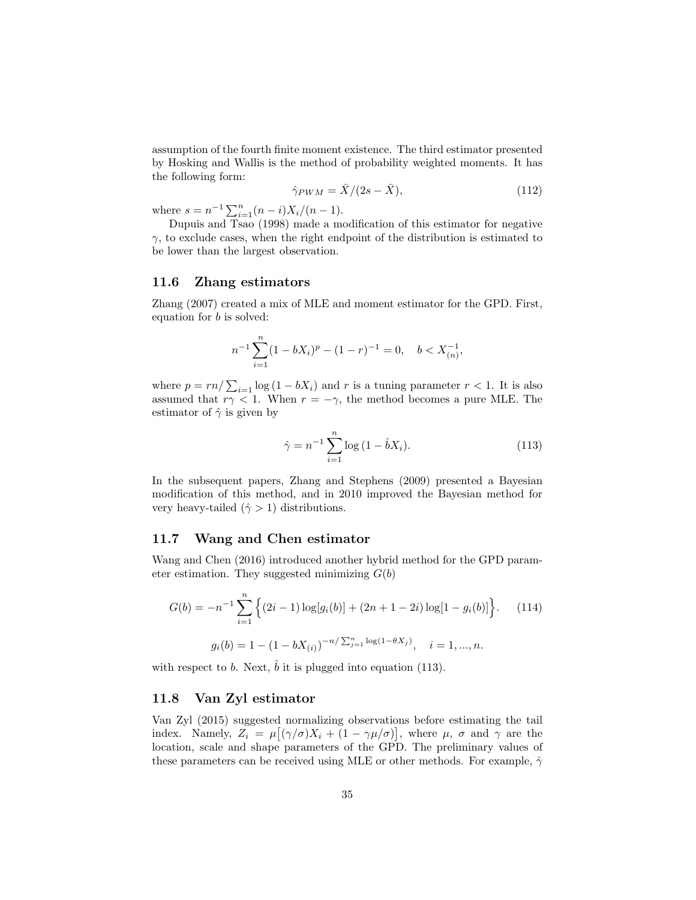assumption of the fourth finite moment existence. The third estimator presented by Hosking and Wallis is the method of probability weighted moments. It has the following form:

$$\hat{\gamma}_{PWM} = \bar{X}/(2s - \bar{X}), \tag{112}$$

where $s = n^{-1}\sum_{i=1}^{n}(n-i)X_i/(n-1)$.

Dupuis and Tsao (1998) made a modification of this estimator for negative $\gamma$, to exclude cases, when the right endpoint of the distribution is estimated to be lower than the largest observation.

## 11.6 Zhang estimators

Zhang (2007) created a mix of MLE and moment estimator for the GPD. First, equation for $b$ is solved:

$$n^{-1}\sum_{i=1}^{n}(1 - bX_i)^p - (1-r)^{-1} = 0, \quad b < X_{(n)}^{-1},$$

where $p = rn/\sum_{i=1}\log(1 - bX_i)$ and $r$ is a tuning parameter $r < 1$. It is also assumed that $r\gamma < 1$. When $r = -\gamma$, the method becomes a pure MLE. The estimator of $\hat{\gamma}$ is given by

$$\hat{\gamma} = n^{-1}\sum_{i=1}^{n}\log(1 - \hat{b}X_i). \tag{113}$$

In the subsequent papers, Zhang and Stephens (2009) presented a Bayesian modification of this method, and in 2010 improved the Bayesian method for very heavy-tailed ($\hat{\gamma} > 1$) distributions.

## 11.7 Wang and Chen estimator

Wang and Chen (2016) introduced another hybrid method for the GPD parameter estimation. They suggested minimizing $G(b)$

$$G(b) = -n^{-1}\sum_{i=1}^{n}\Big\{(2i-1)\log[g_i(b)] + (2n+1-2i)\log[1 - g_i(b)]\Big\}. \tag{114}$$

$$g_i(b) = 1 - (1 - bX_{(i)})^{-n/\sum_{j=1}^{n}\log(1-\theta X_j)}, \quad i = 1, ..., n.$$

with respect to $b$. Next, $\hat{b}$ it is plugged into equation (113).

## 11.8 Van Zyl estimator

Van Zyl (2015) suggested normalizing observations before estimating the tail index. Namely, $Z_i = \mu\big[(\gamma/\sigma)X_i + (1 - \gamma\mu/\sigma)\big]$, where $\mu$, $\sigma$ and $\gamma$ are the location, scale and shape parameters of the GPD. The preliminary values of these parameters can be received using MLE or other methods. For example, $\hat{\gamma}$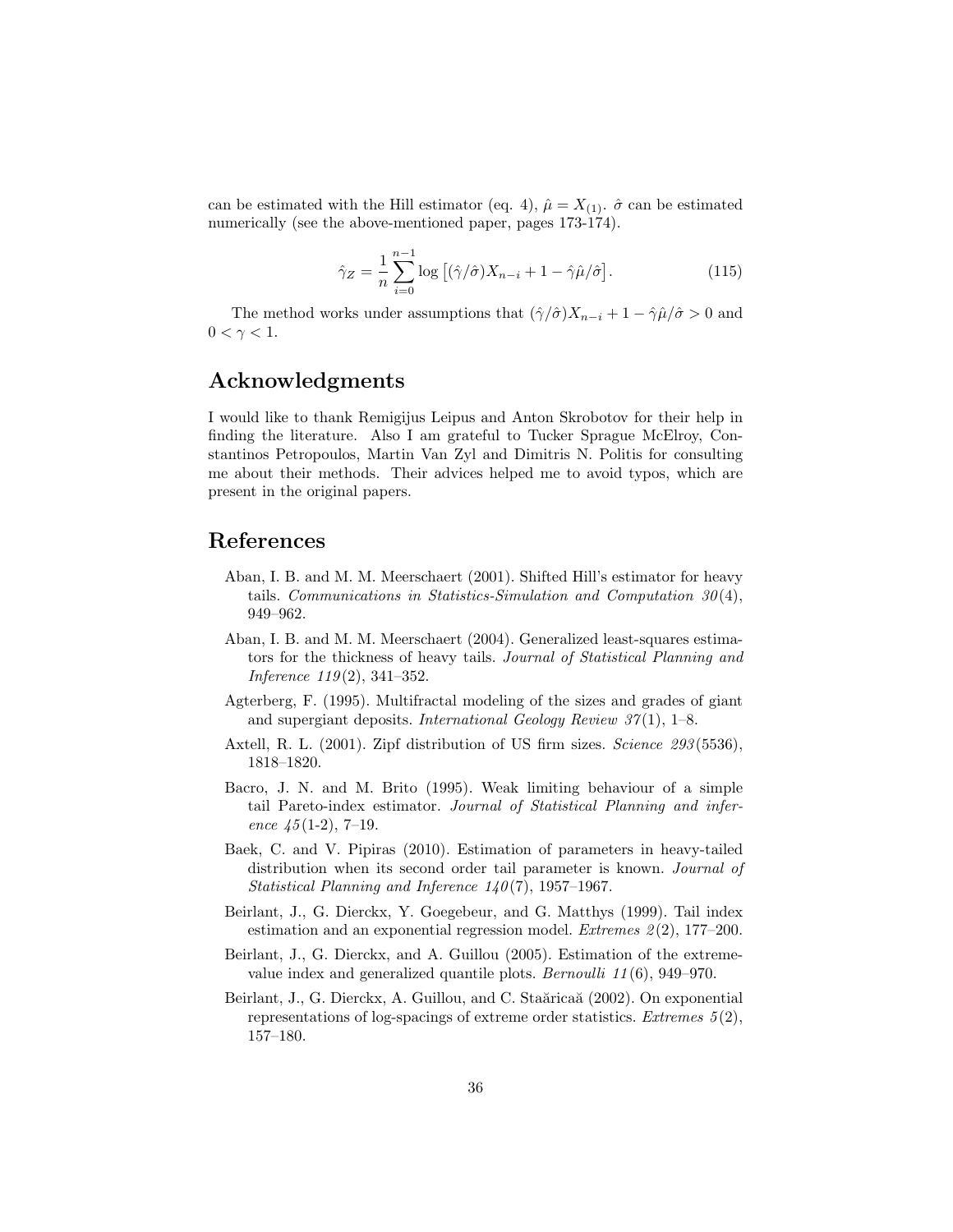can be estimated with the Hill estimator (eq. 4), $\hat{\mu} = X_{(1)}$. $\hat{\sigma}$ can be estimated numerically (see the above-mentioned paper, pages 173-174).

$$\hat{\gamma}_Z = \frac{1}{n} \sum_{i=0}^{n-1} \log \left[ (\hat{\gamma}/\hat{\sigma}) X_{n-i} + 1 - \hat{\gamma}\hat{\mu}/\hat{\sigma} \right]. \tag{115}$$

The method works under assumptions that $(\hat{\gamma}/\hat{\sigma}) X_{n-i} + 1 - \hat{\gamma}\hat{\mu}/\hat{\sigma} > 0$ and $0 < \gamma < 1$.

## Acknowledgments

I would like to thank Remigijus Leipus and Anton Skrobotov for their help in finding the literature. Also I am grateful to Tucker Sprague McElroy, Constantinos Petropoulos, Martin Van Zyl and Dimitris N. Politis for consulting me about their methods. Their advices helped me to avoid typos, which are present in the original papers.

## References

Aban, I. B. and M. M. Meerschaert (2001). Shifted Hill's estimator for heavy tails. *Communications in Statistics-Simulation and Computation 30*(4), 949–962.

Aban, I. B. and M. M. Meerschaert (2004). Generalized least-squares estimators for the thickness of heavy tails. *Journal of Statistical Planning and Inference 119*(2), 341–352.

Agterberg, F. (1995). Multifractal modeling of the sizes and grades of giant and supergiant deposits. *International Geology Review 37*(1), 1–8.

Axtell, R. L. (2001). Zipf distribution of US firm sizes. *Science 293*(5536), 1818–1820.

Bacro, J. N. and M. Brito (1995). Weak limiting behaviour of a simple tail Pareto-index estimator. *Journal of Statistical Planning and inference 45*(1-2), 7–19.

Baek, C. and V. Pipiras (2010). Estimation of parameters in heavy-tailed distribution when its second order tail parameter is known. *Journal of Statistical Planning and Inference 140*(7), 1957–1967.

Beirlant, J., G. Dierckx, Y. Goegebeur, and G. Matthys (1999). Tail index estimation and an exponential regression model. *Extremes 2*(2), 177–200.

Beirlant, J., G. Dierckx, and A. Guillou (2005). Estimation of the extreme-value index and generalized quantile plots. *Bernoulli 11*(6), 949–970.

Beirlant, J., G. Dierckx, A. Guillou, and C. Staăricaă (2002). On exponential representations of log-spacings of extreme order statistics. *Extremes 5*(2), 157–180.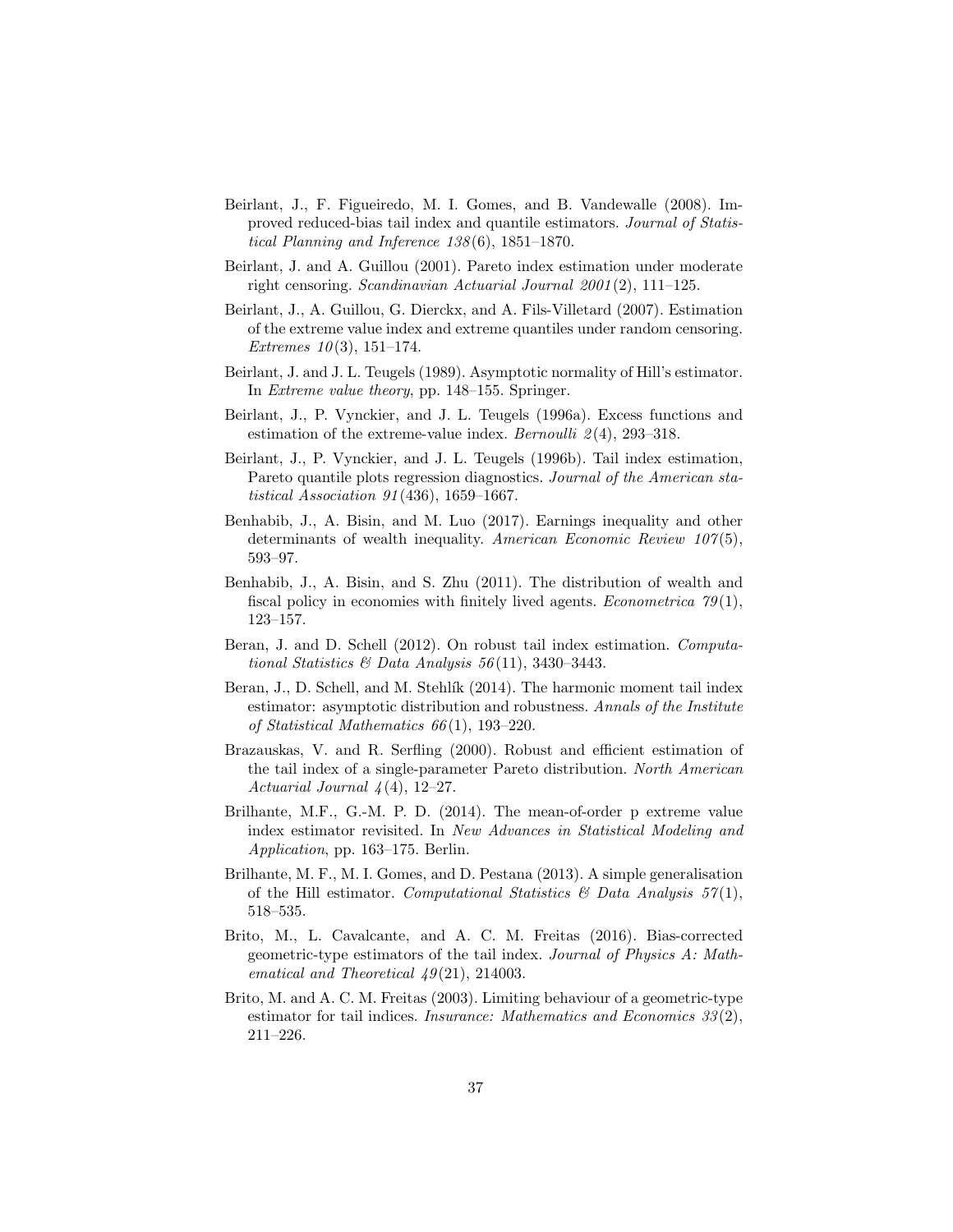Beirlant, J., F. Figueiredo, M. I. Gomes, and B. Vandewalle (2008). Improved reduced-bias tail index and quantile estimators. *Journal of Statistical Planning and Inference 138*(6), 1851–1870.

Beirlant, J. and A. Guillou (2001). Pareto index estimation under moderate right censoring. *Scandinavian Actuarial Journal 2001*(2), 111–125.

Beirlant, J., A. Guillou, G. Dierckx, and A. Fils-Villetard (2007). Estimation of the extreme value index and extreme quantiles under random censoring. *Extremes 10*(3), 151–174.

Beirlant, J. and J. L. Teugels (1989). Asymptotic normality of Hill's estimator. In *Extreme value theory*, pp. 148–155. Springer.

Beirlant, J., P. Vynckier, and J. L. Teugels (1996a). Excess functions and estimation of the extreme-value index. *Bernoulli 2*(4), 293–318.

Beirlant, J., P. Vynckier, and J. L. Teugels (1996b). Tail index estimation, Pareto quantile plots regression diagnostics. *Journal of the American statistical Association 91*(436), 1659–1667.

Benhabib, J., A. Bisin, and M. Luo (2017). Earnings inequality and other determinants of wealth inequality. *American Economic Review 107*(5), 593–97.

Benhabib, J., A. Bisin, and S. Zhu (2011). The distribution of wealth and fiscal policy in economies with finitely lived agents. *Econometrica 79*(1), 123–157.

Beran, J. and D. Schell (2012). On robust tail index estimation. *Computational Statistics & Data Analysis 56*(11), 3430–3443.

Beran, J., D. Schell, and M. Stehlík (2014). The harmonic moment tail index estimator: asymptotic distribution and robustness. *Annals of the Institute of Statistical Mathematics 66*(1), 193–220.

Brazauskas, V. and R. Serfling (2000). Robust and efficient estimation of the tail index of a single-parameter Pareto distribution. *North American Actuarial Journal 4*(4), 12–27.

Brilhante, M.F., G.-M. P. D. (2014). The mean-of-order p extreme value index estimator revisited. In *New Advances in Statistical Modeling and Application*, pp. 163–175. Berlin.

Brilhante, M. F., M. I. Gomes, and D. Pestana (2013). A simple generalisation of the Hill estimator. *Computational Statistics & Data Analysis 57*(1), 518–535.

Brito, M., L. Cavalcante, and A. C. M. Freitas (2016). Bias-corrected geometric-type estimators of the tail index. *Journal of Physics A: Mathematical and Theoretical 49*(21), 214003.

Brito, M. and A. C. M. Freitas (2003). Limiting behaviour of a geometric-type estimator for tail indices. *Insurance: Mathematics and Economics 33*(2), 211–226.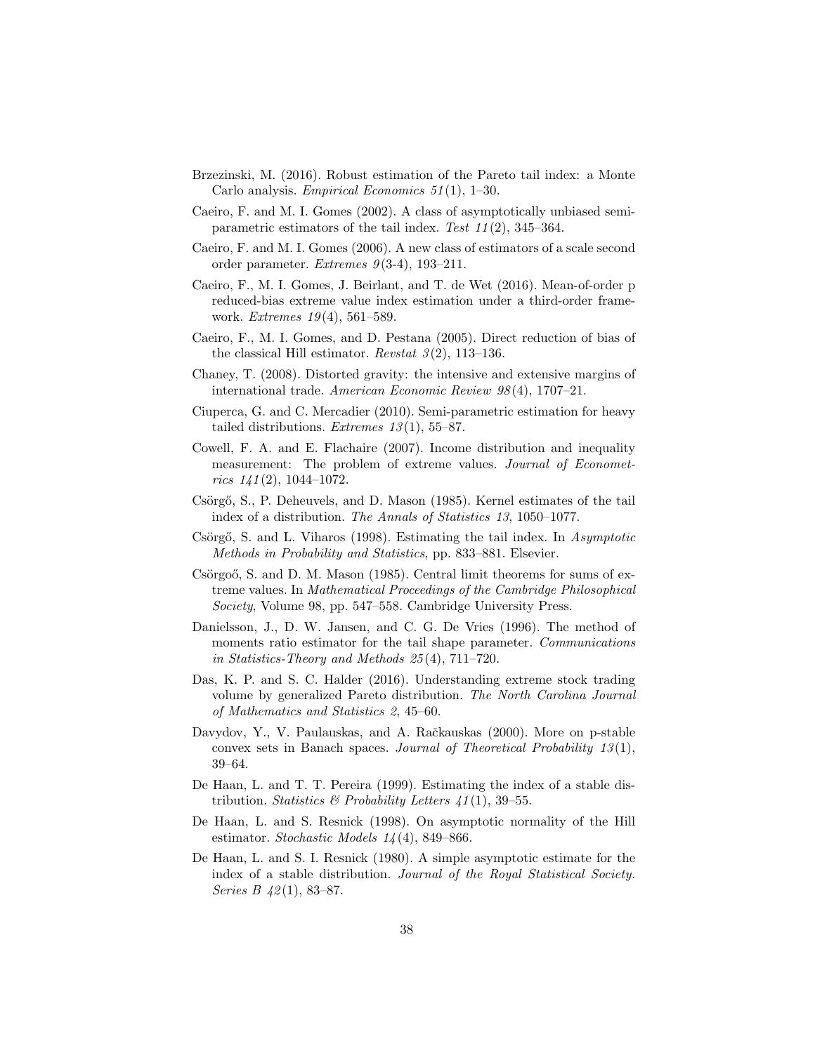Brzezinski, M. (2016). Robust estimation of the Pareto tail index: a Monte Carlo analysis. *Empirical Economics 51*(1), 1–30.

Caeiro, F. and M. I. Gomes (2002). A class of asymptotically unbiased semi-parametric estimators of the tail index. *Test 11*(2), 345–364.

Caeiro, F. and M. I. Gomes (2006). A new class of estimators of a scale second order parameter. *Extremes 9*(3-4), 193–211.

Caeiro, F., M. I. Gomes, J. Beirlant, and T. de Wet (2016). Mean-of-order p reduced-bias extreme value index estimation under a third-order framework. *Extremes 19*(4), 561–589.

Caeiro, F., M. I. Gomes, and D. Pestana (2005). Direct reduction of bias of the classical Hill estimator. *Revstat 3*(2), 113–136.

Chaney, T. (2008). Distorted gravity: the intensive and extensive margins of international trade. *American Economic Review 98*(4), 1707–21.

Ciuperca, G. and C. Mercadier (2010). Semi-parametric estimation for heavy tailed distributions. *Extremes 13*(1), 55–87.

Cowell, F. A. and E. Flachaire (2007). Income distribution and inequality measurement: The problem of extreme values. *Journal of Econometrics 141*(2), 1044–1072.

Csörgő, S., P. Deheuvels, and D. Mason (1985). Kernel estimates of the tail index of a distribution. *The Annals of Statistics 13*, 1050–1077.

Csörgő, S. and L. Viharos (1998). Estimating the tail index. In *Asymptotic Methods in Probability and Statistics*, pp. 833–881. Elsevier.

Csörgoő, S. and D. M. Mason (1985). Central limit theorems for sums of extreme values. In *Mathematical Proceedings of the Cambridge Philosophical Society*, Volume 98, pp. 547–558. Cambridge University Press.

Danielsson, J., D. W. Jansen, and C. G. De Vries (1996). The method of moments ratio estimator for the tail shape parameter. *Communications in Statistics-Theory and Methods 25*(4), 711–720.

Das, K. P. and S. C. Halder (2016). Understanding extreme stock trading volume by generalized Pareto distribution. *The North Carolina Journal of Mathematics and Statistics 2*, 45–60.

Davydov, Y., V. Paulauskas, and A. Račkauskas (2000). More on p-stable convex sets in Banach spaces. *Journal of Theoretical Probability 13*(1), 39–64.

De Haan, L. and T. T. Pereira (1999). Estimating the index of a stable distribution. *Statistics & Probability Letters 41*(1), 39–55.

De Haan, L. and S. Resnick (1998). On asymptotic normality of the Hill estimator. *Stochastic Models 14*(4), 849–866.

De Haan, L. and S. I. Resnick (1980). A simple asymptotic estimate for the index of a stable distribution. *Journal of the Royal Statistical Society. Series B 42*(1), 83–87.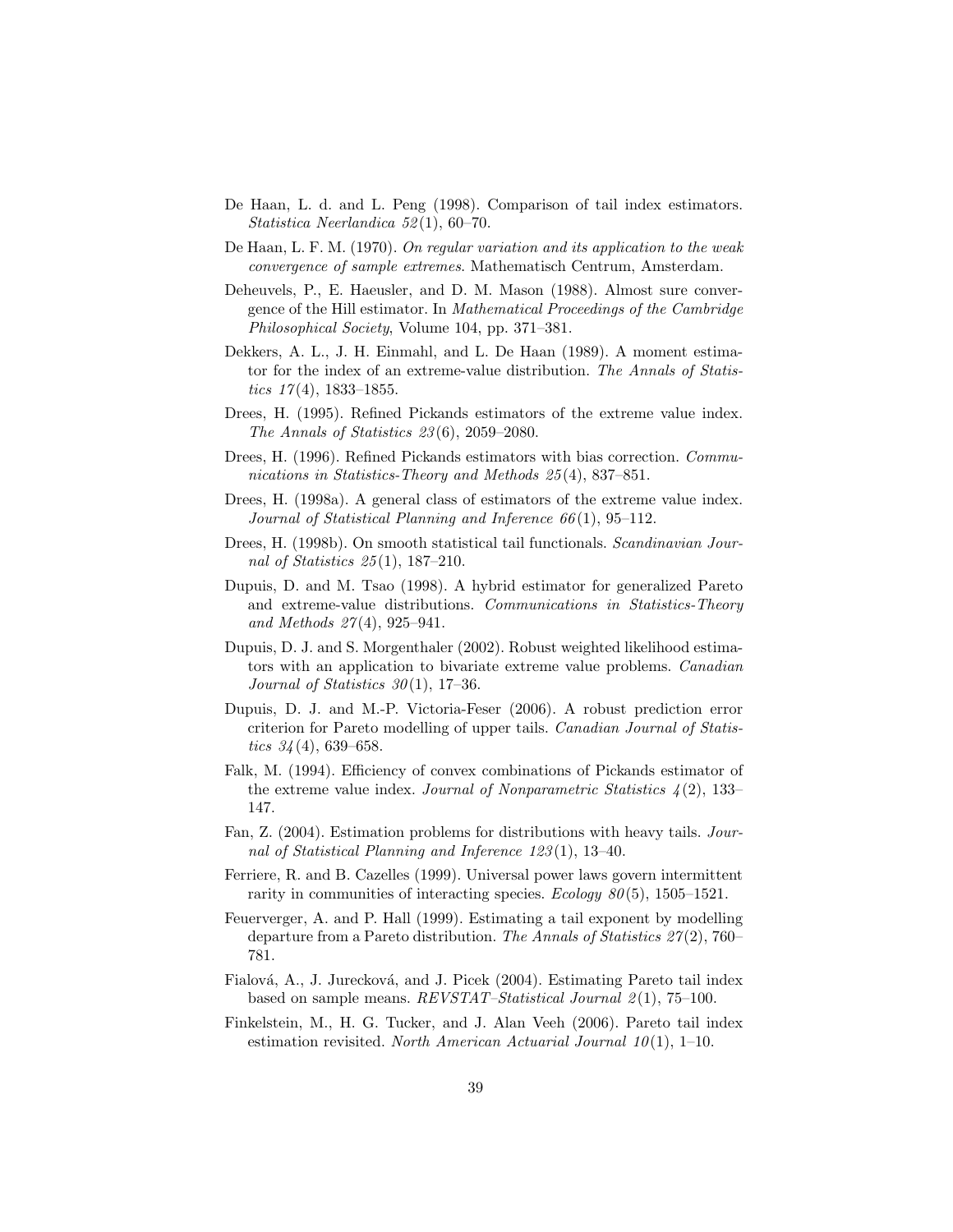De Haan, L. d. and L. Peng (1998). Comparison of tail index estimators. *Statistica Neerlandica 52*(1), 60–70.

De Haan, L. F. M. (1970). *On regular variation and its application to the weak convergence of sample extremes*. Mathematisch Centrum, Amsterdam.

Deheuvels, P., E. Haeusler, and D. M. Mason (1988). Almost sure convergence of the Hill estimator. In *Mathematical Proceedings of the Cambridge Philosophical Society*, Volume 104, pp. 371–381.

Dekkers, A. L., J. H. Einmahl, and L. De Haan (1989). A moment estimator for the index of an extreme-value distribution. *The Annals of Statistics 17*(4), 1833–1855.

Drees, H. (1995). Refined Pickands estimators of the extreme value index. *The Annals of Statistics 23*(6), 2059–2080.

Drees, H. (1996). Refined Pickands estimators with bias correction. *Communications in Statistics-Theory and Methods 25*(4), 837–851.

Drees, H. (1998a). A general class of estimators of the extreme value index. *Journal of Statistical Planning and Inference 66*(1), 95–112.

Drees, H. (1998b). On smooth statistical tail functionals. *Scandinavian Journal of Statistics 25*(1), 187–210.

Dupuis, D. and M. Tsao (1998). A hybrid estimator for generalized Pareto and extreme-value distributions. *Communications in Statistics-Theory and Methods 27*(4), 925–941.

Dupuis, D. J. and S. Morgenthaler (2002). Robust weighted likelihood estimators with an application to bivariate extreme value problems. *Canadian Journal of Statistics 30*(1), 17–36.

Dupuis, D. J. and M.-P. Victoria-Feser (2006). A robust prediction error criterion for Pareto modelling of upper tails. *Canadian Journal of Statistics 34*(4), 639–658.

Falk, M. (1994). Efficiency of convex combinations of Pickands estimator of the extreme value index. *Journal of Nonparametric Statistics 4*(2), 133–147.

Fan, Z. (2004). Estimation problems for distributions with heavy tails. *Journal of Statistical Planning and Inference 123*(1), 13–40.

Ferriere, R. and B. Cazelles (1999). Universal power laws govern intermittent rarity in communities of interacting species. *Ecology 80*(5), 1505–1521.

Feuerverger, A. and P. Hall (1999). Estimating a tail exponent by modelling departure from a Pareto distribution. *The Annals of Statistics 27*(2), 760–781.

Fialová, A., J. Jurecková, and J. Picek (2004). Estimating Pareto tail index based on sample means. *REVSTAT–Statistical Journal 2*(1), 75–100.

Finkelstein, M., H. G. Tucker, and J. Alan Veeh (2006). Pareto tail index estimation revisited. *North American Actuarial Journal 10*(1), 1–10.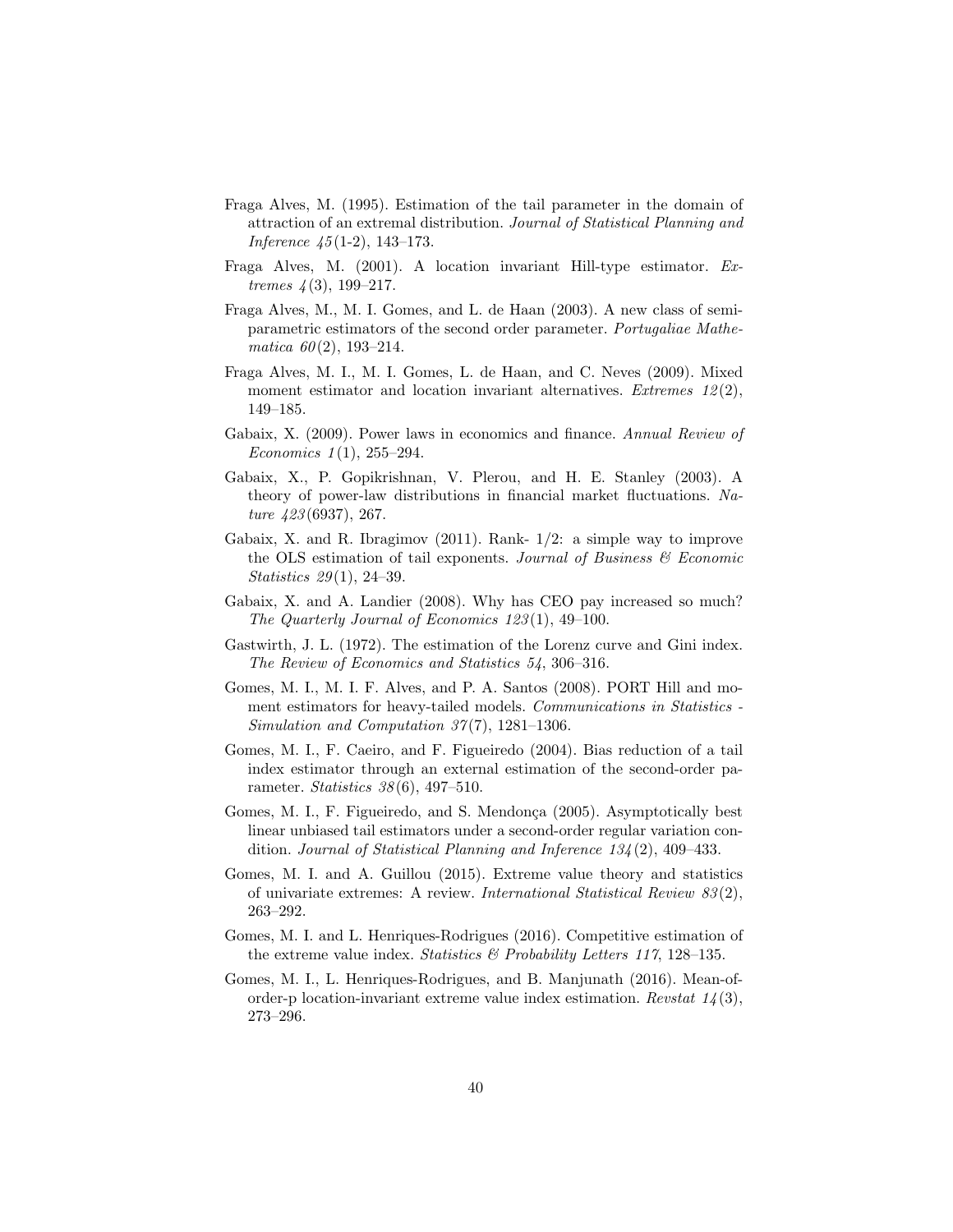Fraga Alves, M. (1995). Estimation of the tail parameter in the domain of attraction of an extremal distribution. *Journal of Statistical Planning and Inference 45*(1-2), 143–173.

Fraga Alves, M. (2001). A location invariant Hill-type estimator. *Extremes 4*(3), 199–217.

Fraga Alves, M., M. I. Gomes, and L. de Haan (2003). A new class of semi-parametric estimators of the second order parameter. *Portugaliae Mathematica 60*(2), 193–214.

Fraga Alves, M. I., M. I. Gomes, L. de Haan, and C. Neves (2009). Mixed moment estimator and location invariant alternatives. *Extremes 12*(2), 149–185.

Gabaix, X. (2009). Power laws in economics and finance. *Annual Review of Economics 1*(1), 255–294.

Gabaix, X., P. Gopikrishnan, V. Plerou, and H. E. Stanley (2003). A theory of power-law distributions in financial market fluctuations. *Nature 423*(6937), 267.

Gabaix, X. and R. Ibragimov (2011). Rank- 1/2: a simple way to improve the OLS estimation of tail exponents. *Journal of Business & Economic Statistics 29*(1), 24–39.

Gabaix, X. and A. Landier (2008). Why has CEO pay increased so much? *The Quarterly Journal of Economics 123*(1), 49–100.

Gastwirth, J. L. (1972). The estimation of the Lorenz curve and Gini index. *The Review of Economics and Statistics 54*, 306–316.

Gomes, M. I., M. I. F. Alves, and P. A. Santos (2008). PORT Hill and moment estimators for heavy-tailed models. *Communications in Statistics - Simulation and Computation 37*(7), 1281–1306.

Gomes, M. I., F. Caeiro, and F. Figueiredo (2004). Bias reduction of a tail index estimator through an external estimation of the second-order parameter. *Statistics 38*(6), 497–510.

Gomes, M. I., F. Figueiredo, and S. Mendonça (2005). Asymptotically best linear unbiased tail estimators under a second-order regular variation condition. *Journal of Statistical Planning and Inference 134*(2), 409–433.

Gomes, M. I. and A. Guillou (2015). Extreme value theory and statistics of univariate extremes: A review. *International Statistical Review 83*(2), 263–292.

Gomes, M. I. and L. Henriques-Rodrigues (2016). Competitive estimation of the extreme value index. *Statistics & Probability Letters 117*, 128–135.

Gomes, M. I., L. Henriques-Rodrigues, and B. Manjunath (2016). Mean-of-order-p location-invariant extreme value index estimation. *Revstat 14*(3), 273–296.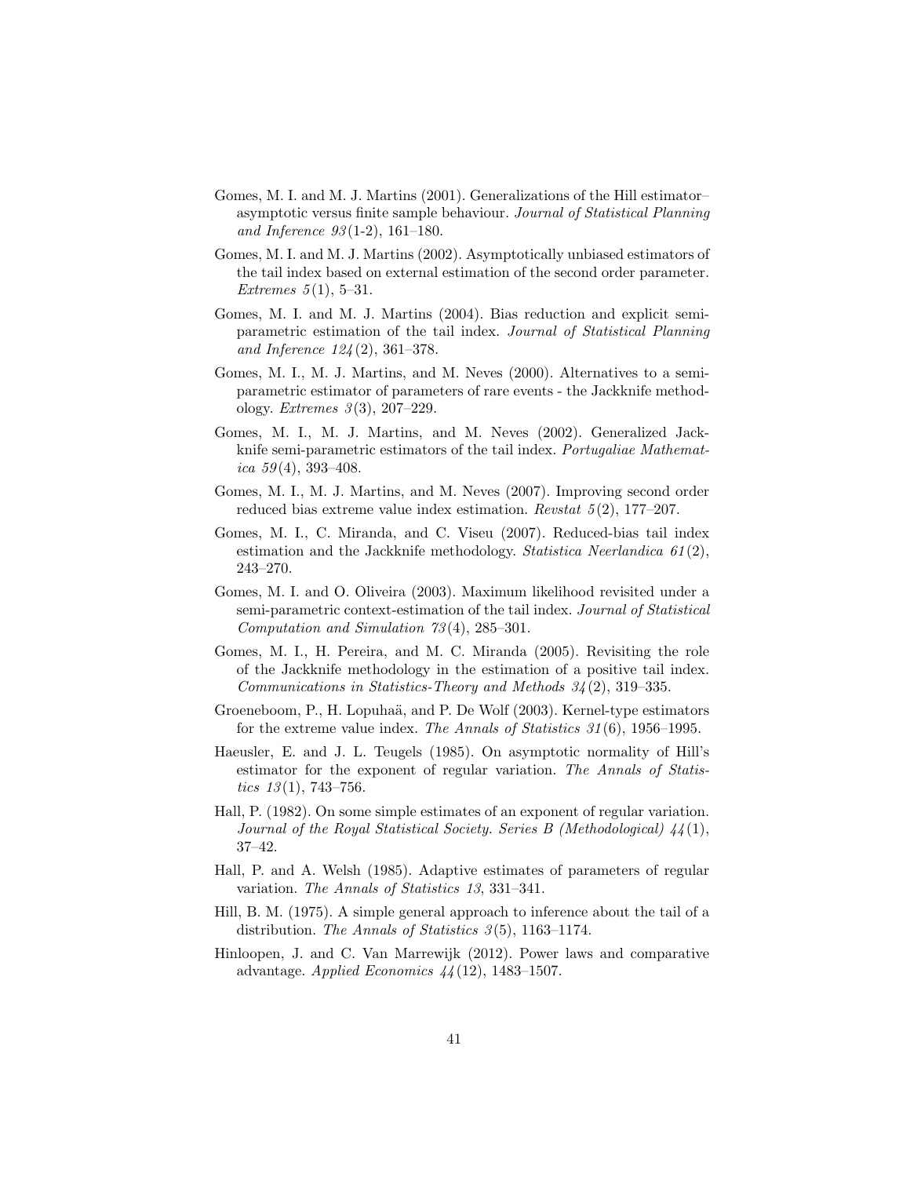Gomes, M. I. and M. J. Martins (2001). Generalizations of the Hill estimator–asymptotic versus finite sample behaviour. *Journal of Statistical Planning and Inference 93*(1-2), 161–180.

Gomes, M. I. and M. J. Martins (2002). Asymptotically unbiased estimators of the tail index based on external estimation of the second order parameter. *Extremes 5*(1), 5–31.

Gomes, M. I. and M. J. Martins (2004). Bias reduction and explicit semi-parametric estimation of the tail index. *Journal of Statistical Planning and Inference 124*(2), 361–378.

Gomes, M. I., M. J. Martins, and M. Neves (2000). Alternatives to a semi-parametric estimator of parameters of rare events - the Jackknife methodology. *Extremes 3*(3), 207–229.

Gomes, M. I., M. J. Martins, and M. Neves (2002). Generalized Jackknife semi-parametric estimators of the tail index. *Portugaliae Mathematica 59*(4), 393–408.

Gomes, M. I., M. J. Martins, and M. Neves (2007). Improving second order reduced bias extreme value index estimation. *Revstat 5*(2), 177–207.

Gomes, M. I., C. Miranda, and C. Viseu (2007). Reduced-bias tail index estimation and the Jackknife methodology. *Statistica Neerlandica 61*(2), 243–270.

Gomes, M. I. and O. Oliveira (2003). Maximum likelihood revisited under a semi-parametric context-estimation of the tail index. *Journal of Statistical Computation and Simulation 73*(4), 285–301.

Gomes, M. I., H. Pereira, and M. C. Miranda (2005). Revisiting the role of the Jackknife methodology in the estimation of a positive tail index. *Communications in Statistics-Theory and Methods 34*(2), 319–335.

Groeneboom, P., H. Lopuhaä, and P. De Wolf (2003). Kernel-type estimators for the extreme value index. *The Annals of Statistics 31*(6), 1956–1995.

Haeusler, E. and J. L. Teugels (1985). On asymptotic normality of Hill's estimator for the exponent of regular variation. *The Annals of Statistics 13*(1), 743–756.

Hall, P. (1982). On some simple estimates of an exponent of regular variation. *Journal of the Royal Statistical Society. Series B (Methodological) 44*(1), 37–42.

Hall, P. and A. Welsh (1985). Adaptive estimates of parameters of regular variation. *The Annals of Statistics 13*, 331–341.

Hill, B. M. (1975). A simple general approach to inference about the tail of a distribution. *The Annals of Statistics 3*(5), 1163–1174.

Hinloopen, J. and C. Van Marrewijk (2012). Power laws and comparative advantage. *Applied Economics 44*(12), 1483–1507.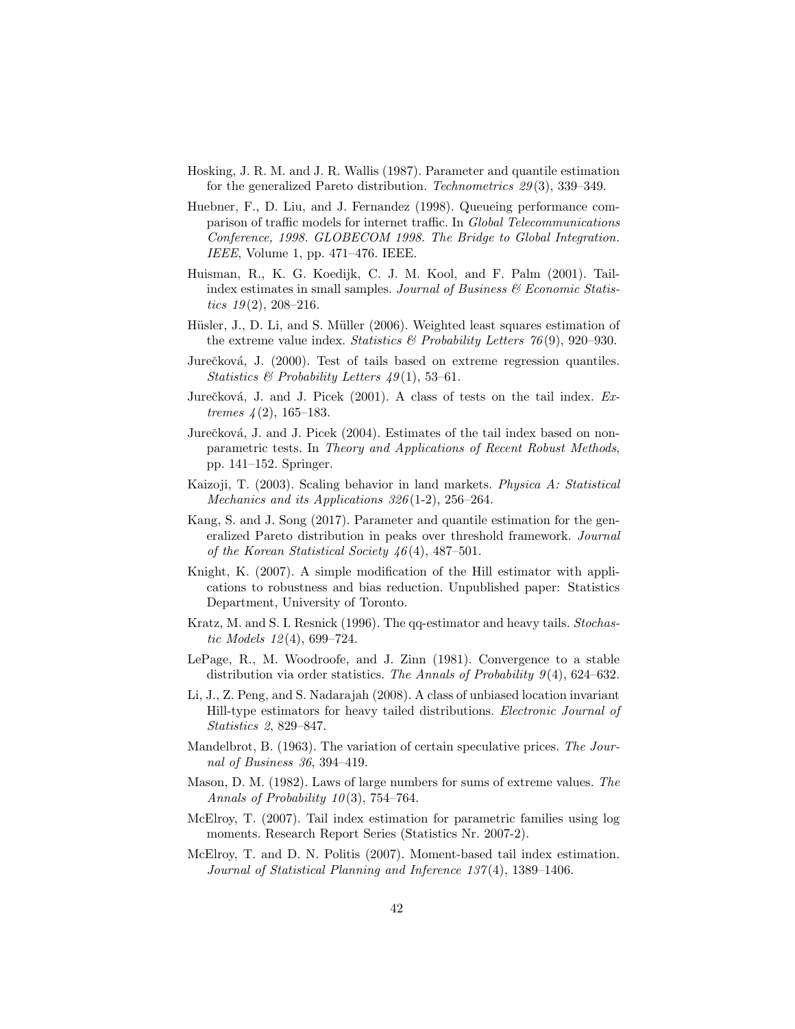Hosking, J. R. M. and J. R. Wallis (1987). Parameter and quantile estimation for the generalized Pareto distribution. *Technometrics 29*(3), 339–349.

Huebner, F., D. Liu, and J. Fernandez (1998). Queueing performance comparison of traffic models for internet traffic. In *Global Telecommunications Conference, 1998. GLOBECOM 1998. The Bridge to Global Integration. IEEE*, Volume 1, pp. 471–476. IEEE.

Huisman, R., K. G. Koedijk, C. J. M. Kool, and F. Palm (2001). Tail-index estimates in small samples. *Journal of Business & Economic Statistics 19*(2), 208–216.

Hüsler, J., D. Li, and S. Müller (2006). Weighted least squares estimation of the extreme value index. *Statistics & Probability Letters 76*(9), 920–930.

Jurečková, J. (2000). Test of tails based on extreme regression quantiles. *Statistics & Probability Letters 49*(1), 53–61.

Jurečková, J. and J. Picek (2001). A class of tests on the tail index. *Extremes 4*(2), 165–183.

Jurečková, J. and J. Picek (2004). Estimates of the tail index based on nonparametric tests. In *Theory and Applications of Recent Robust Methods*, pp. 141–152. Springer.

Kaizoji, T. (2003). Scaling behavior in land markets. *Physica A: Statistical Mechanics and its Applications 326*(1-2), 256–264.

Kang, S. and J. Song (2017). Parameter and quantile estimation for the generalized Pareto distribution in peaks over threshold framework. *Journal of the Korean Statistical Society 46*(4), 487–501.

Knight, K. (2007). A simple modification of the Hill estimator with applications to robustness and bias reduction. Unpublished paper: Statistics Department, University of Toronto.

Kratz, M. and S. I. Resnick (1996). The qq-estimator and heavy tails. *Stochastic Models 12*(4), 699–724.

LePage, R., M. Woodroofe, and J. Zinn (1981). Convergence to a stable distribution via order statistics. *The Annals of Probability 9*(4), 624–632.

Li, J., Z. Peng, and S. Nadarajah (2008). A class of unbiased location invariant Hill-type estimators for heavy tailed distributions. *Electronic Journal of Statistics 2*, 829–847.

Mandelbrot, B. (1963). The variation of certain speculative prices. *The Journal of Business 36*, 394–419.

Mason, D. M. (1982). Laws of large numbers for sums of extreme values. *The Annals of Probability 10*(3), 754–764.

McElroy, T. (2007). Tail index estimation for parametric families using log moments. Research Report Series (Statistics Nr. 2007-2).

McElroy, T. and D. N. Politis (2007). Moment-based tail index estimation. *Journal of Statistical Planning and Inference 137*(4), 1389–1406.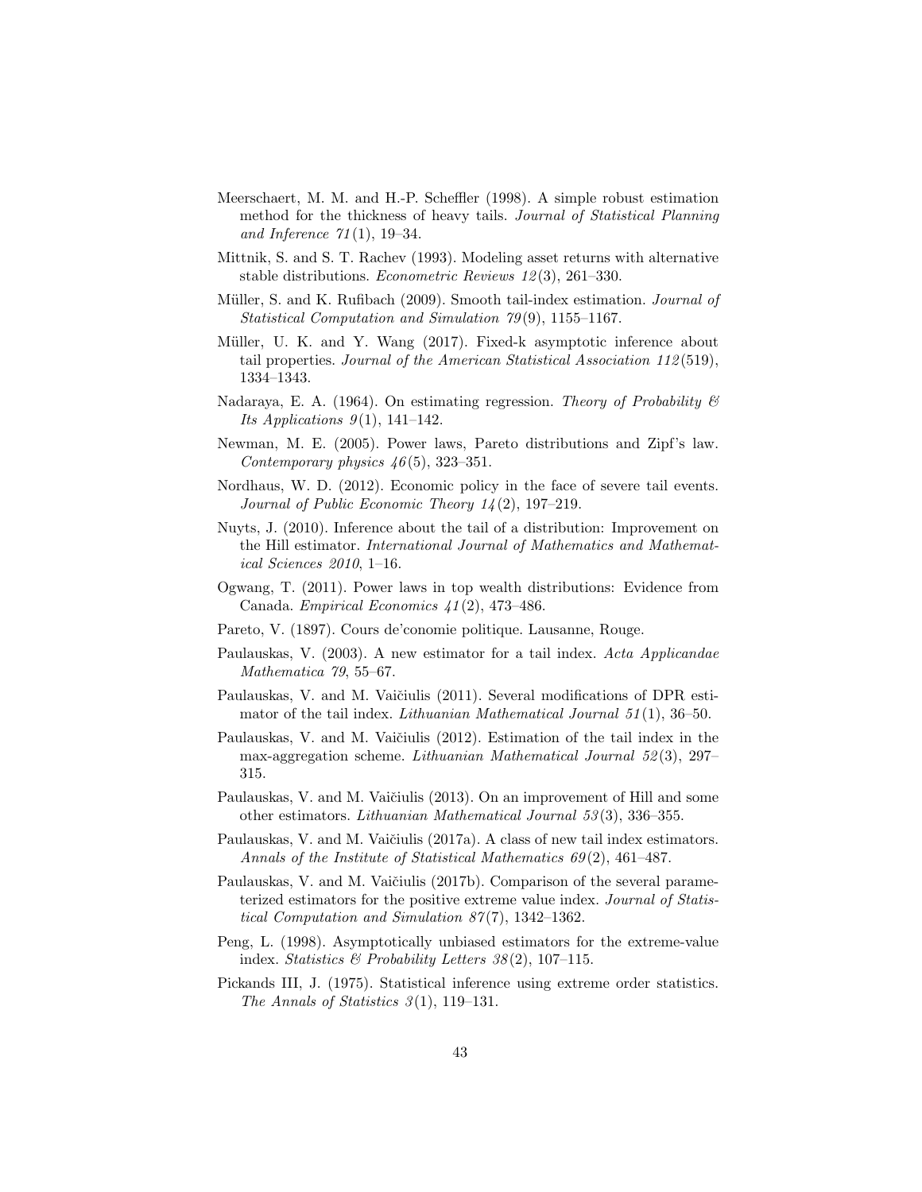Meerschaert, M. M. and H.-P. Scheffler (1998). A simple robust estimation method for the thickness of heavy tails. *Journal of Statistical Planning and Inference 71*(1), 19–34.

Mittnik, S. and S. T. Rachev (1993). Modeling asset returns with alternative stable distributions. *Econometric Reviews 12*(3), 261–330.

Müller, S. and K. Rufibach (2009). Smooth tail-index estimation. *Journal of Statistical Computation and Simulation 79*(9), 1155–1167.

Müller, U. K. and Y. Wang (2017). Fixed-k asymptotic inference about tail properties. *Journal of the American Statistical Association 112*(519), 1334–1343.

Nadaraya, E. A. (1964). On estimating regression. *Theory of Probability & Its Applications 9*(1), 141–142.

Newman, M. E. (2005). Power laws, Pareto distributions and Zipf's law. *Contemporary physics 46*(5), 323–351.

Nordhaus, W. D. (2012). Economic policy in the face of severe tail events. *Journal of Public Economic Theory 14*(2), 197–219.

Nuyts, J. (2010). Inference about the tail of a distribution: Improvement on the Hill estimator. *International Journal of Mathematics and Mathematical Sciences 2010*, 1–16.

Ogwang, T. (2011). Power laws in top wealth distributions: Evidence from Canada. *Empirical Economics 41*(2), 473–486.

Pareto, V. (1897). Cours de'conomie politique. Lausanne, Rouge.

Paulauskas, V. (2003). A new estimator for a tail index. *Acta Applicandae Mathematica 79*, 55–67.

Paulauskas, V. and M. Vaičiulis (2011). Several modifications of DPR estimator of the tail index. *Lithuanian Mathematical Journal 51*(1), 36–50.

Paulauskas, V. and M. Vaičiulis (2012). Estimation of the tail index in the max-aggregation scheme. *Lithuanian Mathematical Journal 52*(3), 297–315.

Paulauskas, V. and M. Vaičiulis (2013). On an improvement of Hill and some other estimators. *Lithuanian Mathematical Journal 53*(3), 336–355.

Paulauskas, V. and M. Vaičiulis (2017a). A class of new tail index estimators. *Annals of the Institute of Statistical Mathematics 69*(2), 461–487.

Paulauskas, V. and M. Vaičiulis (2017b). Comparison of the several parameterized estimators for the positive extreme value index. *Journal of Statistical Computation and Simulation 87*(7), 1342–1362.

Peng, L. (1998). Asymptotically unbiased estimators for the extreme-value index. *Statistics & Probability Letters 38*(2), 107–115.

Pickands III, J. (1975). Statistical inference using extreme order statistics. *The Annals of Statistics 3*(1), 119–131.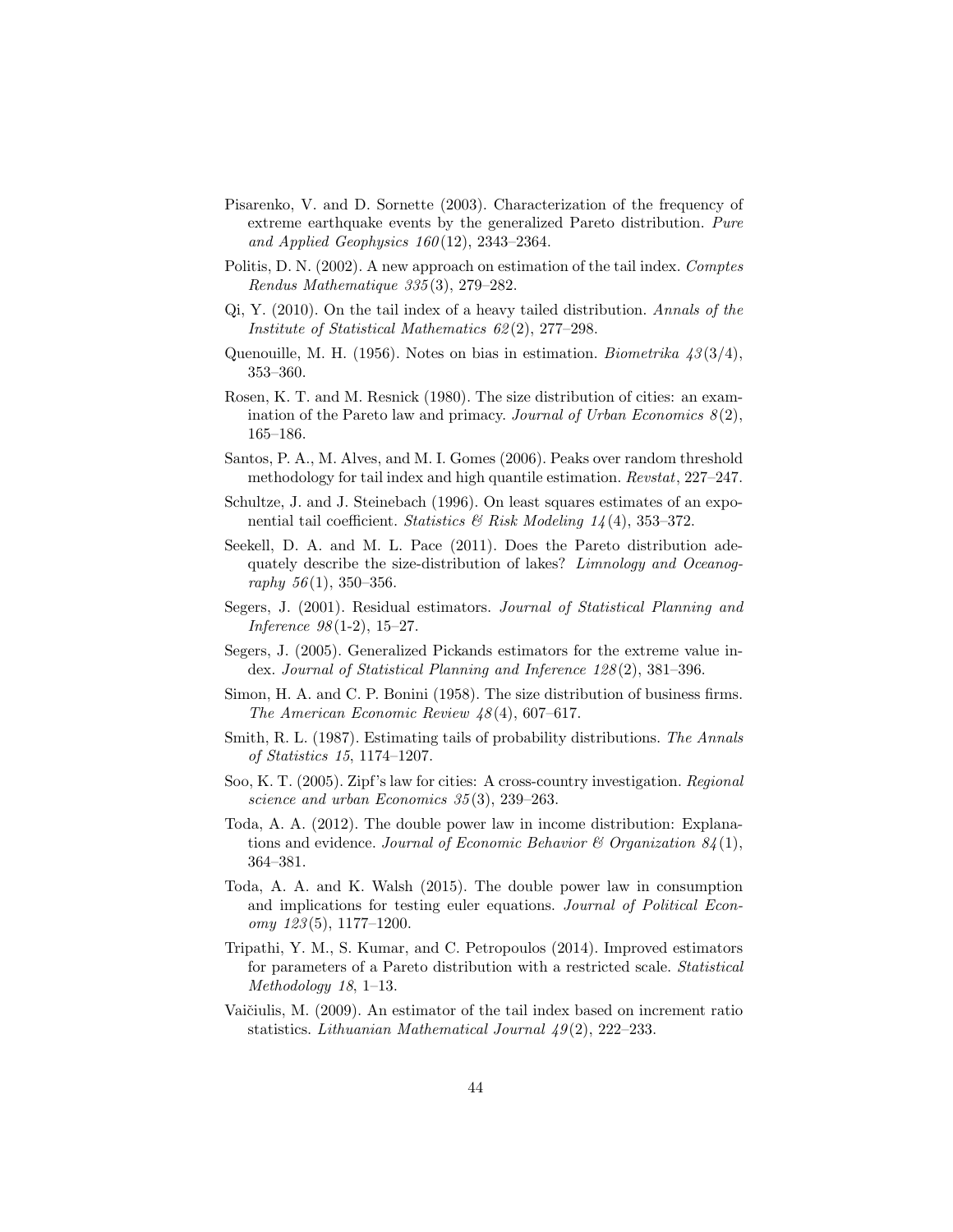Pisarenko, V. and D. Sornette (2003). Characterization of the frequency of extreme earthquake events by the generalized Pareto distribution. *Pure and Applied Geophysics 160*(12), 2343–2364.

Politis, D. N. (2002). A new approach on estimation of the tail index. *Comptes Rendus Mathematique 335*(3), 279–282.

Qi, Y. (2010). On the tail index of a heavy tailed distribution. *Annals of the Institute of Statistical Mathematics 62*(2), 277–298.

Quenouille, M. H. (1956). Notes on bias in estimation. *Biometrika 43*(3/4), 353–360.

Rosen, K. T. and M. Resnick (1980). The size distribution of cities: an examination of the Pareto law and primacy. *Journal of Urban Economics 8*(2), 165–186.

Santos, P. A., M. Alves, and M. I. Gomes (2006). Peaks over random threshold methodology for tail index and high quantile estimation. *Revstat*, 227–247.

Schultze, J. and J. Steinebach (1996). On least squares estimates of an exponential tail coefficient. *Statistics & Risk Modeling 14*(4), 353–372.

Seekell, D. A. and M. L. Pace (2011). Does the Pareto distribution adequately describe the size-distribution of lakes? *Limnology and Oceanography 56*(1), 350–356.

Segers, J. (2001). Residual estimators. *Journal of Statistical Planning and Inference 98*(1-2), 15–27.

Segers, J. (2005). Generalized Pickands estimators for the extreme value index. *Journal of Statistical Planning and Inference 128*(2), 381–396.

Simon, H. A. and C. P. Bonini (1958). The size distribution of business firms. *The American Economic Review 48*(4), 607–617.

Smith, R. L. (1987). Estimating tails of probability distributions. *The Annals of Statistics 15*, 1174–1207.

Soo, K. T. (2005). Zipf's law for cities: A cross-country investigation. *Regional science and urban Economics 35*(3), 239–263.

Toda, A. A. (2012). The double power law in income distribution: Explanations and evidence. *Journal of Economic Behavior & Organization 84*(1), 364–381.

Toda, A. A. and K. Walsh (2015). The double power law in consumption and implications for testing euler equations. *Journal of Political Economy 123*(5), 1177–1200.

Tripathi, Y. M., S. Kumar, and C. Petropoulos (2014). Improved estimators for parameters of a Pareto distribution with a restricted scale. *Statistical Methodology 18*, 1–13.

Vaičiulis, M. (2009). An estimator of the tail index based on increment ratio statistics. *Lithuanian Mathematical Journal 49*(2), 222–233.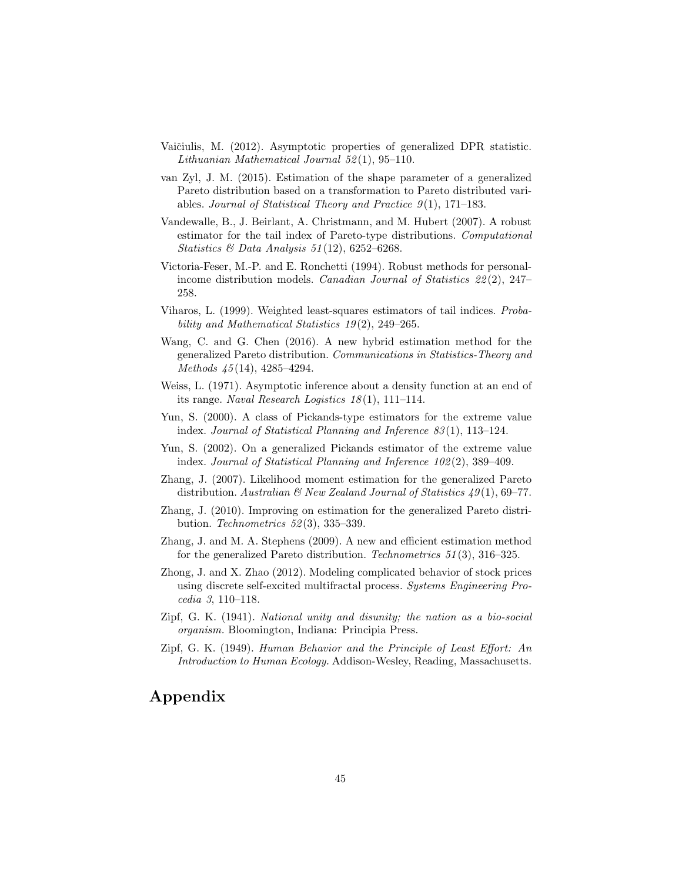Vaičiulis, M. (2012). Asymptotic properties of generalized DPR statistic. *Lithuanian Mathematical Journal 52*(1), 95–110.

van Zyl, J. M. (2015). Estimation of the shape parameter of a generalized Pareto distribution based on a transformation to Pareto distributed variables. *Journal of Statistical Theory and Practice 9*(1), 171–183.

Vandewalle, B., J. Beirlant, A. Christmann, and M. Hubert (2007). A robust estimator for the tail index of Pareto-type distributions. *Computational Statistics & Data Analysis 51*(12), 6252–6268.

Victoria-Feser, M.-P. and E. Ronchetti (1994). Robust methods for personal-income distribution models. *Canadian Journal of Statistics 22*(2), 247–258.

Viharos, L. (1999). Weighted least-squares estimators of tail indices. *Probability and Mathematical Statistics 19*(2), 249–265.

Wang, C. and G. Chen (2016). A new hybrid estimation method for the generalized Pareto distribution. *Communications in Statistics-Theory and Methods 45*(14), 4285–4294.

Weiss, L. (1971). Asymptotic inference about a density function at an end of its range. *Naval Research Logistics 18*(1), 111–114.

Yun, S. (2000). A class of Pickands-type estimators for the extreme value index. *Journal of Statistical Planning and Inference 83*(1), 113–124.

Yun, S. (2002). On a generalized Pickands estimator of the extreme value index. *Journal of Statistical Planning and Inference 102*(2), 389–409.

Zhang, J. (2007). Likelihood moment estimation for the generalized Pareto distribution. *Australian & New Zealand Journal of Statistics 49*(1), 69–77.

Zhang, J. (2010). Improving on estimation for the generalized Pareto distribution. *Technometrics 52*(3), 335–339.

Zhang, J. and M. A. Stephens (2009). A new and efficient estimation method for the generalized Pareto distribution. *Technometrics 51*(3), 316–325.

Zhong, J. and X. Zhao (2012). Modeling complicated behavior of stock prices using discrete self-excited multifractal process. *Systems Engineering Procedia 3*, 110–118.

Zipf, G. K. (1941). *National unity and disunity; the nation as a bio-social organism.* Bloomington, Indiana: Principia Press.

Zipf, G. K. (1949). *Human Behavior and the Principle of Least Effort: An Introduction to Human Ecology.* Addison-Wesley, Reading, Massachusetts.

# Appendix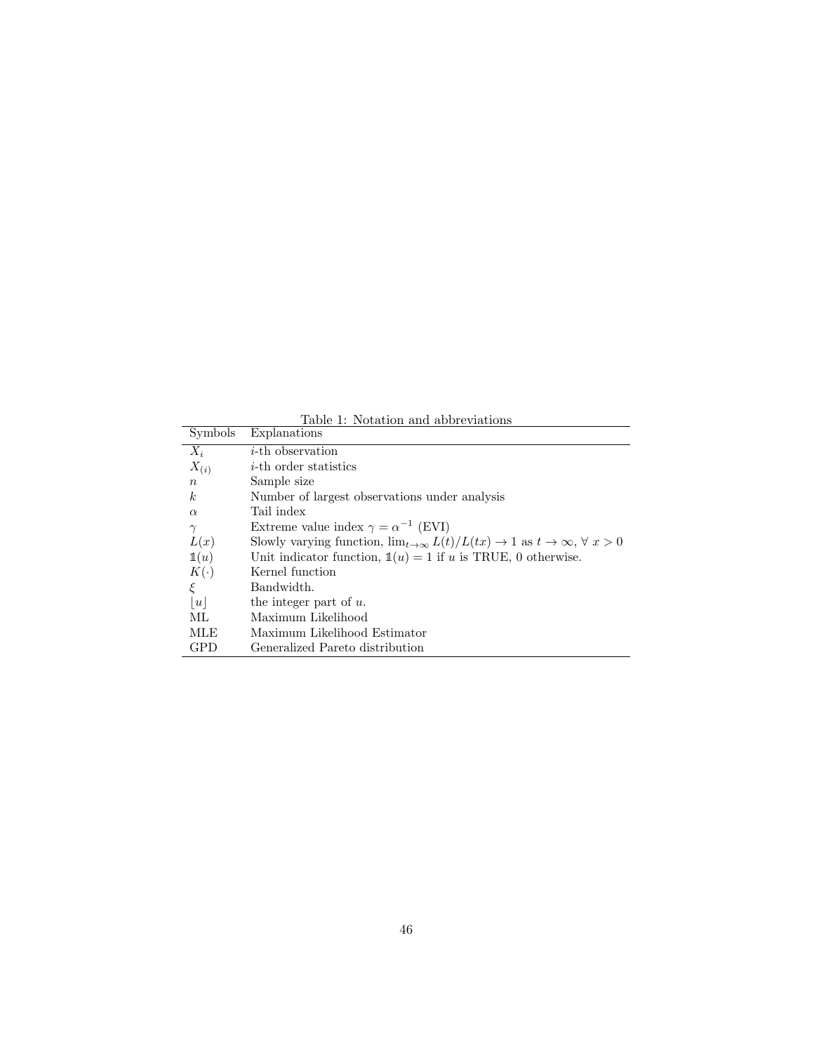Table 1: Notation and abbreviations

| Symbols | Explanations |
|---|---|
| $X_i$ | $i$-th observation |
| $X_{(i)}$ | $i$-th order statistics |
| $n$ | Sample size |
| $k$ | Number of largest observations under analysis |
| $\alpha$ | Tail index |
| $\gamma$ | Extreme value index $\gamma = \alpha^{-1}$ (EVI) |
| $L(x)$ | Slowly varying function, $\lim_{t\to\infty} L(t)/L(tx) \to 1$ as $t \to \infty$, $\forall\ x > 0$ |
| $\mathbb{1}(u)$ | Unit indicator function, $\mathbb{1}(u) = 1$ if $u$ is TRUE, 0 otherwise. |
| $K(\cdot)$ | Kernel function |
| $\xi$ | Bandwidth. |
| $\lfloor u \rfloor$ | the integer part of $u$. |
| ML | Maximum Likelihood |
| MLE | Maximum Likelihood Estimator |
| GPD | Generalized Pareto distribution |